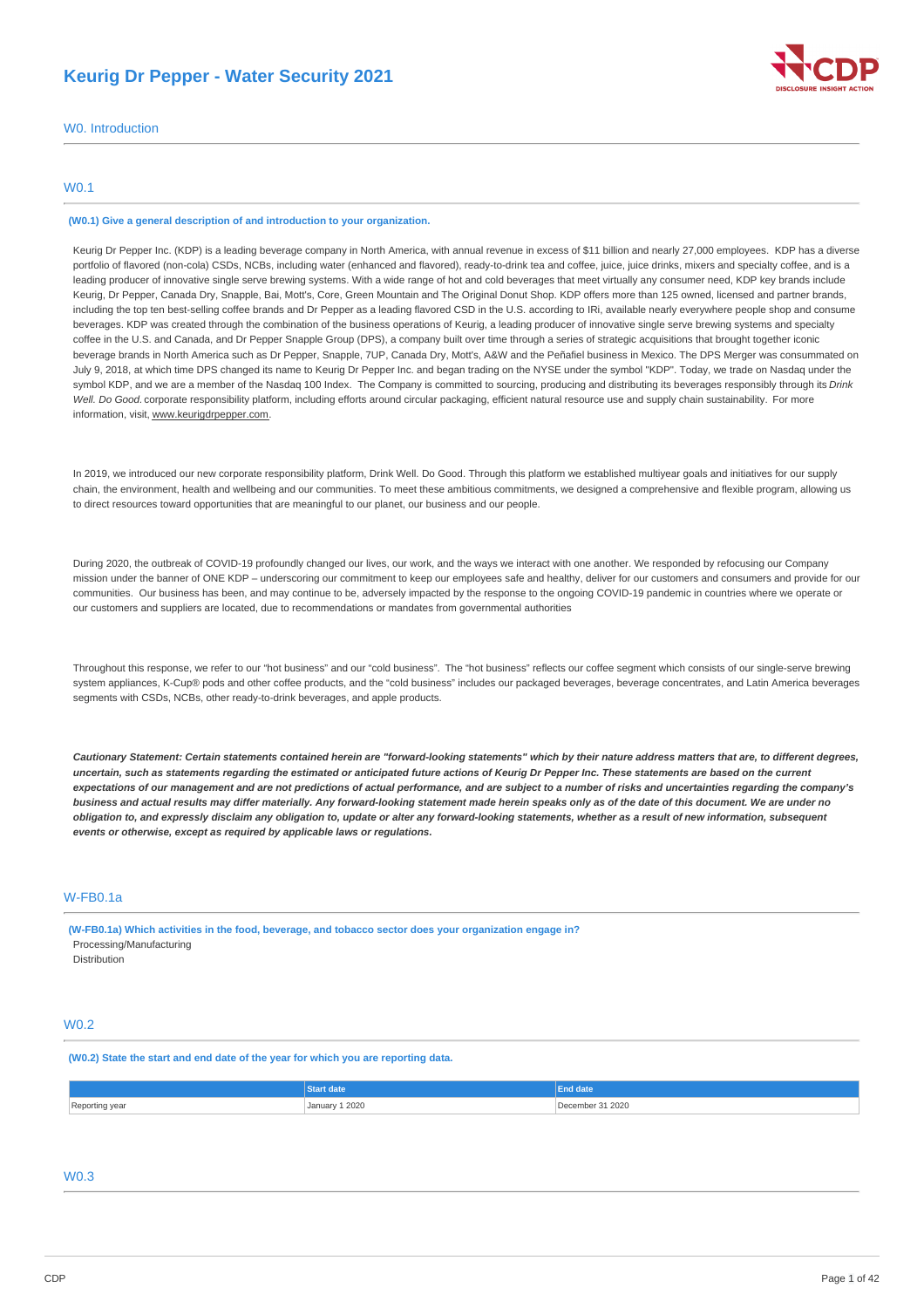# Keurig Dr Pepper - Water Security 2021

## W0. Introduction

### W0.1

**(W0.1) Give a general description of and introduction to your organization.**

Keurig Dr Pepper Inc. (KDP) is a leading beverage company in North America, with annual revenue in excess of $11 billion and nearly 27,000 employees. KDP has a diverse portfolio of flavored (non-cola) CSDs, NCBs, including water (enhanced and flavored), ready-to-drink tea and coffee, juice, juice drinks, mixers and specialty coffee, and is a leading producer of innovative single serve brewing systems. With a wide range of hot and cold beverages that meet virtually any consumer need, KDP key brands include Keurig, Dr Pepper, Canada Dry, Snapple, Bai, Mott's, Core, Green Mountain and The Original Donut Shop. KDP offers more than 125 owned, licensed and partner brands, including the top ten best-selling coffee brands and Dr Pepper as a leading flavored CSD in the U.S. according to IRi, available nearly everywhere people shop and consume beverages. KDP was created through the combination of the business operations of Keurig, a leading producer of innovative single serve brewing systems and specialty coffee in the U.S. and Canada, and Dr Pepper Snapple Group (DPS), a company built over time through a series of strategic acquisitions that brought together iconic beverage brands in North America such as Dr Pepper, Snapple, 7UP, Canada Dry, Mott's, A&W and the Peñafiel business in Mexico. The DPS Merger was consummated on July 9, 2018, at which time DPS changed its name to Keurig Dr Pepper Inc. and began trading on the NYSE under the symbol "KDP". Today, we trade on Nasdaq under the symbol KDP, and we are a member of the Nasdaq 100 Index. The Company is committed to sourcing, producing and distributing its beverages responsibly through its *Drink Well. Do Good.* corporate responsibility platform, including efforts around circular packaging, efficient natural resource use and supply chain sustainability. For more information, visit, www.keurigdrpepper.com.

In 2019, we introduced our new corporate responsibility platform, Drink Well. Do Good. Through this platform we established multiyear goals and initiatives for our supply chain, the environment, health and wellbeing and our communities. To meet these ambitious commitments, we designed a comprehensive and flexible program, allowing us to direct resources toward opportunities that are meaningful to our planet, our business and our people.

During 2020, the outbreak of COVID-19 profoundly changed our lives, our work, and the ways we interact with one another. We responded by refocusing our Company mission under the banner of ONE KDP – underscoring our commitment to keep our employees safe and healthy, deliver for our customers and consumers and provide for our communities. Our business has been, and may continue to be, adversely impacted by the response to the ongoing COVID-19 pandemic in countries where we operate or our customers and suppliers are located, due to recommendations or mandates from governmental authorities

Throughout this response, we refer to our "hot business" and our "cold business". The "hot business" reflects our coffee segment which consists of our single-serve brewing system appliances, K-Cup® pods and other coffee products, and the "cold business" includes our packaged beverages, beverage concentrates, and Latin America beverages segments with CSDs, NCBs, other ready-to-drink beverages, and apple products.

***Cautionary Statement: Certain statements contained herein are "forward-looking statements" which by their nature address matters that are, to different degrees, uncertain, such as statements regarding the estimated or anticipated future actions of Keurig Dr Pepper Inc. These statements are based on the current expectations of our management and are not predictions of actual performance, and are subject to a number of risks and uncertainties regarding the company's business and actual results may differ materially. Any forward-looking statement made herein speaks only as of the date of this document. We are under no obligation to, and expressly disclaim any obligation to, update or alter any forward-looking statements, whether as a result of new information, subsequent events or otherwise, except as required by applicable laws or regulations.***

### W-FB0.1a

**(W-FB0.1a) Which activities in the food, beverage, and tobacco sector does your organization engage in?**

Processing/Manufacturing
Distribution

### W0.2

**(W0.2) State the start and end date of the year for which you are reporting data.**

| | Start date | End date |
|---|---|---|
| Reporting year | January 1 2020 | December 31 2020 |

### W0.3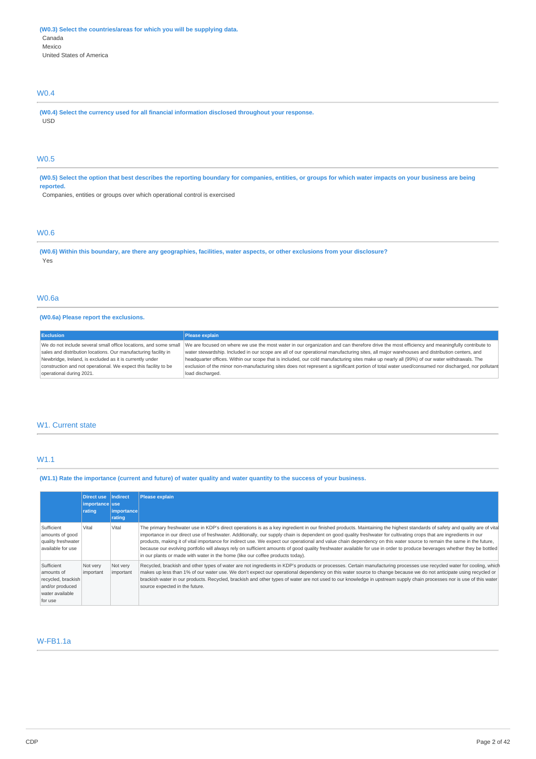**(W0.3) Select the countries/areas for which you will be supplying data.**

Canada
Mexico
United States of America

## W0.4

**(W0.4) Select the currency used for all financial information disclosed throughout your response.**

USD

## W0.5

**(W0.5) Select the option that best describes the reporting boundary for companies, entities, or groups for which water impacts on your business are being reported.**

Companies, entities or groups over which operational control is exercised

## W0.6

**(W0.6) Within this boundary, are there any geographies, facilities, water aspects, or other exclusions from your disclosure?**

Yes

## W0.6a

**(W0.6a) Please report the exclusions.**

| Exclusion | Please explain |
|---|---|
| We do not include several small office locations, and some small sales and distribution locations. Our manufacturing facility in Newbridge, Ireland, is excluded as it is currently under construction and not operational. We expect this facility to be operational during 2021. | We are focused on where we use the most water in our organization and can therefore drive the most efficiency and meaningfully contribute to water stewardship. Included in our scope are all of our operational manufacturing sites, all major warehouses and distribution centers, and headquarter offices. Within our scope that is included, our cold manufacturing sites make up nearly all (99%) of our water withdrawals. The exclusion of the minor non-manufacturing sites does not represent a significant portion of total water used/consumed nor discharged, nor pollutant load discharged. |

# W1. Current state

## W1.1

**(W1.1) Rate the importance (current and future) of water quality and water quantity to the success of your business.**

| | Direct use importance rating | Indirect use importance rating | Please explain |
|---|---|---|---|
| Sufficient amounts of good quality freshwater available for use | Vital | Vital | The primary freshwater use in KDP's direct operations is as a key ingredient in our finished products. Maintaining the highest standards of safety and quality are of vital importance in our direct use of freshwater. Additionally, our supply chain is dependent on good quality freshwater for cultivating crops that are ingredients in our products, making it of vital importance for indirect use. We expect our operational and value chain dependency on this water source to remain the same in the future, because our evolving portfolio will always rely on sufficient amounts of good quality freshwater available for use in order to produce beverages whether they be bottled in our plants or made with water in the home (like our coffee products today). |
| Sufficient amounts of recycled, brackish and/or produced water available for use | Not very important | Not very important | Recycled, brackish and other types of water are not ingredients in KDP's products or processes. Certain manufacturing processes use recycled water for cooling, which makes up less than 1% of our water use. We don't expect our operational dependency on this water source to change because we do not anticipate using recycled or brackish water in our products. Recycled, brackish and other types of water are not used to our knowledge in upstream supply chain processes nor is use of this water source expected in the future. |

## W-FB1.1a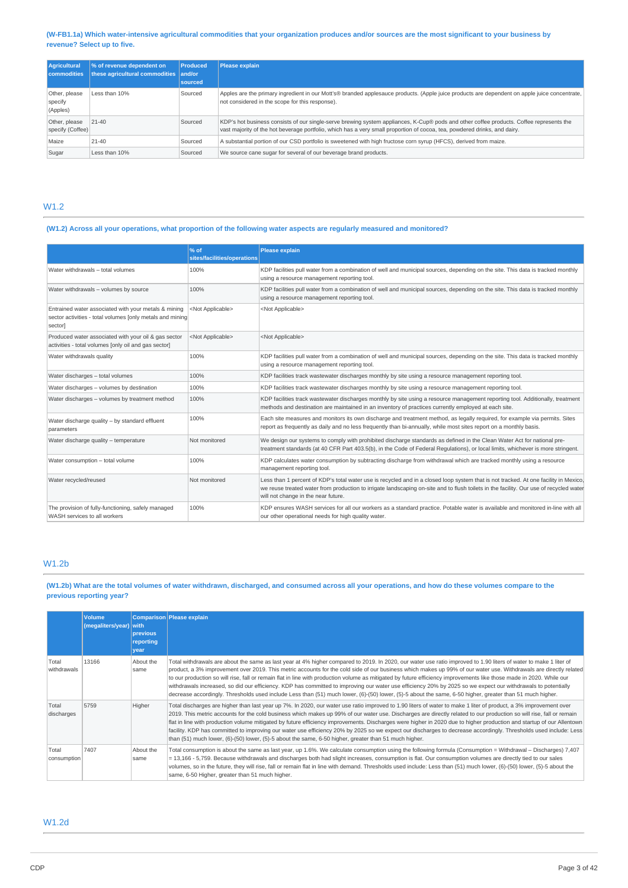**(W-FB1.1a) Which water-intensive agricultural commodities that your organization produces and/or sources are the most significant to your business by revenue? Select up to five.**

| Agricultural commodities | % of revenue dependent on these agricultural commodities | Produced and/or sourced | Please explain |
|---|---|---|---|
| Other, please specify (Apples) | Less than 10% | Sourced | Apples are the primary ingredient in our Mott's® branded applesauce products. (Apple juice products are dependent on apple juice concentrate, not considered in the scope for this response). |
| Other, please specify (Coffee) | 21-40 | Sourced | KDP's hot business consists of our single-serve brewing system appliances, K-Cup® pods and other coffee products. Coffee represents the vast majority of the hot beverage portfolio, which has a very small proportion of cocoa, tea, powdered drinks, and dairy. |
| Maize | 21-40 | Sourced | A substantial portion of our CSD portfolio is sweetened with high fructose corn syrup (HFCS), derived from maize. |
| Sugar | Less than 10% | Sourced | We source cane sugar for several of our beverage brand products. |

## W1.2

**(W1.2) Across all your operations, what proportion of the following water aspects are regularly measured and monitored?**

| | % of sites/facilities/operations | Please explain |
|---|---|---|
| Water withdrawals – total volumes | 100% | KDP facilities pull water from a combination of well and municipal sources, depending on the site. This data is tracked monthly using a resource management reporting tool. |
| Water withdrawals – volumes by source | 100% | KDP facilities pull water from a combination of well and municipal sources, depending on the site. This data is tracked monthly using a resource management reporting tool. |
| Entrained water associated with your metals & mining sector activities - total volumes [only metals and mining sector] | <Not Applicable> | <Not Applicable> |
| Produced water associated with your oil & gas sector activities - total volumes [only oil and gas sector] | <Not Applicable> | <Not Applicable> |
| Water withdrawals quality | 100% | KDP facilities pull water from a combination of well and municipal sources, depending on the site. This data is tracked monthly using a resource management reporting tool. |
| Water discharges – total volumes | 100% | KDP facilities track wastewater discharges monthly by site using a resource management reporting tool. |
| Water discharges – volumes by destination | 100% | KDP facilities track wastewater discharges monthly by site using a resource management reporting tool. |
| Water discharges – volumes by treatment method | 100% | KDP facilities track wastewater discharges monthly by site using a resource management reporting tool. Additionally, treatment methods and destination are maintained in an inventory of practices currently employed at each site. |
| Water discharge quality – by standard effluent parameters | 100% | Each site measures and monitors its own discharge and treatment method, as legally required, for example via permits. Sites report as frequently as daily and no less frequently than bi-annually, while most sites report on a monthly basis. |
| Water discharge quality – temperature | Not monitored | We design our systems to comply with prohibited discharge standards as defined in the Clean Water Act for national pre-treatment standards (at 40 CFR Part 403.5(b), in the Code of Federal Regulations), or local limits, whichever is more stringent. |
| Water consumption – total volume | 100% | KDP calculates water consumption by subtracting discharge from withdrawal which are tracked monthly using a resource management reporting tool. |
| Water recycled/reused | Not monitored | Less than 1 percent of KDP's total water use is recycled and in a closed loop system that is not tracked. At one facility in Mexico, we reuse treated water from production to irrigate landscaping on-site and to flush toilets in the facility. Our use of recycled water will not change in the near future. |
| The provision of fully-functioning, safely managed WASH services to all workers | 100% | KDP ensures WASH services for all our workers as a standard practice. Potable water is available and monitored in-line with all our other operational needs for high quality water. |

## W1.2b

**(W1.2b) What are the total volumes of water withdrawn, discharged, and consumed across all your operations, and how do these volumes compare to the previous reporting year?**

| | Volume (megaliters/year) | Comparison with previous reporting year | Please explain |
|---|---|---|---|
| Total withdrawals | 13166 | About the same | Total withdrawals are about the same as last year at 4% higher compared to 2019. In 2020, our water use ratio improved to 1.90 liters of water to make 1 liter of product, a 3% improvement over 2019. This metric accounts for the cold side of our business which makes up 99% of our water use. Withdrawals are directly related to our production so will rise, fall or remain flat in line with production volume as mitigated by future efficiency improvements like those made in 2020. While our withdrawals increased, so did our efficiency. KDP has committed to improving our water use efficiency 20% by 2025 so we expect our withdrawals to potentially decrease accordingly. Thresholds used include Less than (51) much lower, (6)-(50) lower, (5)-5 about the same, 6-50 higher, greater than 51 much higher. |
| Total discharges | 5759 | Higher | Total discharges are higher than last year up 7%. In 2020, our water use ratio improved to 1.90 liters of water to make 1 liter of product, a 3% improvement over 2019. This metric accounts for the cold side of our business which makes up 99% of our water use. Discharges are directly related to our production so will rise, fall or remain flat in line with production volume mitigated by future efficiency improvements. Discharges were higher in 2020 due to higher production and startup of our Allentown facility. KDP has committed to improving our water use efficiency 20% by 2025 so we expect our discharges to decrease accordingly. Thresholds used include: Less than (51) much lower, (6)-(50) lower, (5)-5 about the same, 6-50 higher, greater than 51 much higher. |
| Total consumption | 7407 | About the same | Total consumption is about the same as last year, up 1.6%. We calculate consumption using the following formula (Consumption = Withdrawal – Discharges) 7,407 = 13,166 - 5,759. Because withdrawals and discharges both had slight increases, consumption is flat. Our consumption volumes are directly tied to our sales volumes, so in the future, they will rise, fall or remain flat in line with demand. Thresholds used include: Less than (51) much lower, (6)-(50) lower, (5)-5 about the same, 6-50 Higher, greater than 51 much higher. |

## W1.2d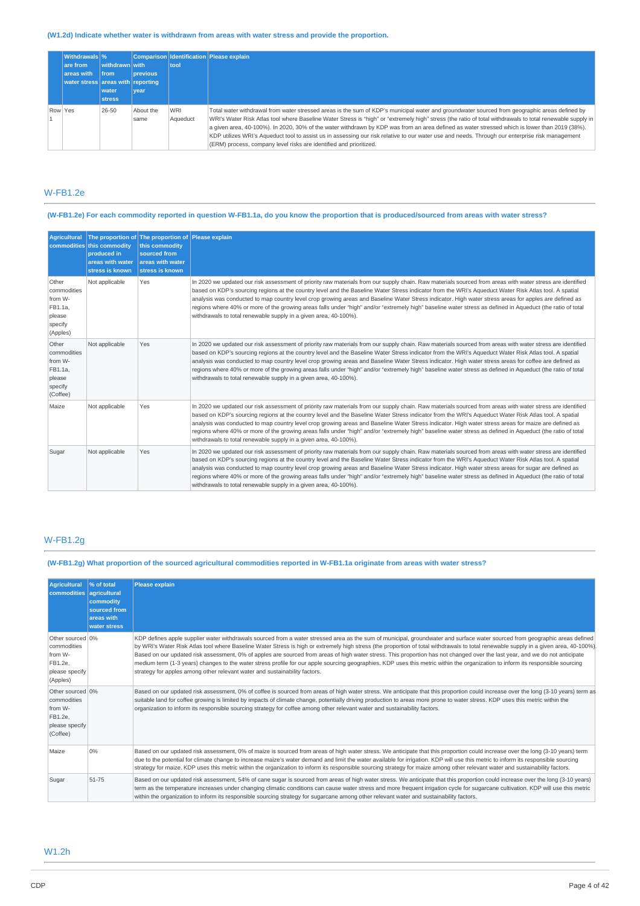**(W1.2d) Indicate whether water is withdrawn from areas with water stress and provide the proportion.**

| | Withdrawals are from areas with water stress | % withdrawn from areas with water stress | Comparison with previous reporting year | Identification tool | Please explain |
|---|---|---|---|---|---|
| Row 1 | Yes | 26-50 | About the same | WRI Aqueduct | Total water withdrawal from water stressed areas is the sum of KDP's municipal water and groundwater sourced from geographic areas defined by WRI's Water Risk Atlas tool where Baseline Water Stress is "high" or "extremely high" stress (the ratio of total withdrawals to total renewable supply in a given area, 40-100%). In 2020, 30% of the water withdrawn by KDP was from an area defined as water stressed which is lower than 2019 (38%). KDP utilizes WRI's Aqueduct tool to assist us in assessing our risk relative to our water use and needs. Through our enterprise risk management (ERM) process, company level risks are identified and prioritized. |

## W-FB1.2e

**(W-FB1.2e) For each commodity reported in question W-FB1.1a, do you know the proportion that is produced/sourced from areas with water stress?**

| Agricultural commodities | The proportion of this commodity produced in areas with water stress is known | The proportion of this commodity sourced from areas with water stress is known | Please explain |
|---|---|---|---|
| Other commodities from W-FB1.1a, please specify (Apples) | Not applicable | Yes | In 2020 we updated our risk assessment of priority raw materials from our supply chain. Raw materials sourced from areas with water stress are identified based on KDP's sourcing regions at the country level and the Baseline Water Stress indicator from the WRI's Aqueduct Water Risk Atlas tool. A spatial analysis was conducted to map country level crop growing areas and Baseline Water Stress indicator. High water stress areas for apples are defined as regions where 40% or more of the growing areas falls under "high" and/or "extremely high" baseline water stress as defined in Aqueduct (the ratio of total withdrawals to total renewable supply in a given area, 40-100%). |
| Other commodities from W-FB1.1a, please specify (Coffee) | Not applicable | Yes | In 2020 we updated our risk assessment of priority raw materials from our supply chain. Raw materials sourced from areas with water stress are identified based on KDP's sourcing regions at the country level and the Baseline Water Stress indicator from the WRI's Aqueduct Water Risk Atlas tool. A spatial analysis was conducted to map country level crop growing areas and Baseline Water Stress indicator. High water stress areas for coffee are defined as regions where 40% or more of the growing areas falls under "high" and/or "extremely high" baseline water stress as defined in Aqueduct (the ratio of total withdrawals to total renewable supply in a given area, 40-100%). |
| Maize | Not applicable | Yes | In 2020 we updated our risk assessment of priority raw materials from our supply chain. Raw materials sourced from areas with water stress are identified based on KDP's sourcing regions at the country level and the Baseline Water Stress indicator from the WRI's Aqueduct Water Risk Atlas tool. A spatial analysis was conducted to map country level crop growing areas and Baseline Water Stress indicator. High water stress areas for maize are defined as regions where 40% or more of the growing areas falls under "high" and/or "extremely high" baseline water stress as defined in Aqueduct (the ratio of total withdrawals to total renewable supply in a given area, 40-100%). |
| Sugar | Not applicable | Yes | In 2020 we updated our risk assessment of priority raw materials from our supply chain. Raw materials sourced from areas with water stress are identified based on KDP's sourcing regions at the country level and the Baseline Water Stress indicator from the WRI's Aqueduct Water Risk Atlas tool. A spatial analysis was conducted to map country level crop growing areas and Baseline Water Stress indicator. High water stress areas for sugar are defined as regions where 40% or more of the growing areas falls under "high" and/or "extremely high" baseline water stress as defined in Aqueduct (the ratio of total withdrawals to total renewable supply in a given area, 40-100%). |

## W-FB1.2g

**(W-FB1.2g) What proportion of the sourced agricultural commodities reported in W-FB1.1a originate from areas with water stress?**

| Agricultural commodities | % of total agricultural commodity sourced from areas with water stress | Please explain |
|---|---|---|
| Other sourced commodities from W-FB1.2e, please specify (Apples) | 0% | KDP defines apple supplier water withdrawals sourced from a water stressed area as the sum of municipal, groundwater and surface water sourced from geographic areas defined by WRI's Water Risk Atlas tool where Baseline Water Stress is high or extremely high stress (the proportion of total withdrawals to total renewable supply in a given area, 40-100%). Based on our updated risk assessment, 0% of apples are sourced from areas of high water stress. This proportion has not changed over the last year, and we do not anticipate medium term (1-3 years) changes to the water stress profile for our apple sourcing geographies. KDP uses this metric within the organization to inform its responsible sourcing strategy for apples among other relevant water and sustainability factors. |
| Other sourced commodities from W-FB1.2e, please specify (Coffee) | 0% | Based on our updated risk assessment, 0% of coffee is sourced from areas of high water stress. We anticipate that this proportion could increase over the long (3-10 years) term as suitable land for coffee growing is limited by impacts of climate change, potentially driving production to areas more prone to water stress. KDP uses this metric within the organization to inform its responsible sourcing strategy for coffee among other relevant water and sustainability factors. |
| Maize | 0% | Based on our updated risk assessment, 0% of maize is sourced from areas of high water stress. We anticipate that this proportion could increase over the long (3-10 years) term due to the potential for climate change to increase maize's water demand and limit the water available for irrigation. KDP will use this metric to inform its responsible sourcing strategy for maize. KDP uses this metric within the organization to inform its responsible sourcing strategy for maize among other relevant water and sustainability factors. |
| Sugar | 51-75 | Based on our updated risk assessment, 54% of cane sugar is sourced from areas of high water stress. We anticipate that this proportion could increase over the long (3-10 years) term as the temperature increases under changing climatic conditions can cause water stress and more frequent irrigation cycle for sugarcane cultivation. KDP will use this metric to inform its responsible sourcing strategy for sugarcane. KDP uses this metric within the organization to inform its responsible sourcing strategy for sugarcane among other relevant water and sustainability factors. |

## W1.2h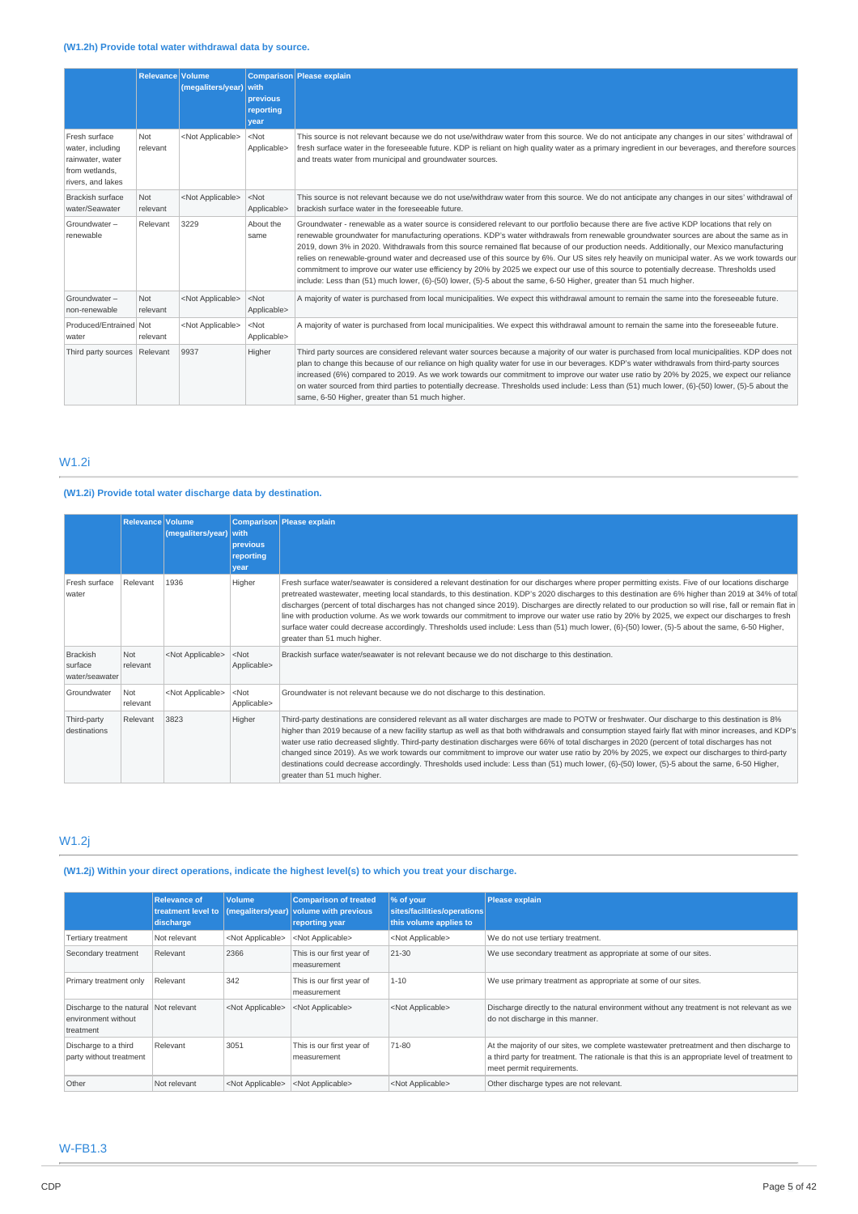**(W1.2h) Provide total water withdrawal data by source.**

| | Relevance | Volume (megaliters/year) | Comparison with previous reporting year | Please explain |
|---|---|---|---|---|
| Fresh surface water, including rainwater, water from wetlands, rivers, and lakes | Not relevant | <Not Applicable> | <Not Applicable> | This source is not relevant because we do not use/withdraw water from this source. We do not anticipate any changes in our sites' withdrawal of fresh surface water in the foreseeable future. KDP is reliant on high quality water as a primary ingredient in our beverages, and therefore sources and treats water from municipal and groundwater sources. |
| Brackish surface water/Seawater | Not relevant | <Not Applicable> | <Not Applicable> | This source is not relevant because we do not use/withdraw water from this source. We do not anticipate any changes in our sites' withdrawal of brackish surface water in the foreseeable future. |
| Groundwater – renewable | Relevant | 3229 | About the same | Groundwater - renewable as a water source is considered relevant to our portfolio because there are five active KDP locations that rely on renewable groundwater for manufacturing operations. KDP's water withdrawals from renewable groundwater sources are about the same as in 2019, down 3% in 2020. Withdrawals from this source remained flat because of our production needs. Additionally, our Mexico manufacturing relies on renewable-ground water and decreased use of this source by 6%. Our US sites rely heavily on municipal water. As we work towards our commitment to improve our water use efficiency by 20% by 2025 we expect our use of this source to potentially decrease. Thresholds used include: Less than (51) much lower, (6)-(50) lower, (5)-5 about the same, 6-50 Higher, greater than 51 much higher. |
| Groundwater – non-renewable | Not relevant | <Not Applicable> | <Not Applicable> | A majority of water is purchased from local municipalities. We expect this withdrawal amount to remain the same into the foreseeable future. |
| Produced/Entrained water | Not relevant | <Not Applicable> | <Not Applicable> | A majority of water is purchased from local municipalities. We expect this withdrawal amount to remain the same into the foreseeable future. |
| Third party sources | Relevant | 9937 | Higher | Third party sources are considered relevant water sources because a majority of our water is purchased from local municipalities. KDP does not plan to change this because of our reliance on high quality water for use in our beverages. KDP's water withdrawals from third-party sources increased (6%) compared to 2019. As we work towards our commitment to improve our water use ratio by 20% by 2025, we expect our reliance on water sourced from third parties to potentially decrease. Thresholds used include: Less than (51) much lower, (6)-(50) lower, (5)-5 about the same, 6-50 Higher, greater than 51 much higher. |

## W1.2i

**(W1.2i) Provide total water discharge data by destination.**

| | Relevance | Volume (megaliters/year) | Comparison with previous reporting year | Please explain |
|---|---|---|---|---|
| Fresh surface water | Relevant | 1936 | Higher | Fresh surface water/seawater is considered a relevant destination for our discharges where proper permitting exists. Five of our locations discharge pretreated wastewater, meeting local standards, to this destination. KDP's 2020 discharges to this destination are 6% higher than 2019 at 34% of total discharges (percent of total discharges has not changed since 2019). Discharges are directly related to our production so will rise, fall or remain flat in line with production volume. As we work towards our commitment to improve our water use ratio by 20% by 2025, we expect our discharges to fresh surface water could decrease accordingly. Thresholds used include: Less than (51) much lower, (6)-(50) lower, (5)-5 about the same, 6-50 Higher, greater than 51 much higher. |
| Brackish surface water/seawater | Not relevant | <Not Applicable> | <Not Applicable> | Brackish surface water/seawater is not relevant because we do not discharge to this destination. |
| Groundwater | Not relevant | <Not Applicable> | <Not Applicable> | Groundwater is not relevant because we do not discharge to this destination. |
| Third-party destinations | Relevant | 3823 | Higher | Third-party destinations are considered relevant as all water discharges are made to POTW or freshwater. Our discharge to this destination is 8% higher than 2019 because of a new facility startup as well as that both withdrawals and consumption stayed fairly flat with minor increases, and KDP's water use ratio decreased slightly. Third-party destination discharges were 66% of total discharges in 2020 (percent of total discharges has not changed since 2019). As we work towards our commitment to improve our water use ratio by 20% by 2025, we expect our discharges to third-party destinations could decrease accordingly. Thresholds used include: Less than (51) much lower, (6)-(50) lower, (5)-5 about the same, 6-50 Higher, greater than 51 much higher. |

## W1.2j

**(W1.2j) Within your direct operations, indicate the highest level(s) to which you treat your discharge.**

| | Relevance of treatment level to discharge | Volume (megaliters/year) | Comparison of treated volume with previous reporting year | % of your sites/facilities/operations this volume applies to | Please explain |
|---|---|---|---|---|---|
| Tertiary treatment | Not relevant | <Not Applicable> | <Not Applicable> | <Not Applicable> | We do not use tertiary treatment. |
| Secondary treatment | Relevant | 2366 | This is our first year of measurement | 21-30 | We use secondary treatment as appropriate at some of our sites. |
| Primary treatment only | Relevant | 342 | This is our first year of measurement | 1-10 | We use primary treatment as appropriate at some of our sites. |
| Discharge to the natural environment without treatment | Not relevant | <Not Applicable> | <Not Applicable> | <Not Applicable> | Discharge directly to the natural environment without any treatment is not relevant as we do not discharge in this manner. |
| Discharge to a third party without treatment | Relevant | 3051 | This is our first year of measurement | 71-80 | At the majority of our sites, we complete wastewater pretreatment and then discharge to a third party for treatment. The rationale is that this is an appropriate level of treatment to meet permit requirements. |
| Other | Not relevant | <Not Applicable> | <Not Applicable> | <Not Applicable> | Other discharge types are not relevant. |

## W-FB1.3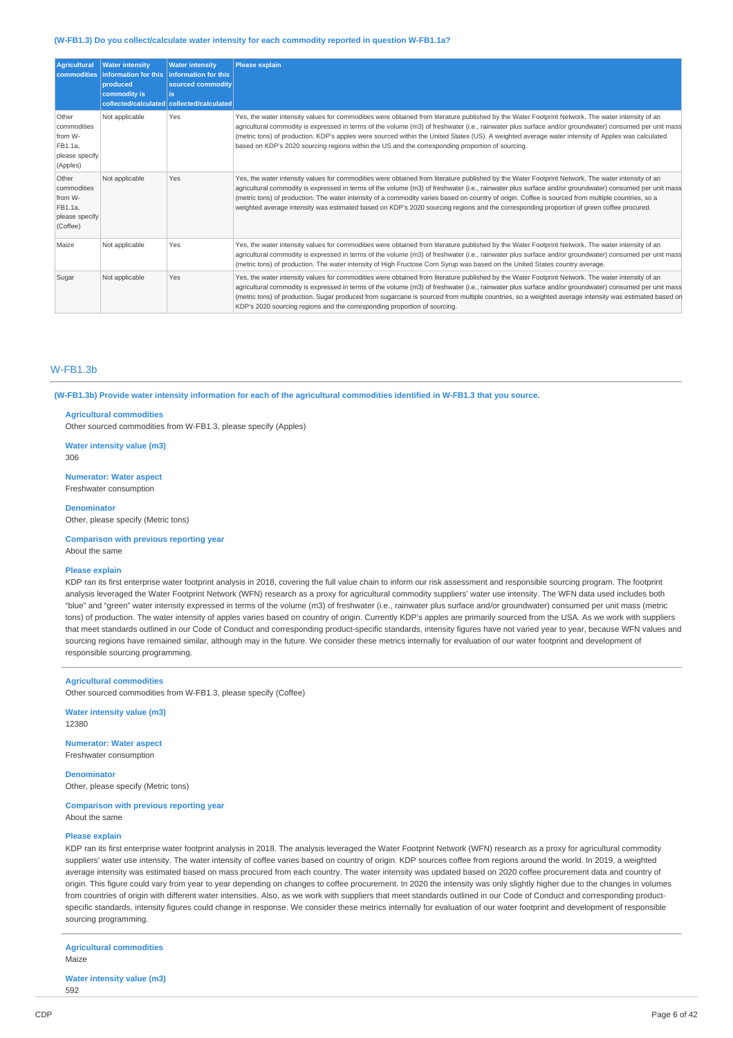**(W-FB1.3) Do you collect/calculate water intensity for each commodity reported in question W-FB1.1a?**

| Agricultural commodities | Water intensity information for this produced commodity is collected/calculated | Water intensity information for this sourced commodity is collected/calculated | Please explain |
|---|---|---|---|
| Other commodities from W-FB1.1a, please specify (Apples) | Not applicable | Yes | Yes, the water intensity values for commodities were obtained from literature published by the Water Footprint Network. The water intensity of an agricultural commodity is expressed in terms of the volume (m3) of freshwater (i.e., rainwater plus surface and/or groundwater) consumed per unit mass (metric tons) of production. KDP's apples were sourced within the United States (US). A weighted average water intensity of Apples was calculated based on KDP's 2020 sourcing regions within the US and the corresponding proportion of sourcing. |
| Other commodities from W-FB1.1a, please specify (Coffee) | Not applicable | Yes | Yes, the water intensity values for commodities were obtained from literature published by the Water Footprint Network. The water intensity of an agricultural commodity is expressed in terms of the volume (m3) of freshwater (i.e., rainwater plus surface and/or groundwater) consumed per unit mass (metric tons) of production. The water intensity of a commodity varies based on country of origin. Coffee is sourced from multiple countries, so a weighted average intensity was estimated based on KDP's 2020 sourcing regions and the corresponding proportion of green coffee procured. |
| Maize | Not applicable | Yes | Yes, the water intensity values for commodities were obtained from literature published by the Water Footprint Network. The water intensity of an agricultural commodity is expressed in terms of the volume (m3) of freshwater (i.e., rainwater plus surface and/or groundwater) consumed per unit mass (metric tons) of production. The water intensity of High Fructose Corn Syrup was based on the United States country average. |
| Sugar | Not applicable | Yes | Yes, the water intensity values for commodities were obtained from literature published by the Water Footprint Network. The water intensity of an agricultural commodity is expressed in terms of the volume (m3) of freshwater (i.e., rainwater plus surface and/or groundwater) consumed per unit mass (metric tons) of production. Sugar produced from sugarcane is sourced from multiple countries, so a weighted average intensity was estimated based on KDP's 2020 sourcing regions and the corresponding proportion of sourcing. |

## W-FB1.3b

**(W-FB1.3b) Provide water intensity information for each of the agricultural commodities identified in W-FB1.3 that you source.**

**Agricultural commodities**
Other sourced commodities from W-FB1.3, please specify (Apples)

**Water intensity value (m3)**
306

**Numerator: Water aspect**
Freshwater consumption

**Denominator**
Other, please specify (Metric tons)

**Comparison with previous reporting year**
About the same

**Please explain**
KDP ran its first enterprise water footprint analysis in 2018, covering the full value chain to inform our risk assessment and responsible sourcing program. The footprint analysis leveraged the Water Footprint Network (WFN) research as a proxy for agricultural commodity suppliers' water use intensity. The WFN data used includes both "blue" and "green" water intensity expressed in terms of the volume (m3) of freshwater (i.e., rainwater plus surface and/or groundwater) consumed per unit mass (metric tons) of production. The water intensity of apples varies based on country of origin. Currently KDP's apples are primarily sourced from the USA. As we work with suppliers that meet standards outlined in our Code of Conduct and corresponding product-specific standards, intensity figures have not varied year to year, because WFN values and sourcing regions have remained similar, although may in the future. We consider these metrics internally for evaluation of our water footprint and development of responsible sourcing programming.

---

**Agricultural commodities**
Other sourced commodities from W-FB1.3, please specify (Coffee)

**Water intensity value (m3)**
12380

**Numerator: Water aspect**
Freshwater consumption

**Denominator**
Other, please specify (Metric tons)

**Comparison with previous reporting year**
About the same

**Please explain**
KDP ran its first enterprise water footprint analysis in 2018. The analysis leveraged the Water Footprint Network (WFN) research as a proxy for agricultural commodity suppliers' water use intensity. The water intensity of coffee varies based on country of origin. KDP sources coffee from regions around the world. In 2019, a weighted average intensity was estimated based on mass procured from each country. The water intensity was updated based on 2020 coffee procurement data and country of origin. This figure could vary from year to year depending on changes to coffee procurement. In 2020 the intensity was only slightly higher due to the changes in volumes from countries of origin with different water intensities. Also, as we work with suppliers that meet standards outlined in our Code of Conduct and corresponding product-specific standards, intensity figures could change in response. We consider these metrics internally for evaluation of our water footprint and development of responsible sourcing programming.

---

**Agricultural commodities**
Maize

**Water intensity value (m3)**
592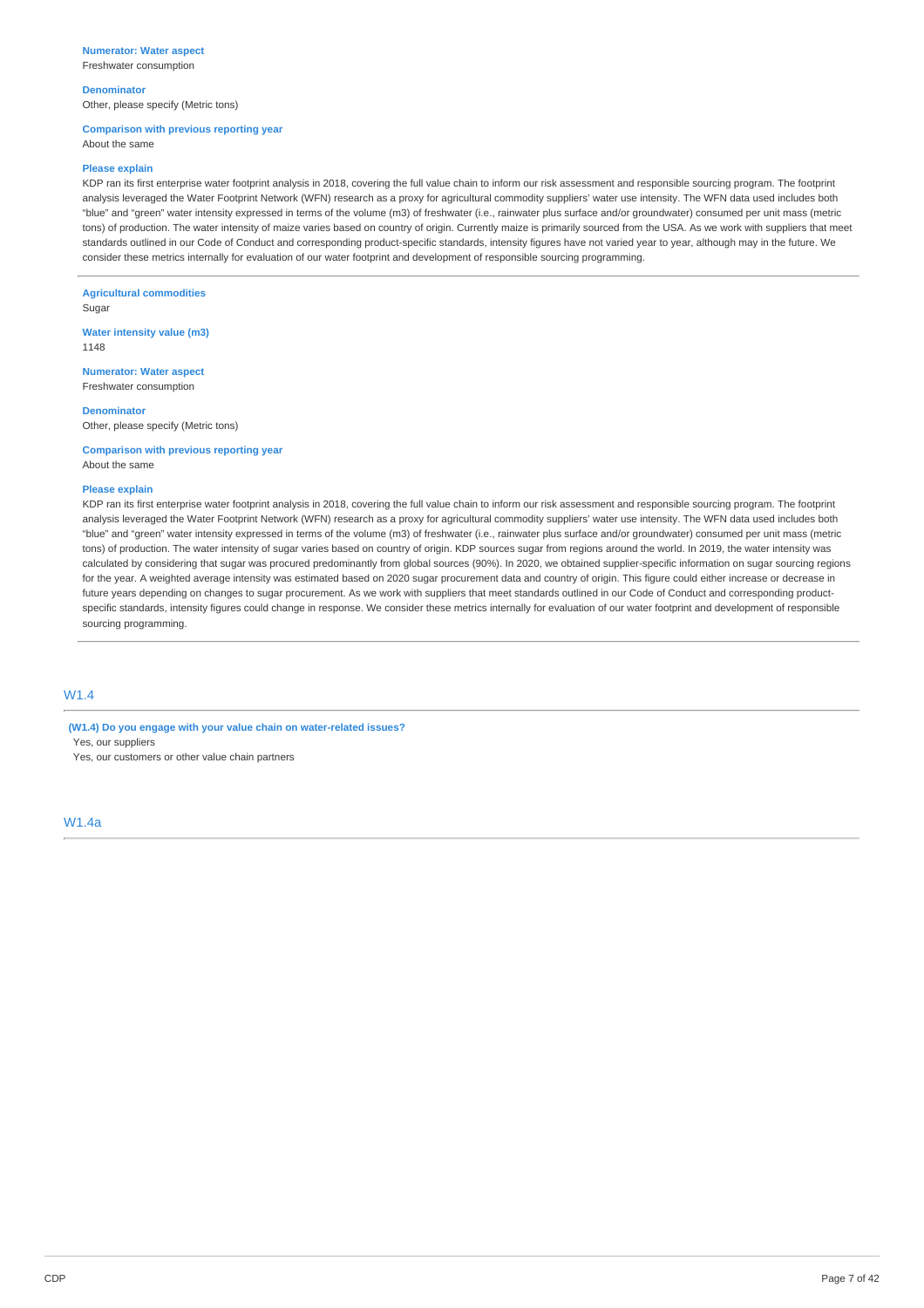**Numerator: Water aspect**
Freshwater consumption

**Denominator**
Other, please specify (Metric tons)

**Comparison with previous reporting year**
About the same

**Please explain**
KDP ran its first enterprise water footprint analysis in 2018, covering the full value chain to inform our risk assessment and responsible sourcing program. The footprint analysis leveraged the Water Footprint Network (WFN) research as a proxy for agricultural commodity suppliers' water use intensity. The WFN data used includes both "blue" and "green" water intensity expressed in terms of the volume (m3) of freshwater (i.e., rainwater plus surface and/or groundwater) consumed per unit mass (metric tons) of production. The water intensity of maize varies based on country of origin. Currently maize is primarily sourced from the USA. As we work with suppliers that meet standards outlined in our Code of Conduct and corresponding product-specific standards, intensity figures have not varied year to year, although may in the future. We consider these metrics internally for evaluation of our water footprint and development of responsible sourcing programming.

---

**Agricultural commodities**
Sugar

**Water intensity value (m3)**
1148

**Numerator: Water aspect**
Freshwater consumption

**Denominator**
Other, please specify (Metric tons)

**Comparison with previous reporting year**
About the same

**Please explain**
KDP ran its first enterprise water footprint analysis in 2018, covering the full value chain to inform our risk assessment and responsible sourcing program. The footprint analysis leveraged the Water Footprint Network (WFN) research as a proxy for agricultural commodity suppliers' water use intensity. The WFN data used includes both "blue" and "green" water intensity expressed in terms of the volume (m3) of freshwater (i.e., rainwater plus surface and/or groundwater) consumed per unit mass (metric tons) of production. The water intensity of sugar varies based on country of origin. KDP sources sugar from regions around the world. In 2019, the water intensity was calculated by considering that sugar was procured predominantly from global sources (90%). In 2020, we obtained supplier-specific information on sugar sourcing regions for the year. A weighted average intensity was estimated based on 2020 sugar procurement data and country of origin. This figure could either increase or decrease in future years depending on changes to sugar procurement. As we work with suppliers that meet standards outlined in our Code of Conduct and corresponding product-specific standards, intensity figures could change in response. We consider these metrics internally for evaluation of our water footprint and development of responsible sourcing programming.

---

## W1.4

**(W1.4) Do you engage with your value chain on water-related issues?**
Yes, our suppliers
Yes, our customers or other value chain partners

## W1.4a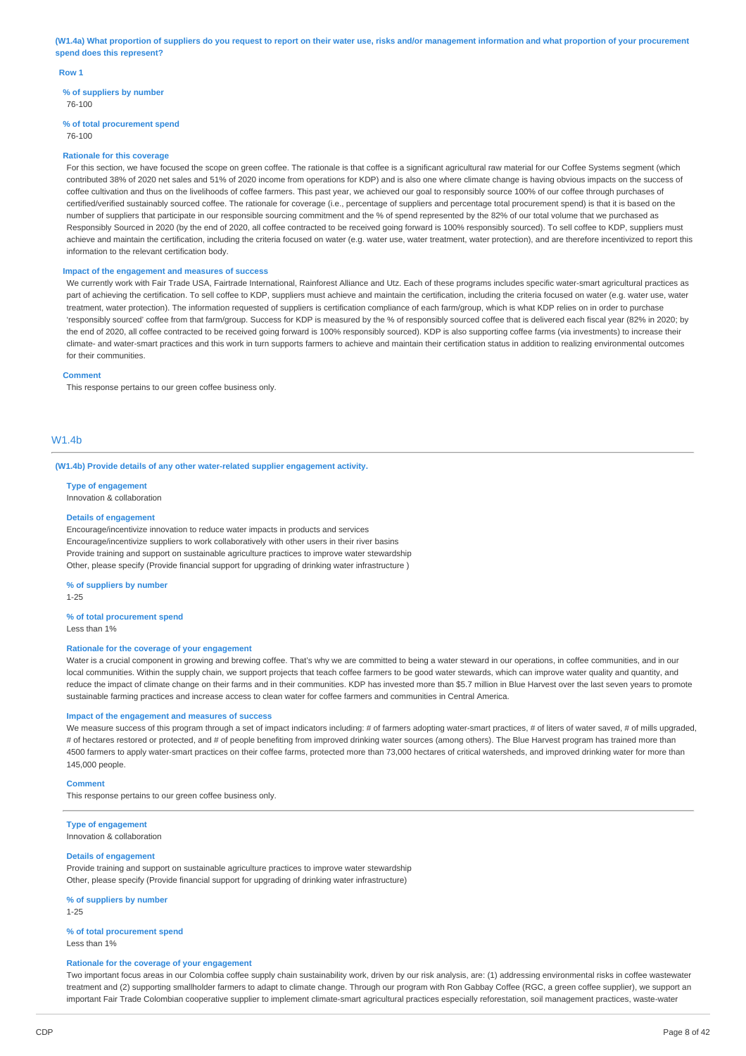**(W1.4a) What proportion of suppliers do you request to report on their water use, risks and/or management information and what proportion of your procurement spend does this represent?**

**Row 1**

**% of suppliers by number**
76-100

**% of total procurement spend**
76-100

**Rationale for this coverage**
For this section, we have focused the scope on green coffee. The rationale is that coffee is a significant agricultural raw material for our Coffee Systems segment (which contributed 38% of 2020 net sales and 51% of 2020 income from operations for KDP) and is also one where climate change is having obvious impacts on the success of coffee cultivation and thus on the livelihoods of coffee farmers. This past year, we achieved our goal to responsibly source 100% of our coffee through purchases of certified/verified sustainably sourced coffee. The rationale for coverage (i.e., percentage of suppliers and percentage total procurement spend) is that it is based on the number of suppliers that participate in our responsible sourcing commitment and the % of spend represented by the 82% of our total volume that we purchased as Responsibly Sourced in 2020 (by the end of 2020, all coffee contracted to be received going forward is 100% responsibly sourced). To sell coffee to KDP, suppliers must achieve and maintain the certification, including the criteria focused on water (e.g. water use, water treatment, water protection), and are therefore incentivized to report this information to the relevant certification body.

**Impact of the engagement and measures of success**
We currently work with Fair Trade USA, Fairtrade International, Rainforest Alliance and Utz. Each of these programs includes specific water-smart agricultural practices as part of achieving the certification. To sell coffee to KDP, suppliers must achieve and maintain the certification, including the criteria focused on water (e.g. water use, water treatment, water protection). The information requested of suppliers is certification compliance of each farm/group, which is what KDP relies on in order to purchase 'responsibly sourced' coffee from that farm/group. Success for KDP is measured by the % of responsibly sourced coffee that is delivered each fiscal year (82% in 2020; by the end of 2020, all coffee contracted to be received going forward is 100% responsibly sourced). KDP is also supporting coffee farms (via investments) to increase their climate- and water-smart practices and this work in turn supports farmers to achieve and maintain their certification status in addition to realizing environmental outcomes for their communities.

**Comment**
This response pertains to our green coffee business only.

## W1.4b

**(W1.4b) Provide details of any other water-related supplier engagement activity.**

**Type of engagement**
Innovation & collaboration

**Details of engagement**
Encourage/incentivize innovation to reduce water impacts in products and services
Encourage/incentivize suppliers to work collaboratively with other users in their river basins
Provide training and support on sustainable agriculture practices to improve water stewardship
Other, please specify (Provide financial support for upgrading of drinking water infrastructure )

**% of suppliers by number**
1-25

**% of total procurement spend**
Less than 1%

**Rationale for the coverage of your engagement**
Water is a crucial component in growing and brewing coffee. That's why we are committed to being a water steward in our operations, in coffee communities, and in our local communities. Within the supply chain, we support projects that teach coffee farmers to be good water stewards, which can improve water quality and quantity, and reduce the impact of climate change on their farms and in their communities. KDP has invested more than $5.7 million in Blue Harvest over the last seven years to promote sustainable farming practices and increase access to clean water for coffee farmers and communities in Central America.

**Impact of the engagement and measures of success**
We measure success of this program through a set of impact indicators including: # of farmers adopting water-smart practices, # of liters of water saved, # of mills upgraded, # of hectares restored or protected, and # of people benefiting from improved drinking water sources (among others). The Blue Harvest program has trained more than 4500 farmers to apply water-smart practices on their coffee farms, protected more than 73,000 hectares of critical watersheds, and improved drinking water for more than 145,000 people.

**Comment**
This response pertains to our green coffee business only.

**Type of engagement**
Innovation & collaboration

**Details of engagement**
Provide training and support on sustainable agriculture practices to improve water stewardship
Other, please specify (Provide financial support for upgrading of drinking water infrastructure)

**% of suppliers by number**
1-25

**% of total procurement spend**
Less than 1%

**Rationale for the coverage of your engagement**
Two important focus areas in our Colombia coffee supply chain sustainability work, driven by our risk analysis, are: (1) addressing environmental risks in coffee wastewater treatment and (2) supporting smallholder farmers to adapt to climate change. Through our program with Ron Gabbay Coffee (RGC, a green coffee supplier), we support an important Fair Trade Colombian cooperative supplier to implement climate-smart agricultural practices especially reforestation, soil management practices, waste-water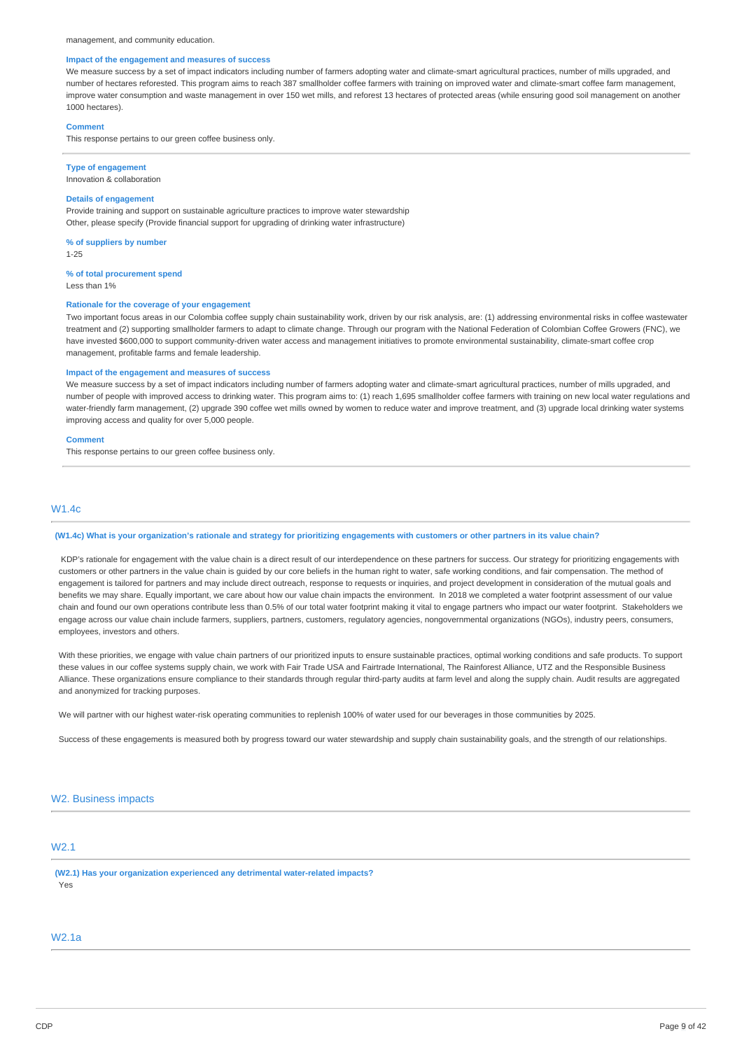management, and community education.

**Impact of the engagement and measures of success**

We measure success by a set of impact indicators including number of farmers adopting water and climate-smart agricultural practices, number of mills upgraded, and number of hectares reforested. This program aims to reach 387 smallholder coffee farmers with training on improved water and climate-smart coffee farm management, improve water consumption and waste management in over 150 wet mills, and reforest 13 hectares of protected areas (while ensuring good soil management on another 1000 hectares).

**Comment**

This response pertains to our green coffee business only.

---

**Type of engagement**

Innovation & collaboration

**Details of engagement**

Provide training and support on sustainable agriculture practices to improve water stewardship
Other, please specify (Provide financial support for upgrading of drinking water infrastructure)

**% of suppliers by number**

1-25

**% of total procurement spend**

Less than 1%

**Rationale for the coverage of your engagement**

Two important focus areas in our Colombia coffee supply chain sustainability work, driven by our risk analysis, are: (1) addressing environmental risks in coffee wastewater treatment and (2) supporting smallholder farmers to adapt to climate change. Through our program with the National Federation of Colombian Coffee Growers (FNC), we have invested $600,000 to support community-driven water access and management initiatives to promote environmental sustainability, climate-smart coffee crop management, profitable farms and female leadership.

**Impact of the engagement and measures of success**

We measure success by a set of impact indicators including number of farmers adopting water and climate-smart agricultural practices, number of mills upgraded, and number of people with improved access to drinking water. This program aims to: (1) reach 1,695 smallholder coffee farmers with training on new local water regulations and water-friendly farm management, (2) upgrade 390 coffee wet mills owned by women to reduce water and improve treatment, and (3) upgrade local drinking water systems improving access and quality for over 5,000 people.

**Comment**

This response pertains to our green coffee business only.

---

## W1.4c

**(W1.4c) What is your organization's rationale and strategy for prioritizing engagements with customers or other partners in its value chain?**

KDP's rationale for engagement with the value chain is a direct result of our interdependence on these partners for success. Our strategy for prioritizing engagements with customers or other partners in the value chain is guided by our core beliefs in the human right to water, safe working conditions, and fair compensation. The method of engagement is tailored for partners and may include direct outreach, response to requests or inquiries, and project development in consideration of the mutual goals and benefits we may share. Equally important, we care about how our value chain impacts the environment. In 2018 we completed a water footprint assessment of our value chain and found our own operations contribute less than 0.5% of our total water footprint making it vital to engage partners who impact our water footprint. Stakeholders we engage across our value chain include farmers, suppliers, partners, customers, regulatory agencies, nongovernmental organizations (NGOs), industry peers, consumers, employees, investors and others.

With these priorities, we engage with value chain partners of our prioritized inputs to ensure sustainable practices, optimal working conditions and safe products. To support these values in our coffee systems supply chain, we work with Fair Trade USA and Fairtrade International, The Rainforest Alliance, UTZ and the Responsible Business Alliance. These organizations ensure compliance to their standards through regular third-party audits at farm level and along the supply chain. Audit results are aggregated and anonymized for tracking purposes.

We will partner with our highest water-risk operating communities to replenish 100% of water used for our beverages in those communities by 2025.

Success of these engagements is measured both by progress toward our water stewardship and supply chain sustainability goals, and the strength of our relationships.

# W2. Business impacts

## W2.1

**(W2.1) Has your organization experienced any detrimental water-related impacts?**

Yes

## W2.1a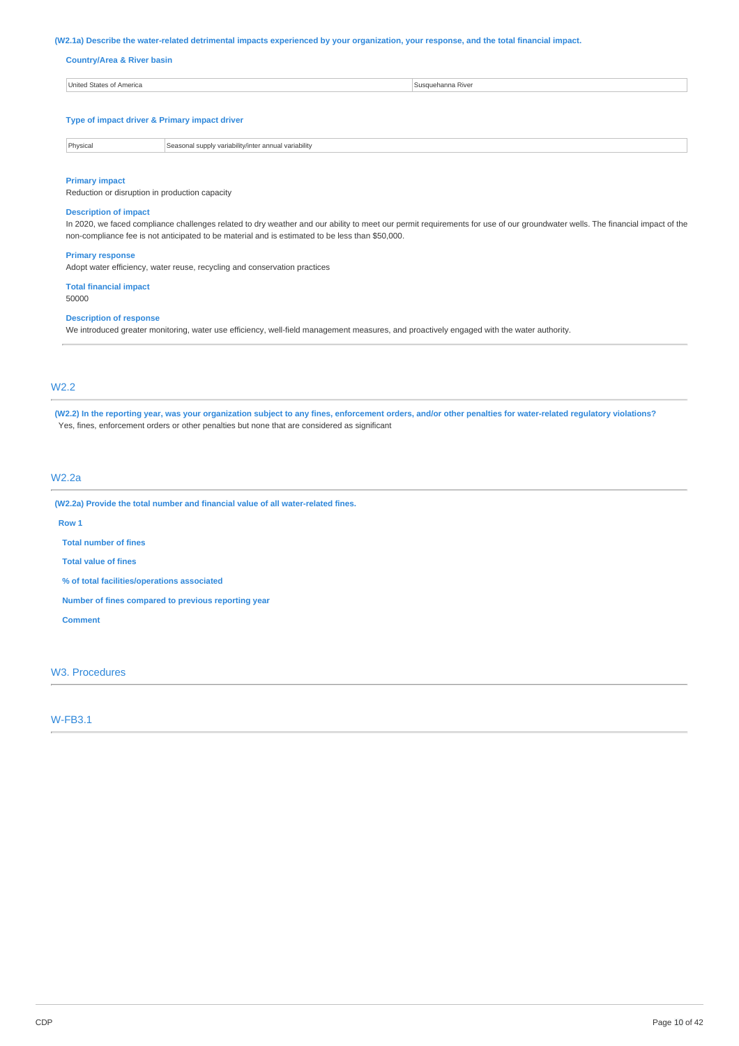**(W2.1a) Describe the water-related detrimental impacts experienced by your organization, your response, and the total financial impact.**

**Country/Area & River basin**

| United States of America | Susquehanna River |
|---|---|

**Type of impact driver & Primary impact driver**

| Physical | Seasonal supply variability/inter annual variability |
|---|---|

**Primary impact**

Reduction or disruption in production capacity

**Description of impact**

In 2020, we faced compliance challenges related to dry weather and our ability to meet our permit requirements for use of our groundwater wells. The financial impact of the non-compliance fee is not anticipated to be material and is estimated to be less than $50,000.

**Primary response**

Adopt water efficiency, water reuse, recycling and conservation practices

**Total financial impact**

50000

**Description of response**

We introduced greater monitoring, water use efficiency, well-field management measures, and proactively engaged with the water authority.

## W2.2

**(W2.2) In the reporting year, was your organization subject to any fines, enforcement orders, and/or other penalties for water-related regulatory violations?**

Yes, fines, enforcement orders or other penalties but none that are considered as significant

## W2.2a

**(W2.2a) Provide the total number and financial value of all water-related fines.**

**Row 1**

**Total number of fines**

**Total value of fines**

**% of total facilities/operations associated**

**Number of fines compared to previous reporting year**

**Comment**

## W3. Procedures

## W-FB3.1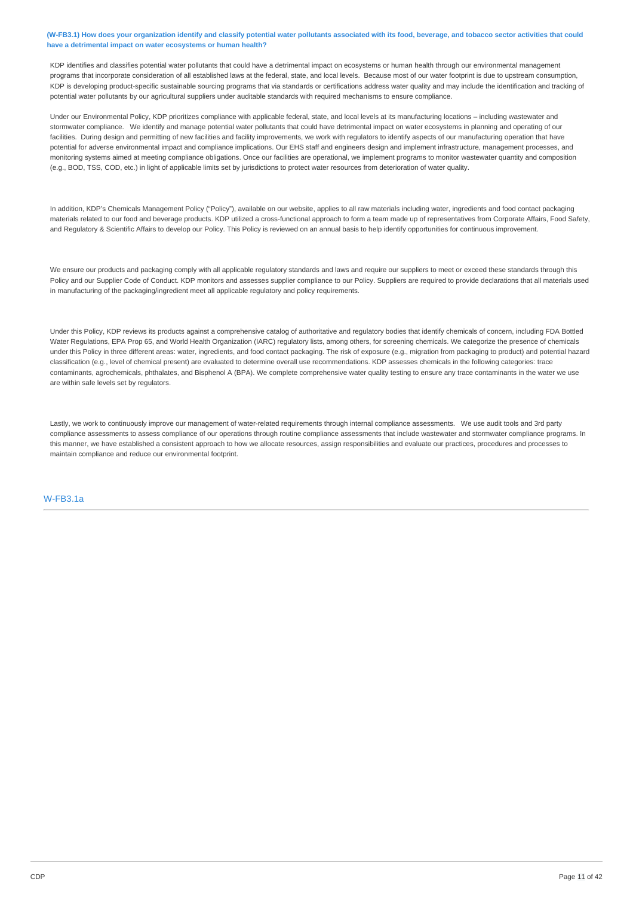**(W-FB3.1) How does your organization identify and classify potential water pollutants associated with its food, beverage, and tobacco sector activities that could have a detrimental impact on water ecosystems or human health?**

KDP identifies and classifies potential water pollutants that could have a detrimental impact on ecosystems or human health through our environmental management programs that incorporate consideration of all established laws at the federal, state, and local levels. Because most of our water footprint is due to upstream consumption, KDP is developing product-specific sustainable sourcing programs that via standards or certifications address water quality and may include the identification and tracking of potential water pollutants by our agricultural suppliers under auditable standards with required mechanisms to ensure compliance.

Under our Environmental Policy, KDP prioritizes compliance with applicable federal, state, and local levels at its manufacturing locations – including wastewater and stormwater compliance. We identify and manage potential water pollutants that could have detrimental impact on water ecosystems in planning and operating of our facilities. During design and permitting of new facilities and facility improvements, we work with regulators to identify aspects of our manufacturing operation that have potential for adverse environmental impact and compliance implications. Our EHS staff and engineers design and implement infrastructure, management processes, and monitoring systems aimed at meeting compliance obligations. Once our facilities are operational, we implement programs to monitor wastewater quantity and composition (e.g., BOD, TSS, COD, etc.) in light of applicable limits set by jurisdictions to protect water resources from deterioration of water quality.

In addition, KDP's Chemicals Management Policy ("Policy"), available on our website, applies to all raw materials including water, ingredients and food contact packaging materials related to our food and beverage products. KDP utilized a cross-functional approach to form a team made up of representatives from Corporate Affairs, Food Safety, and Regulatory & Scientific Affairs to develop our Policy. This Policy is reviewed on an annual basis to help identify opportunities for continuous improvement.

We ensure our products and packaging comply with all applicable regulatory standards and laws and require our suppliers to meet or exceed these standards through this Policy and our Supplier Code of Conduct. KDP monitors and assesses supplier compliance to our Policy. Suppliers are required to provide declarations that all materials used in manufacturing of the packaging/ingredient meet all applicable regulatory and policy requirements.

Under this Policy, KDP reviews its products against a comprehensive catalog of authoritative and regulatory bodies that identify chemicals of concern, including FDA Bottled Water Regulations, EPA Prop 65, and World Health Organization (IARC) regulatory lists, among others, for screening chemicals. We categorize the presence of chemicals under this Policy in three different areas: water, ingredients, and food contact packaging. The risk of exposure (e.g., migration from packaging to product) and potential hazard classification (e.g., level of chemical present) are evaluated to determine overall use recommendations. KDP assesses chemicals in the following categories: trace contaminants, agrochemicals, phthalates, and Bisphenol A (BPA). We complete comprehensive water quality testing to ensure any trace contaminants in the water we use are within safe levels set by regulators.

Lastly, we work to continuously improve our management of water-related requirements through internal compliance assessments. We use audit tools and 3rd party compliance assessments to assess compliance of our operations through routine compliance assessments that include wastewater and stormwater compliance programs. In this manner, we have established a consistent approach to how we allocate resources, assign responsibilities and evaluate our practices, procedures and processes to maintain compliance and reduce our environmental footprint.

## W-FB3.1a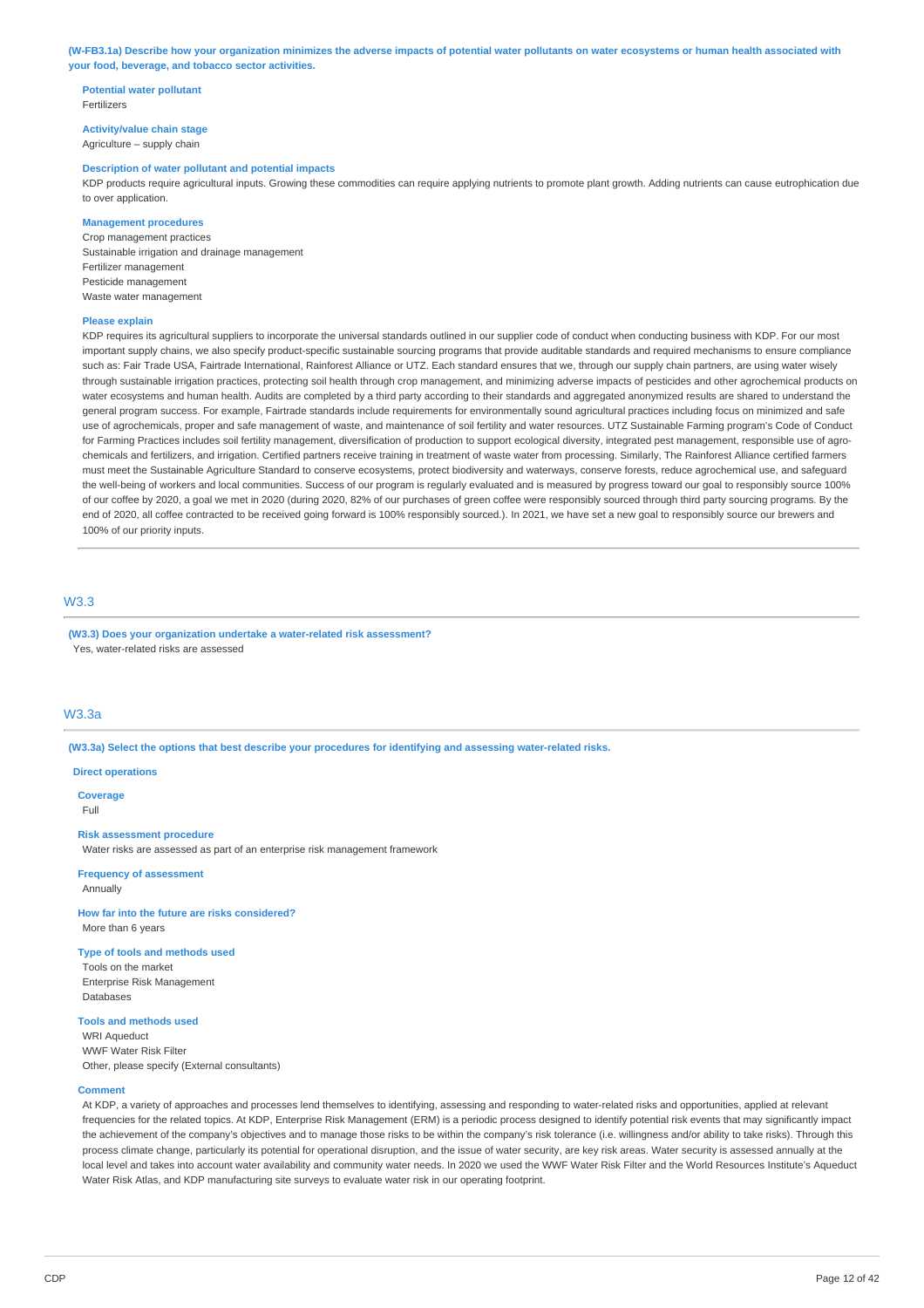**(W-FB3.1a) Describe how your organization minimizes the adverse impacts of potential water pollutants on water ecosystems or human health associated with your food, beverage, and tobacco sector activities.**

**Potential water pollutant**
Fertilizers

**Activity/value chain stage**
Agriculture – supply chain

**Description of water pollutant and potential impacts**
KDP products require agricultural inputs. Growing these commodities can require applying nutrients to promote plant growth. Adding nutrients can cause eutrophication due to over application.

**Management procedures**
Crop management practices
Sustainable irrigation and drainage management
Fertilizer management
Pesticide management
Waste water management

**Please explain**
KDP requires its agricultural suppliers to incorporate the universal standards outlined in our supplier code of conduct when conducting business with KDP. For our most important supply chains, we also specify product-specific sustainable sourcing programs that provide auditable standards and required mechanisms to ensure compliance such as: Fair Trade USA, Fairtrade International, Rainforest Alliance or UTZ. Each standard ensures that we, through our supply chain partners, are using water wisely through sustainable irrigation practices, protecting soil health through crop management, and minimizing adverse impacts of pesticides and other agrochemical products on water ecosystems and human health. Audits are completed by a third party according to their standards and aggregated anonymized results are shared to understand the general program success. For example, Fairtrade standards include requirements for environmentally sound agricultural practices including focus on minimized and safe use of agrochemicals, proper and safe management of waste, and maintenance of soil fertility and water resources. UTZ Sustainable Farming program's Code of Conduct for Farming Practices includes soil fertility management, diversification of production to support ecological diversity, integrated pest management, responsible use of agro-chemicals and fertilizers, and irrigation. Certified partners receive training in treatment of waste water from processing. Similarly, The Rainforest Alliance certified farmers must meet the Sustainable Agriculture Standard to conserve ecosystems, protect biodiversity and waterways, conserve forests, reduce agrochemical use, and safeguard the well-being of workers and local communities. Success of our program is regularly evaluated and is measured by progress toward our goal to responsibly source 100% of our coffee by 2020, a goal we met in 2020 (during 2020, 82% of our purchases of green coffee were responsibly sourced through third party sourcing programs. By the end of 2020, all coffee contracted to be received going forward is 100% responsibly sourced.). In 2021, we have set a new goal to responsibly source our brewers and 100% of our priority inputs.

---

## W3.3

**(W3.3) Does your organization undertake a water-related risk assessment?**
Yes, water-related risks are assessed

## W3.3a

**(W3.3a) Select the options that best describe your procedures for identifying and assessing water-related risks.**

**Direct operations**

**Coverage**
Full

**Risk assessment procedure**
Water risks are assessed as part of an enterprise risk management framework

**Frequency of assessment**
Annually

**How far into the future are risks considered?**
More than 6 years

**Type of tools and methods used**
Tools on the market
Enterprise Risk Management
Databases

**Tools and methods used**
WRI Aqueduct
WWF Water Risk Filter
Other, please specify (External consultants)

**Comment**
At KDP, a variety of approaches and processes lend themselves to identifying, assessing and responding to water-related risks and opportunities, applied at relevant frequencies for the related topics. At KDP, Enterprise Risk Management (ERM) is a periodic process designed to identify potential risk events that may significantly impact the achievement of the company's objectives and to manage those risks to be within the company's risk tolerance (i.e. willingness and/or ability to take risks). Through this process climate change, particularly its potential for operational disruption, and the issue of water security, are key risk areas. Water security is assessed annually at the local level and takes into account water availability and community water needs. In 2020 we used the WWF Water Risk Filter and the World Resources Institute's Aqueduct Water Risk Atlas, and KDP manufacturing site surveys to evaluate water risk in our operating footprint.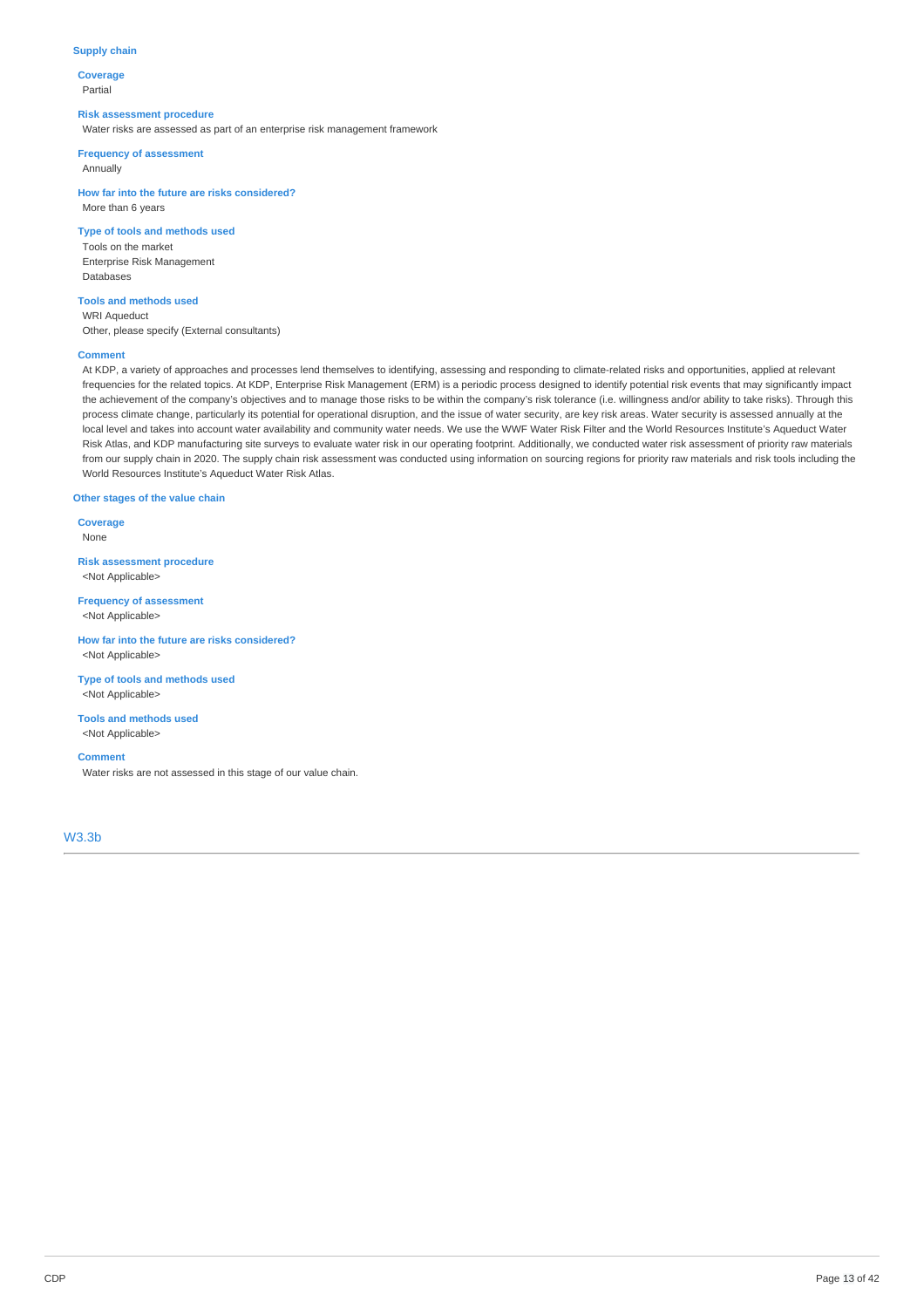### Supply chain

**Coverage**
Partial

**Risk assessment procedure**
Water risks are assessed as part of an enterprise risk management framework

**Frequency of assessment**
Annually

**How far into the future are risks considered?**
More than 6 years

**Type of tools and methods used**
Tools on the market
Enterprise Risk Management
Databases

**Tools and methods used**
WRI Aqueduct
Other, please specify (External consultants)

**Comment**
At KDP, a variety of approaches and processes lend themselves to identifying, assessing and responding to climate-related risks and opportunities, applied at relevant frequencies for the related topics. At KDP, Enterprise Risk Management (ERM) is a periodic process designed to identify potential risk events that may significantly impact the achievement of the company's objectives and to manage those risks to be within the company's risk tolerance (i.e. willingness and/or ability to take risks). Through this process climate change, particularly its potential for operational disruption, and the issue of water security, are key risk areas. Water security is assessed annually at the local level and takes into account water availability and community water needs. We use the WWF Water Risk Filter and the World Resources Institute's Aqueduct Water Risk Atlas, and KDP manufacturing site surveys to evaluate water risk in our operating footprint. Additionally, we conducted water risk assessment of priority raw materials from our supply chain in 2020. The supply chain risk assessment was conducted using information on sourcing regions for priority raw materials and risk tools including the World Resources Institute's Aqueduct Water Risk Atlas.

### Other stages of the value chain

**Coverage**
None

**Risk assessment procedure**
<Not Applicable>

**Frequency of assessment**
<Not Applicable>

**How far into the future are risks considered?**
<Not Applicable>

**Type of tools and methods used**
<Not Applicable>

**Tools and methods used**
<Not Applicable>

**Comment**
Water risks are not assessed in this stage of our value chain.

## W3.3b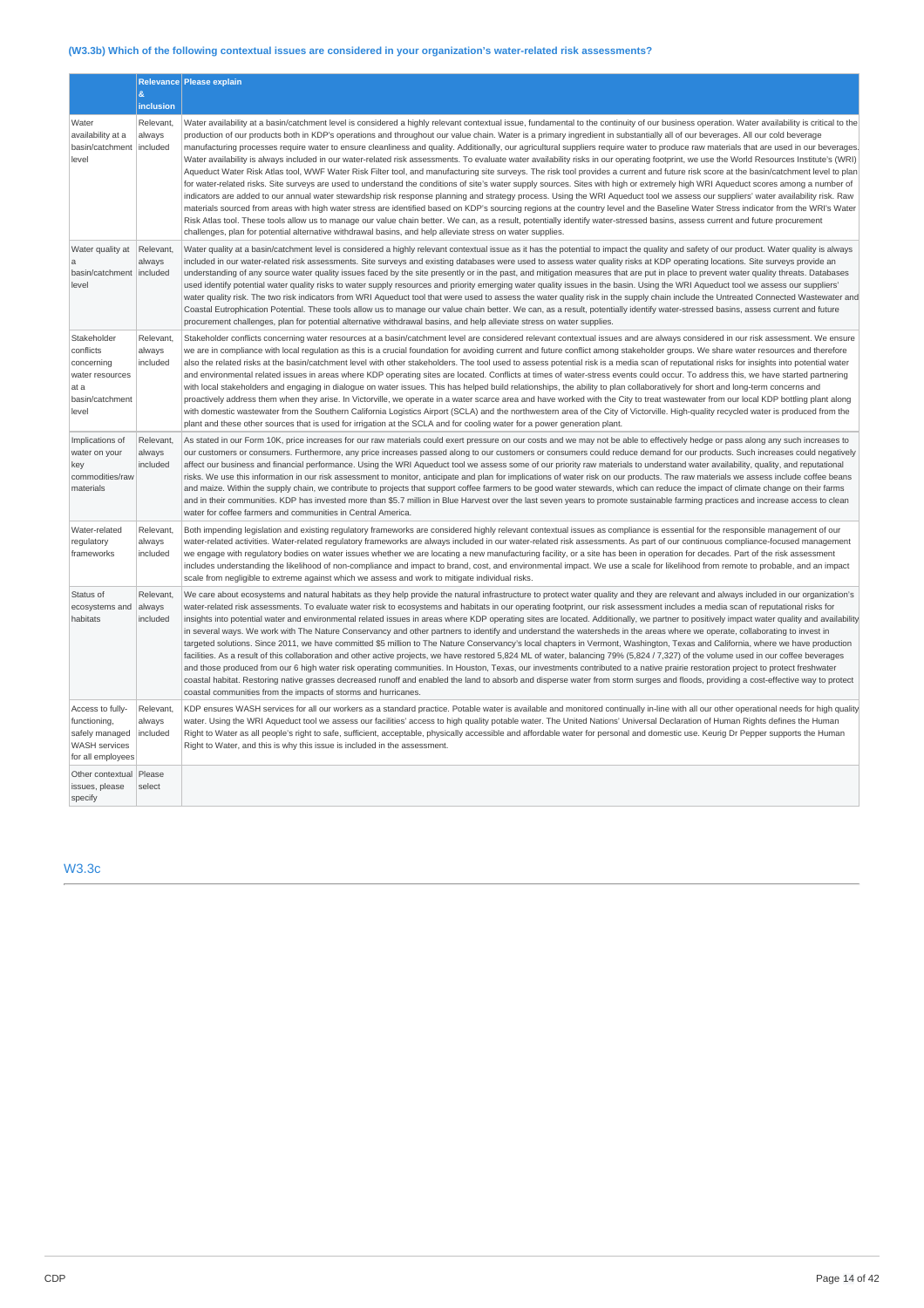### (W3.3b) Which of the following contextual issues are considered in your organization's water-related risk assessments?

| | Relevance & inclusion | Please explain |
|---|---|---|
| Water availability at a basin/catchment level | Relevant, always included | Water availability at a basin/catchment level is considered a highly relevant contextual issue, fundamental to the continuity of our business operation. Water availability is critical to the production of our products both in KDP's operations and throughout our value chain. Water is a primary ingredient in substantially all of our beverages. All our cold beverage manufacturing processes require water to ensure cleanliness and quality. Additionally, our agricultural suppliers require water to produce raw materials that are used in our beverages. Water availability is always included in our water-related risk assessments. To evaluate water availability risks in our operating footprint, we use the World Resources Institute's (WRI) Aqueduct Water Risk Atlas tool, WWF Water Risk Filter tool, and manufacturing site surveys. The risk tool provides a current and future risk score at the basin/catchment level to plan for water-related risks. Site surveys are used to understand the conditions of site's water supply sources. Sites with high or extremely high WRI Aqueduct scores among a number of indicators are added to our annual water stewardship risk response planning and strategy process. Using the WRI Aqueduct tool we assess our suppliers' water availability risk. Raw materials sourced from areas with high water stress are identified based on KDP's sourcing regions at the country level and the Baseline Water Stress indicator from the WRI's Water Risk Atlas tool. These tools allow us to manage our value chain better. We can, as a result, potentially identify water-stressed basins, assess current and future procurement challenges, plan for potential alternative withdrawal basins, and help alleviate stress on water supplies. |
| Water quality at a basin/catchment level | Relevant, always included | Water quality at a basin/catchment level is considered a highly relevant contextual issue as it has the potential to impact the quality and safety of our product. Water quality is always included in our water-related risk assessments. Site surveys and existing databases were used to assess water quality risks at KDP operating locations. Site surveys provide an understanding of any source water quality issues faced by the site presently or in the past, and mitigation measures that are put in place to prevent water quality threats. Databases used identify potential water quality risks to water supply resources and priority emerging water quality issues in the basin. Using the WRI Aqueduct tool we assess our suppliers' water quality risk. The two risk indicators from WRI Aqueduct tool that were used to assess the water quality risk in the supply chain include the Untreated Connected Wastewater and Coastal Eutrophication Potential. These tools allow us to manage our value chain better. We can, as a result, potentially identify water-stressed basins, assess current and future procurement challenges, plan for potential alternative withdrawal basins, and help alleviate stress on water supplies. |
| Stakeholder conflicts concerning water resources at a basin/catchment level | Relevant, always included | Stakeholder conflicts concerning water resources at a basin/catchment level are considered relevant contextual issues and are always considered in our risk assessment. We ensure we are in compliance with local regulation as this is a crucial foundation for avoiding current and future conflict among stakeholder groups. We share water resources and therefore also the related risks at the basin/catchment level with other stakeholders. The tool used to assess potential risk is a media scan of reputational risks for insights into potential water and environmental related issues in areas where KDP operating sites are located. Conflicts at times of water-stress events could occur. To address this, we have started partnering with local stakeholders and engaging in dialogue on water issues. This has helped build relationships, the ability to plan collaboratively for short and long-term concerns and proactively address them when they arise. In Victorville, we operate in a water scarce area and have worked with the City to treat wastewater from our local KDP bottling plant along with domestic wastewater from the Southern California Logistics Airport (SCLA) and the northwestern area of the City of Victorville. High-quality recycled water is produced from the plant and these other sources that is used for irrigation at the SCLA and for cooling water for a power generation plant. |
| Implications of water on your key commodities/raw materials | Relevant, always included | As stated in our Form 10K, price increases for our raw materials could exert pressure on our costs and we may not be able to effectively hedge or pass along any such increases to our customers or consumers. Furthermore, any price increases passed along to our customers or consumers could reduce demand for our products. Such increases could negatively affect our business and financial performance. Using the WRI Aqueduct tool we assess some of our priority raw materials to understand water availability, quality, and reputational risks. We use this information in our risk assessment to monitor, anticipate and plan for implications of water risk on our products. The raw materials we assess include coffee beans and maize. Within the supply chain, we contribute to projects that support coffee farmers to be good water stewards, which can reduce the impact of climate change on their farms and in their communities. KDP has invested more than $5.7 million in Blue Harvest over the last seven years to promote sustainable farming practices and increase access to clean water for coffee farmers and communities in Central America. |
| Water-related regulatory frameworks | Relevant, always included | Both impending legislation and existing regulatory frameworks are considered highly relevant contextual issues as compliance is essential for the responsible management of our water-related activities. Water-related regulatory frameworks are always included in our water-related risk assessments. As part of our continuous compliance-focused management we engage with regulatory bodies on water issues whether we are locating a new manufacturing facility, or a site has been in operation for decades. Part of the risk assessment includes understanding the likelihood of non-compliance and impact to brand, cost, and environmental impact. We use a scale for likelihood from remote to probable, and an impact scale from negligible to extreme against which we assess and work to mitigate individual risks. |
| Status of ecosystems and habitats | Relevant, always included | We care about ecosystems and natural habitats as they help provide the natural infrastructure to protect water quality and they are relevant and always included in our organization's water-related risk assessments. To evaluate water risk to ecosystems and habitats in our operating footprint, our risk assessment includes a media scan of reputational risks for insights into potential water and environmental related issues in areas where KDP operating sites are located. Additionally, we partner to positively impact water quality and availability in several ways. We work with The Nature Conservancy and other partners to identify and understand the watersheds in the areas where we operate, collaborating to invest in targeted solutions. Since 2011, we have committed $5 million to The Nature Conservancy's local chapters in Vermont, Washington, Texas and California, where we have production facilities. As a result of this collaboration and other active projects, we have restored 5,824 ML of water, balancing 79% (5,824 / 7,327) of the volume used in our coffee beverages and those produced from our 6 high water risk operating communities. In Houston, Texas, our investments contributed to a native prairie restoration project to protect freshwater coastal habitat. Restoring native grasses decreased runoff and enabled the land to absorb and disperse water from storm surges and floods, providing a cost-effective way to protect coastal communities from the impacts of storms and hurricanes. |
| Access to fully-functioning, safely managed WASH services for all employees | Relevant, always included | KDP ensures WASH services for all our workers as a standard practice. Potable water is available and monitored continually in-line with all our other operational needs for high quality water. Using the WRI Aqueduct tool we assess our facilities' access to high quality potable water. The United Nations' Universal Declaration of Human Rights defines the Human Right to Water as all people's right to safe, sufficient, acceptable, physically accessible and affordable water for personal and domestic use. Keurig Dr Pepper supports the Human Right to Water, and this is why this issue is included in the assessment. |
| Other contextual issues, please specify | Please select | |

## W3.3c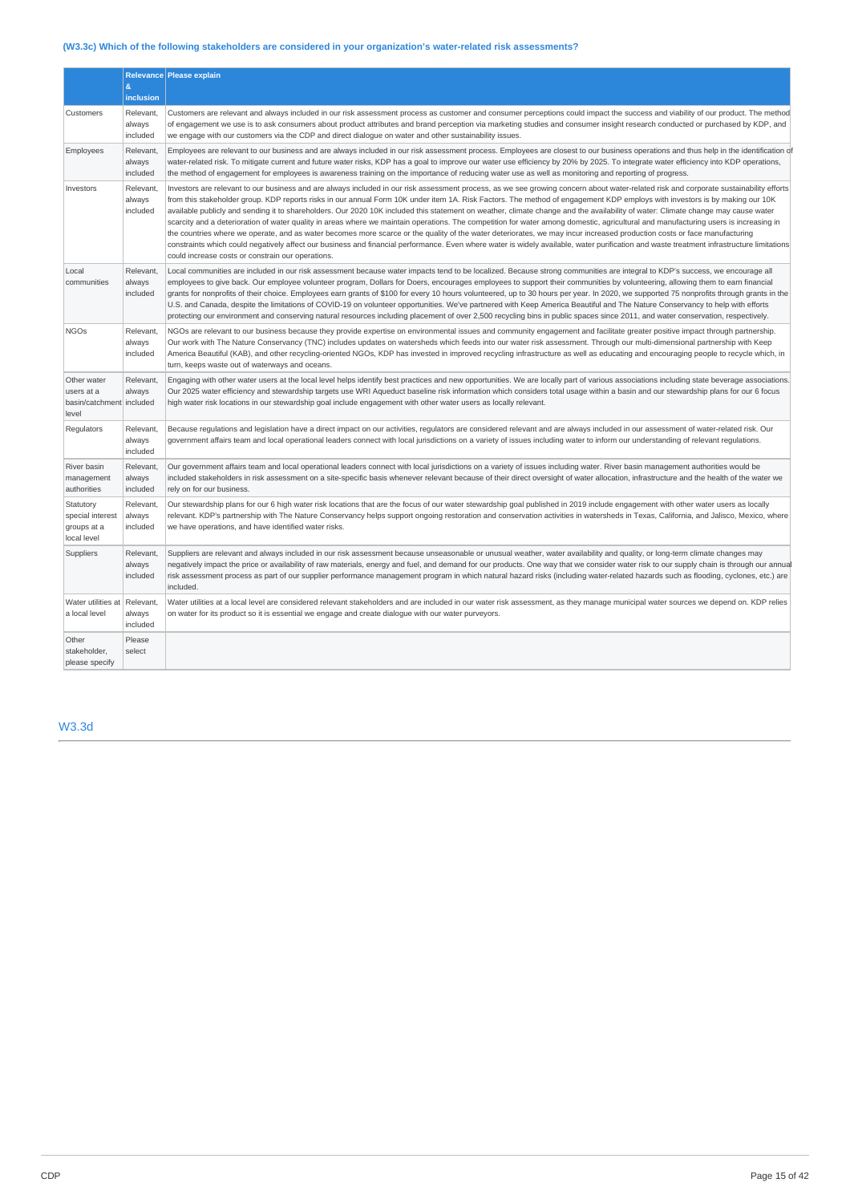### (W3.3c) Which of the following stakeholders are considered in your organization's water-related risk assessments?

| | Relevance & inclusion | Please explain |
|---|---|---|
| Customers | Relevant, always included | Customers are relevant and always included in our risk assessment process as customer and consumer perceptions could impact the success and viability of our product. The method of engagement we use is to ask consumers about product attributes and brand perception via marketing studies and consumer insight research conducted or purchased by KDP, and we engage with our customers via the CDP and direct dialogue on water and other sustainability issues. |
| Employees | Relevant, always included | Employees are relevant to our business and are always included in our risk assessment process. Employees are closest to our business operations and thus help in the identification of water-related risk. To mitigate current and future water risks, KDP has a goal to improve our water use efficiency by 20% by 2025. To integrate water efficiency into KDP operations, the method of engagement for employees is awareness training on the importance of reducing water use as well as monitoring and reporting of progress. |
| Investors | Relevant, always included | Investors are relevant to our business and are always included in our risk assessment process, as we see growing concern about water-related risk and corporate sustainability efforts from this stakeholder group. KDP reports risks in our annual Form 10K under item 1A. Risk Factors. The method of engagement KDP employs with investors is by making our 10K available publicly and sending it to shareholders. Our 2020 10K included this statement on weather, climate change and the availability of water: Climate change may cause water scarcity and a deterioration of water quality in areas where we maintain operations. The competition for water among domestic, agricultural and manufacturing users is increasing in the countries where we operate, and as water becomes more scarce or the quality of the water deteriorates, we may incur increased production costs or face manufacturing constraints which could negatively affect our business and financial performance. Even where water is widely available, water purification and waste treatment infrastructure limitations could increase costs or constrain our operations. |
| Local communities | Relevant, always included | Local communities are included in our risk assessment because water impacts tend to be localized. Because strong communities are integral to KDP's success, we encourage all employees to give back. Our employee volunteer program, Dollars for Doers, encourages employees to support their communities by volunteering, allowing them to earn financial grants for nonprofits of their choice. Employees earn grants of $100 for every 10 hours volunteered, up to 30 hours per year. In 2020, we supported 75 nonprofits through grants in the U.S. and Canada, despite the limitations of COVID-19 on volunteer opportunities. We've partnered with Keep America Beautiful and The Nature Conservancy to help with efforts protecting our environment and conserving natural resources including placement of over 2,500 recycling bins in public spaces since 2011, and water conservation, respectively. |
| NGOs | Relevant, always included | NGOs are relevant to our business because they provide expertise on environmental issues and community engagement and facilitate greater positive impact through partnership. Our work with The Nature Conservancy (TNC) includes updates on watersheds which feeds into our water risk assessment. Through our multi-dimensional partnership with Keep America Beautiful (KAB), and other recycling-oriented NGOs, KDP has invested in improved recycling infrastructure as well as educating and encouraging people to recycle which, in turn, keeps waste out of waterways and oceans. |
| Other water users at a basin/catchment level | Relevant, always included | Engaging with other water users at the local level helps identify best practices and new opportunities. We are locally part of various associations including state beverage associations. Our 2025 water efficiency and stewardship targets use WRI Aqueduct baseline risk information which considers total usage within a basin and our stewardship plans for our 6 focus high water risk locations in our stewardship goal include engagement with other water users as locally relevant. |
| Regulators | Relevant, always included | Because regulations and legislation have a direct impact on our activities, regulators are considered relevant and are always included in our assessment of water-related risk. Our government affairs team and local operational leaders connect with local jurisdictions on a variety of issues including water to inform our understanding of relevant regulations. |
| River basin management authorities | Relevant, always included | Our government affairs team and local operational leaders connect with local jurisdictions on a variety of issues including water. River basin management authorities would be included stakeholders in risk assessment on a site-specific basis whenever relevant because of their direct oversight of water allocation, infrastructure and the health of the water we rely on for our business. |
| Statutory special interest groups at a local level | Relevant, always included | Our stewardship plans for our 6 high water risk locations that are the focus of our water stewardship goal published in 2019 include engagement with other water users as locally relevant. KDP's partnership with The Nature Conservancy helps support ongoing restoration and conservation activities in watersheds in Texas, California, and Jalisco, Mexico, where we have operations, and have identified water risks. |
| Suppliers | Relevant, always included | Suppliers are relevant and always included in our risk assessment because unseasonable or unusual weather, water availability and quality, or long-term climate changes may negatively impact the price or availability of raw materials, energy and fuel, and demand for our products. One way that we consider water risk to our supply chain is through our annual risk assessment process as part of our supplier performance management program in which natural hazard risks (including water-related hazards such as flooding, cyclones, etc.) are included. |
| Water utilities at a local level | Relevant, always included | Water utilities at a local level are considered relevant stakeholders and are included in our water risk assessment, as they manage municipal water sources we depend on. KDP relies on water for its product so it is essential we engage and create dialogue with our water purveyors. |
| Other stakeholder, please specify | Please select | |

## W3.3d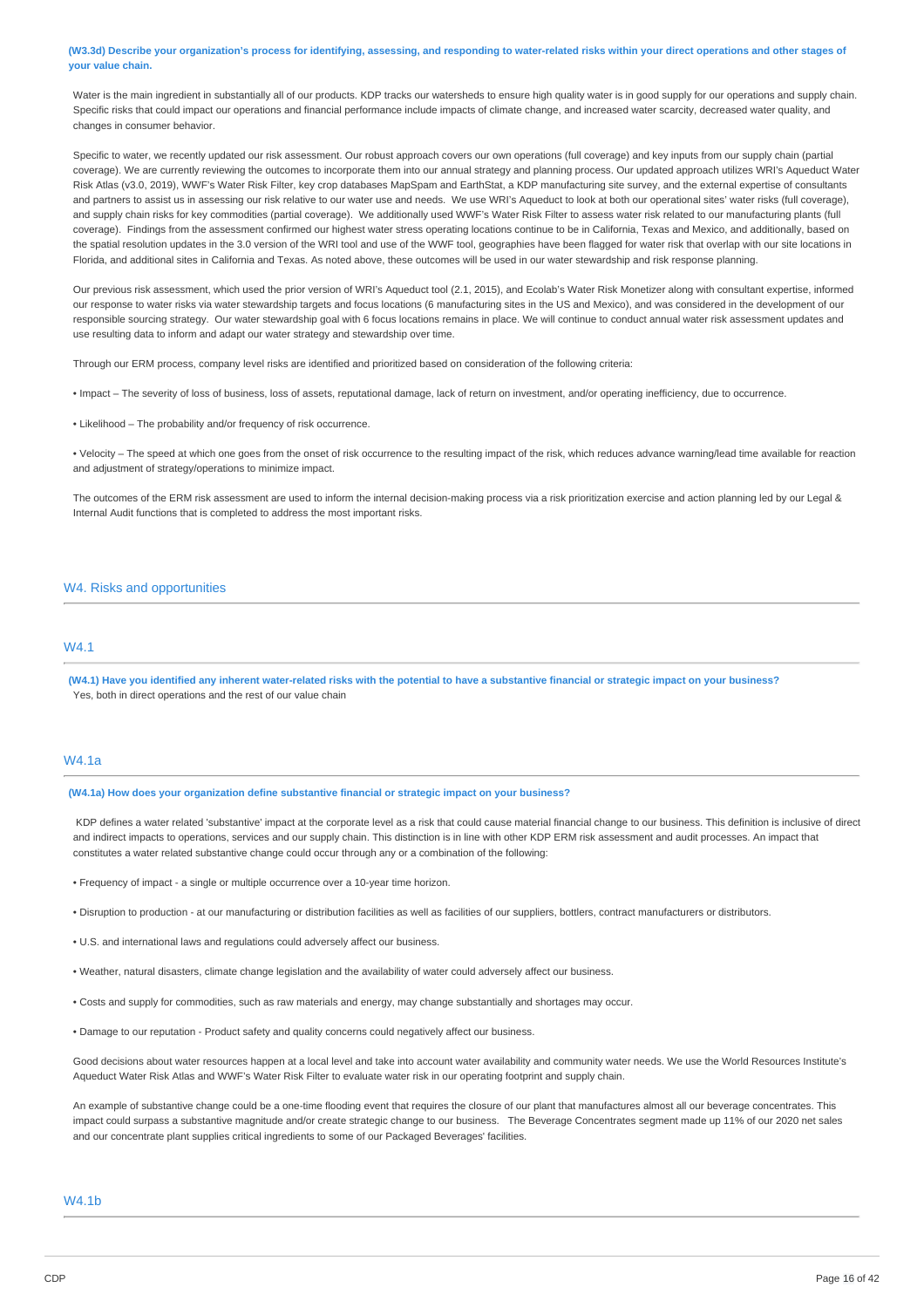**(W3.3d) Describe your organization's process for identifying, assessing, and responding to water-related risks within your direct operations and other stages of your value chain.**

Water is the main ingredient in substantially all of our products. KDP tracks our watersheds to ensure high quality water is in good supply for our operations and supply chain. Specific risks that could impact our operations and financial performance include impacts of climate change, and increased water scarcity, decreased water quality, and changes in consumer behavior.

Specific to water, we recently updated our risk assessment. Our robust approach covers our own operations (full coverage) and key inputs from our supply chain (partial coverage). We are currently reviewing the outcomes to incorporate them into our annual strategy and planning process. Our updated approach utilizes WRI's Aqueduct Water Risk Atlas (v3.0, 2019), WWF's Water Risk Filter, key crop databases MapSpam and EarthStat, a KDP manufacturing site survey, and the external expertise of consultants and partners to assist us in assessing our risk relative to our water use and needs. We use WRI's Aqueduct to look at both our operational sites' water risks (full coverage), and supply chain risks for key commodities (partial coverage). We additionally used WWF's Water Risk Filter to assess water risk related to our manufacturing plants (full coverage). Findings from the assessment confirmed our highest water stress operating locations continue to be in California, Texas and Mexico, and additionally, based on the spatial resolution updates in the 3.0 version of the WRI tool and use of the WWF tool, geographies have been flagged for water risk that overlap with our site locations in Florida, and additional sites in California and Texas. As noted above, these outcomes will be used in our water stewardship and risk response planning.

Our previous risk assessment, which used the prior version of WRI's Aqueduct tool (2.1, 2015), and Ecolab's Water Risk Monetizer along with consultant expertise, informed our response to water risks via water stewardship targets and focus locations (6 manufacturing sites in the US and Mexico), and was considered in the development of our responsible sourcing strategy. Our water stewardship goal with 6 focus locations remains in place. We will continue to conduct annual water risk assessment updates and use resulting data to inform and adapt our water strategy and stewardship over time.

Through our ERM process, company level risks are identified and prioritized based on consideration of the following criteria:

• Impact – The severity of loss of business, loss of assets, reputational damage, lack of return on investment, and/or operating inefficiency, due to occurrence.

• Likelihood – The probability and/or frequency of risk occurrence.

• Velocity – The speed at which one goes from the onset of risk occurrence to the resulting impact of the risk, which reduces advance warning/lead time available for reaction and adjustment of strategy/operations to minimize impact.

The outcomes of the ERM risk assessment are used to inform the internal decision-making process via a risk prioritization exercise and action planning led by our Legal & Internal Audit functions that is completed to address the most important risks.

## W4. Risks and opportunities

### W4.1

**(W4.1) Have you identified any inherent water-related risks with the potential to have a substantive financial or strategic impact on your business?**

Yes, both in direct operations and the rest of our value chain

### W4.1a

**(W4.1a) How does your organization define substantive financial or strategic impact on your business?**

KDP defines a water related 'substantive' impact at the corporate level as a risk that could cause material financial change to our business. This definition is inclusive of direct and indirect impacts to operations, services and our supply chain. This distinction is in line with other KDP ERM risk assessment and audit processes. An impact that constitutes a water related substantive change could occur through any or a combination of the following:

• Frequency of impact - a single or multiple occurrence over a 10-year time horizon.

• Disruption to production - at our manufacturing or distribution facilities as well as facilities of our suppliers, bottlers, contract manufacturers or distributors.

• U.S. and international laws and regulations could adversely affect our business.

• Weather, natural disasters, climate change legislation and the availability of water could adversely affect our business.

• Costs and supply for commodities, such as raw materials and energy, may change substantially and shortages may occur.

• Damage to our reputation - Product safety and quality concerns could negatively affect our business.

Good decisions about water resources happen at a local level and take into account water availability and community water needs. We use the World Resources Institute's Aqueduct Water Risk Atlas and WWF's Water Risk Filter to evaluate water risk in our operating footprint and supply chain.

An example of substantive change could be a one-time flooding event that requires the closure of our plant that manufactures almost all our beverage concentrates. This impact could surpass a substantive magnitude and/or create strategic change to our business. The Beverage Concentrates segment made up 11% of our 2020 net sales and our concentrate plant supplies critical ingredients to some of our Packaged Beverages' facilities.

### W4.1b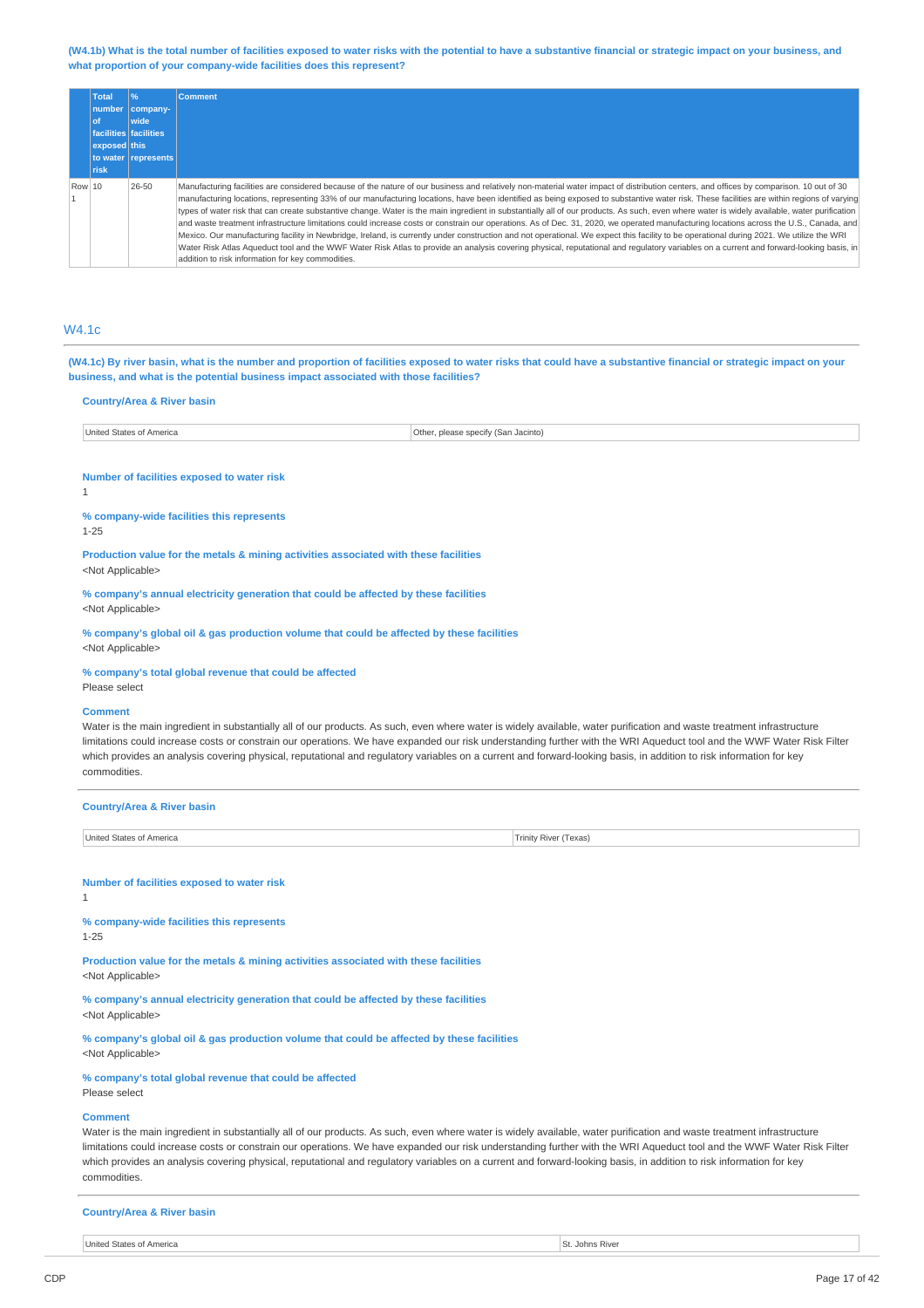**(W4.1b) What is the total number of facilities exposed to water risks with the potential to have a substantive financial or strategic impact on your business, and what proportion of your company-wide facilities does this represent?**

| | Total number of facilities exposed to water risk | % company-wide facilities this represents | Comment |
|---|---|---|---|
| Row 1 | 10 | 26-50 | Manufacturing facilities are considered because of the nature of our business and relatively non-material water impact of distribution centers, and offices by comparison. 10 out of 30 manufacturing locations, representing 33% of our manufacturing locations, have been identified as being exposed to substantive water risk. These facilities are within regions of varying types of water risk that can create substantive change. Water is the main ingredient in substantially all of our products. As such, even where water is widely available, water purification and waste treatment infrastructure limitations could increase costs or constrain our operations. As of Dec. 31, 2020, we operated manufacturing locations across the U.S., Canada, and Mexico. Our manufacturing facility in Newbridge, Ireland, is currently under construction and not operational. We expect this facility to be operational during 2021. We utilize the WRI Water Risk Atlas Aqueduct tool and the WWF Water Risk Atlas to provide an analysis covering physical, reputational and regulatory variables on a current and forward-looking basis, in addition to risk information for key commodities. |

## W4.1c

**(W4.1c) By river basin, what is the number and proportion of facilities exposed to water risks that could have a substantive financial or strategic impact on your business, and what is the potential business impact associated with those facilities?**

**Country/Area & River basin**

| United States of America | Other, please specify (San Jacinto) |
|---|---|

**Number of facilities exposed to water risk**

1

**% company-wide facilities this represents**

1-25

**Production value for the metals & mining activities associated with these facilities**

<Not Applicable>

**% company's annual electricity generation that could be affected by these facilities**

<Not Applicable>

**% company's global oil & gas production volume that could be affected by these facilities**

<Not Applicable>

**% company's total global revenue that could be affected**

Please select

**Comment**

Water is the main ingredient in substantially all of our products. As such, even where water is widely available, water purification and waste treatment infrastructure limitations could increase costs or constrain our operations. We have expanded our risk understanding further with the WRI Aqueduct tool and the WWF Water Risk Filter which provides an analysis covering physical, reputational and regulatory variables on a current and forward-looking basis, in addition to risk information for key commodities.

**Country/Area & River basin**

| United States of America | Trinity River (Texas) |
|---|---|

**Number of facilities exposed to water risk**

1

**% company-wide facilities this represents**

1-25

**Production value for the metals & mining activities associated with these facilities**

<Not Applicable>

**% company's annual electricity generation that could be affected by these facilities**

<Not Applicable>

**% company's global oil & gas production volume that could be affected by these facilities**

<Not Applicable>

**% company's total global revenue that could be affected**

Please select

**Comment**

Water is the main ingredient in substantially all of our products. As such, even where water is widely available, water purification and waste treatment infrastructure limitations could increase costs or constrain our operations. We have expanded our risk understanding further with the WRI Aqueduct tool and the WWF Water Risk Filter which provides an analysis covering physical, reputational and regulatory variables on a current and forward-looking basis, in addition to risk information for key commodities.

**Country/Area & River basin**

| United States of America | St. Johns River |
|---|---|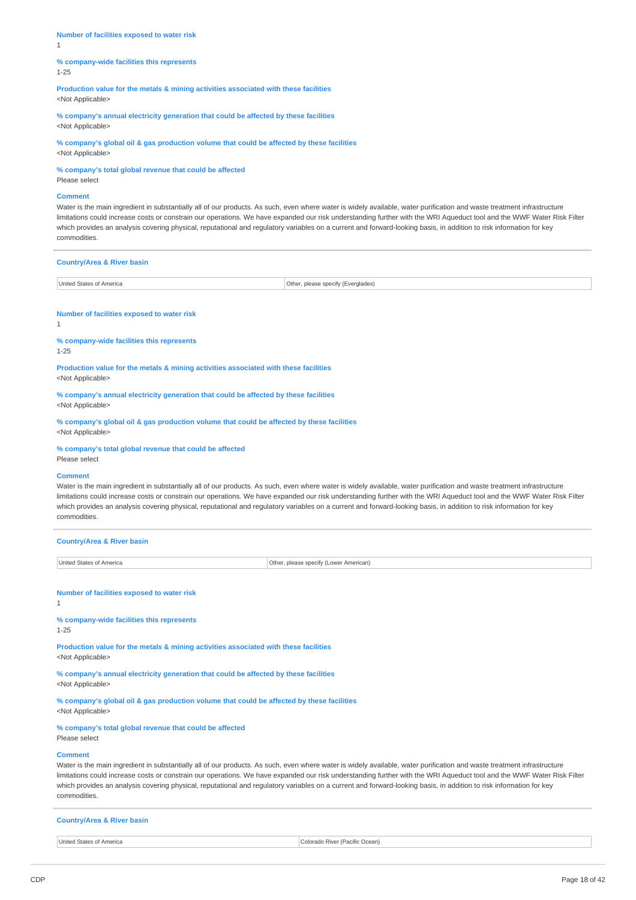**Number of facilities exposed to water risk**
1

**% company-wide facilities this represents**
1-25

**Production value for the metals & mining activities associated with these facilities**
<Not Applicable>

**% company's annual electricity generation that could be affected by these facilities**
<Not Applicable>

**% company's global oil & gas production volume that could be affected by these facilities**
<Not Applicable>

**% company's total global revenue that could be affected**
Please select

**Comment**
Water is the main ingredient in substantially all of our products. As such, even where water is widely available, water purification and waste treatment infrastructure limitations could increase costs or constrain our operations. We have expanded our risk understanding further with the WRI Aqueduct tool and the WWF Water Risk Filter which provides an analysis covering physical, reputational and regulatory variables on a current and forward-looking basis, in addition to risk information for key commodities.

---

**Country/Area & River basin**

| United States of America | Other, please specify (Everglades) |
|---|---|

**Number of facilities exposed to water risk**
1

**% company-wide facilities this represents**
1-25

**Production value for the metals & mining activities associated with these facilities**
<Not Applicable>

**% company's annual electricity generation that could be affected by these facilities**
<Not Applicable>

**% company's global oil & gas production volume that could be affected by these facilities**
<Not Applicable>

**% company's total global revenue that could be affected**
Please select

**Comment**
Water is the main ingredient in substantially all of our products. As such, even where water is widely available, water purification and waste treatment infrastructure limitations could increase costs or constrain our operations. We have expanded our risk understanding further with the WRI Aqueduct tool and the WWF Water Risk Filter which provides an analysis covering physical, reputational and regulatory variables on a current and forward-looking basis, in addition to risk information for key commodities.

---

**Country/Area & River basin**

| United States of America | Other, please specify (Lower American) |
|---|---|

**Number of facilities exposed to water risk**
1

**% company-wide facilities this represents**
1-25

**Production value for the metals & mining activities associated with these facilities**
<Not Applicable>

**% company's annual electricity generation that could be affected by these facilities**
<Not Applicable>

**% company's global oil & gas production volume that could be affected by these facilities**
<Not Applicable>

**% company's total global revenue that could be affected**
Please select

**Comment**
Water is the main ingredient in substantially all of our products. As such, even where water is widely available, water purification and waste treatment infrastructure limitations could increase costs or constrain our operations. We have expanded our risk understanding further with the WRI Aqueduct tool and the WWF Water Risk Filter which provides an analysis covering physical, reputational and regulatory variables on a current and forward-looking basis, in addition to risk information for key commodities.

---

**Country/Area & River basin**

| United States of America | Colorado River (Pacific Ocean) |
|---|---|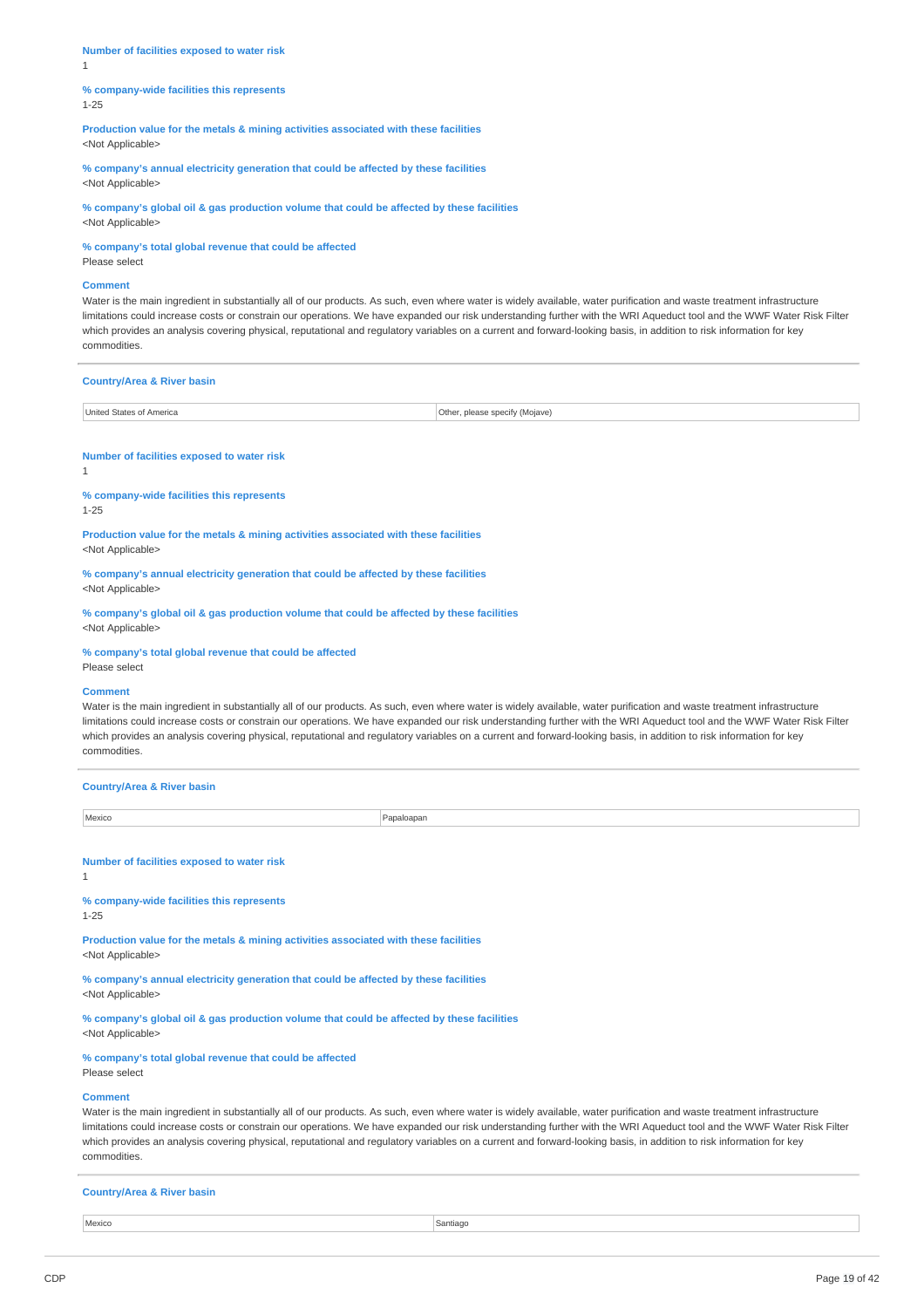**Number of facilities exposed to water risk**
1

**% company-wide facilities this represents**
1-25

**Production value for the metals & mining activities associated with these facilities**
<Not Applicable>

**% company's annual electricity generation that could be affected by these facilities**
<Not Applicable>

**% company's global oil & gas production volume that could be affected by these facilities**
<Not Applicable>

**% company's total global revenue that could be affected**
Please select

**Comment**
Water is the main ingredient in substantially all of our products. As such, even where water is widely available, water purification and waste treatment infrastructure limitations could increase costs or constrain our operations. We have expanded our risk understanding further with the WRI Aqueduct tool and the WWF Water Risk Filter which provides an analysis covering physical, reputational and regulatory variables on a current and forward-looking basis, in addition to risk information for key commodities.

**Country/Area & River basin**

| United States of America | Other, please specify (Mojave) |
|---|---|

**Number of facilities exposed to water risk**
1

**% company-wide facilities this represents**
1-25

**Production value for the metals & mining activities associated with these facilities**
<Not Applicable>

**% company's annual electricity generation that could be affected by these facilities**
<Not Applicable>

**% company's global oil & gas production volume that could be affected by these facilities**
<Not Applicable>

**% company's total global revenue that could be affected**
Please select

**Comment**
Water is the main ingredient in substantially all of our products. As such, even where water is widely available, water purification and waste treatment infrastructure limitations could increase costs or constrain our operations. We have expanded our risk understanding further with the WRI Aqueduct tool and the WWF Water Risk Filter which provides an analysis covering physical, reputational and regulatory variables on a current and forward-looking basis, in addition to risk information for key commodities.

**Country/Area & River basin**

| Mexico | Papaloapan |
|---|---|

**Number of facilities exposed to water risk**
1

**% company-wide facilities this represents**
1-25

**Production value for the metals & mining activities associated with these facilities**
<Not Applicable>

**% company's annual electricity generation that could be affected by these facilities**
<Not Applicable>

**% company's global oil & gas production volume that could be affected by these facilities**
<Not Applicable>

**% company's total global revenue that could be affected**
Please select

**Comment**
Water is the main ingredient in substantially all of our products. As such, even where water is widely available, water purification and waste treatment infrastructure limitations could increase costs or constrain our operations. We have expanded our risk understanding further with the WRI Aqueduct tool and the WWF Water Risk Filter which provides an analysis covering physical, reputational and regulatory variables on a current and forward-looking basis, in addition to risk information for key commodities.

**Country/Area & River basin**

| Mexico | Santiago |
|---|---|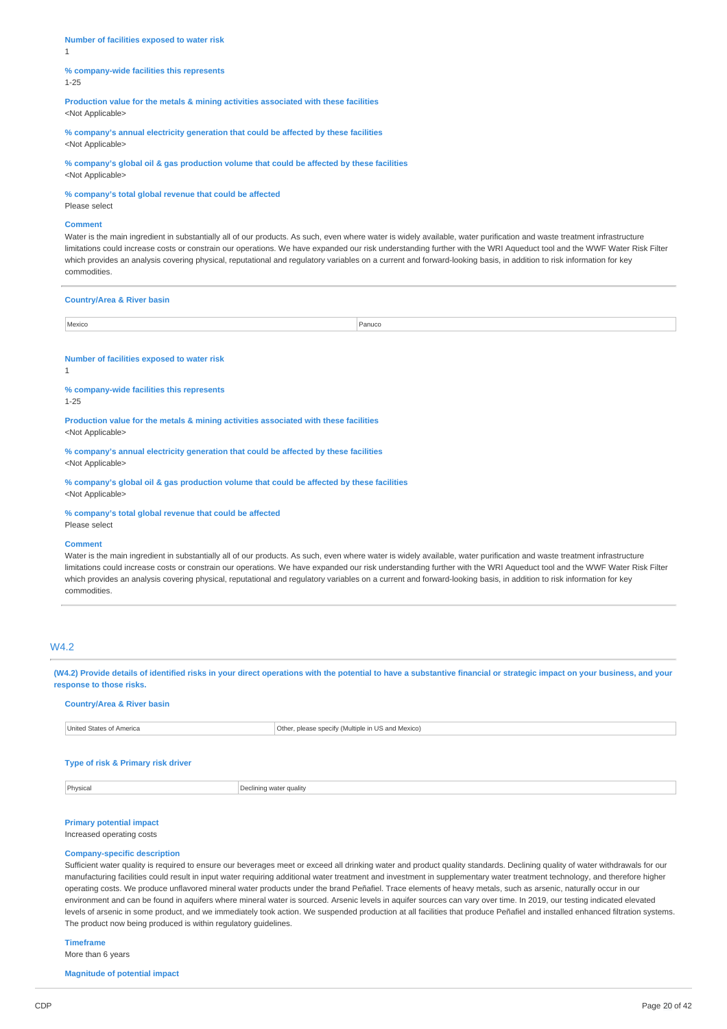**Number of facilities exposed to water risk**
1

**% company-wide facilities this represents**
1-25

**Production value for the metals & mining activities associated with these facilities**
<Not Applicable>

**% company's annual electricity generation that could be affected by these facilities**
<Not Applicable>

**% company's global oil & gas production volume that could be affected by these facilities**
<Not Applicable>

**% company's total global revenue that could be affected**
Please select

**Comment**
Water is the main ingredient in substantially all of our products. As such, even where water is widely available, water purification and waste treatment infrastructure limitations could increase costs or constrain our operations. We have expanded our risk understanding further with the WRI Aqueduct tool and the WWF Water Risk Filter which provides an analysis covering physical, reputational and regulatory variables on a current and forward-looking basis, in addition to risk information for key commodities.

---

**Country/Area & River basin**

| Mexico | Panuco |
|---|---|

**Number of facilities exposed to water risk**
1

**% company-wide facilities this represents**
1-25

**Production value for the metals & mining activities associated with these facilities**
<Not Applicable>

**% company's annual electricity generation that could be affected by these facilities**
<Not Applicable>

**% company's global oil & gas production volume that could be affected by these facilities**
<Not Applicable>

**% company's total global revenue that could be affected**
Please select

**Comment**
Water is the main ingredient in substantially all of our products. As such, even where water is widely available, water purification and waste treatment infrastructure limitations could increase costs or constrain our operations. We have expanded our risk understanding further with the WRI Aqueduct tool and the WWF Water Risk Filter which provides an analysis covering physical, reputational and regulatory variables on a current and forward-looking basis, in addition to risk information for key commodities.

---

## W4.2

**(W4.2) Provide details of identified risks in your direct operations with the potential to have a substantive financial or strategic impact on your business, and your response to those risks.**

**Country/Area & River basin**

| United States of America | Other, please specify (Multiple in US and Mexico) |
|---|---|

**Type of risk & Primary risk driver**

| Physical | Declining water quality |
|---|---|

**Primary potential impact**
Increased operating costs

**Company-specific description**
Sufficient water quality is required to ensure our beverages meet or exceed all drinking water and product quality standards. Declining quality of water withdrawals for our manufacturing facilities could result in input water requiring additional water treatment and investment in supplementary water treatment technology, and therefore higher operating costs. We produce unflavored mineral water products under the brand Peñafiel. Trace elements of heavy metals, such as arsenic, naturally occur in our environment and can be found in aquifers where mineral water is sourced. Arsenic levels in aquifer sources can vary over time. In 2019, our testing indicated elevated levels of arsenic in some product, and we immediately took action. We suspended production at all facilities that produce Peñafiel and installed enhanced filtration systems. The product now being produced is within regulatory guidelines.

**Timeframe**
More than 6 years

**Magnitude of potential impact**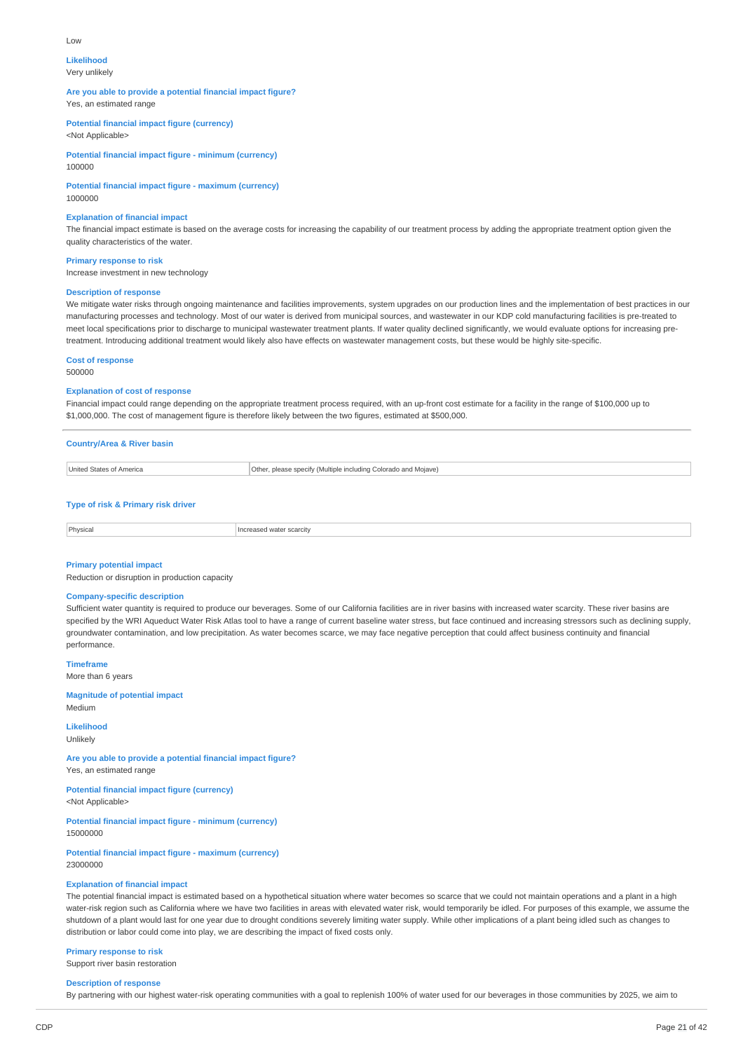Low

**Likelihood**
Very unlikely

**Are you able to provide a potential financial impact figure?**
Yes, an estimated range

**Potential financial impact figure (currency)**
<Not Applicable>

**Potential financial impact figure - minimum (currency)**
100000

**Potential financial impact figure - maximum (currency)**
1000000

**Explanation of financial impact**
The financial impact estimate is based on the average costs for increasing the capability of our treatment process by adding the appropriate treatment option given the quality characteristics of the water.

**Primary response to risk**
Increase investment in new technology

**Description of response**
We mitigate water risks through ongoing maintenance and facilities improvements, system upgrades on our production lines and the implementation of best practices in our manufacturing processes and technology. Most of our water is derived from municipal sources, and wastewater in our KDP cold manufacturing facilities is pre-treated to meet local specifications prior to discharge to municipal wastewater treatment plants. If water quality declined significantly, we would evaluate options for increasing pre-treatment. Introducing additional treatment would likely also have effects on wastewater management costs, but these would be highly site-specific.

**Cost of response**
500000

**Explanation of cost of response**
Financial impact could range depending on the appropriate treatment process required, with an up-front cost estimate for a facility in the range of $100,000 up to $1,000,000. The cost of management figure is therefore likely between the two figures, estimated at $500,000.

---

**Country/Area & River basin**

| | |
|---|---|
| United States of America | Other, please specify (Multiple including Colorado and Mojave) |

**Type of risk & Primary risk driver**

| | |
|---|---|
| Physical | Increased water scarcity |

**Primary potential impact**
Reduction or disruption in production capacity

**Company-specific description**
Sufficient water quantity is required to produce our beverages. Some of our California facilities are in river basins with increased water scarcity. These river basins are specified by the WRI Aqueduct Water Risk Atlas tool to have a range of current baseline water stress, but face continued and increasing stressors such as declining supply, groundwater contamination, and low precipitation. As water becomes scarce, we may face negative perception that could affect business continuity and financial performance.

**Timeframe**
More than 6 years

**Magnitude of potential impact**
Medium

**Likelihood**
Unlikely

**Are you able to provide a potential financial impact figure?**
Yes, an estimated range

**Potential financial impact figure (currency)**
<Not Applicable>

**Potential financial impact figure - minimum (currency)**
15000000

**Potential financial impact figure - maximum (currency)**
23000000

**Explanation of financial impact**
The potential financial impact is estimated based on a hypothetical situation where water becomes so scarce that we could not maintain operations and a plant in a high water-risk region such as California where we have two facilities in areas with elevated water risk, would temporarily be idled. For purposes of this example, we assume the shutdown of a plant would last for one year due to drought conditions severely limiting water supply. While other implications of a plant being idled such as changes to distribution or labor could come into play, we are describing the impact of fixed costs only.

**Primary response to risk**
Support river basin restoration

**Description of response**
By partnering with our highest water-risk operating communities with a goal to replenish 100% of water used for our beverages in those communities by 2025, we aim to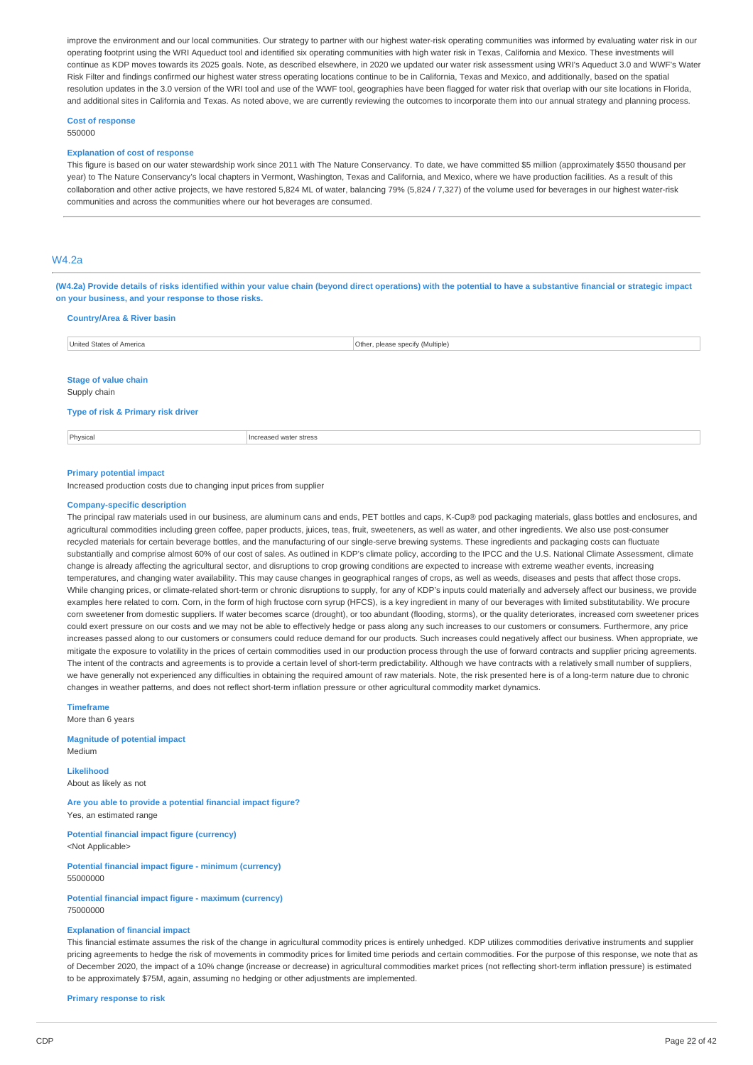improve the environment and our local communities. Our strategy to partner with our highest water-risk operating communities was informed by evaluating water risk in our operating footprint using the WRI Aqueduct tool and identified six operating communities with high water risk in Texas, California and Mexico. These investments will continue as KDP moves towards its 2025 goals. Note, as described elsewhere, in 2020 we updated our water risk assessment using WRI's Aqueduct 3.0 and WWF's Water Risk Filter and findings confirmed our highest water stress operating locations continue to be in California, Texas and Mexico, and additionally, based on the spatial resolution updates in the 3.0 version of the WRI tool and use of the WWF tool, geographies have been flagged for water risk that overlap with our site locations in Florida, and additional sites in California and Texas. As noted above, we are currently reviewing the outcomes to incorporate them into our annual strategy and planning process.

**Cost of response**

550000

**Explanation of cost of response**

This figure is based on our water stewardship work since 2011 with The Nature Conservancy. To date, we have committed $5 million (approximately $550 thousand per year) to The Nature Conservancy's local chapters in Vermont, Washington, Texas and California, and Mexico, where we have production facilities. As a result of this collaboration and other active projects, we have restored 5,824 ML of water, balancing 79% (5,824 / 7,327) of the volume used for beverages in our highest water-risk communities and across the communities where our hot beverages are consumed.

## W4.2a

**(W4.2a) Provide details of risks identified within your value chain (beyond direct operations) with the potential to have a substantive financial or strategic impact on your business, and your response to those risks.**

**Country/Area & River basin**

| United States of America | Other, please specify (Multiple) |
|---|---|

**Stage of value chain**

Supply chain

**Type of risk & Primary risk driver**

| Physical | Increased water stress |
|---|---|

**Primary potential impact**

Increased production costs due to changing input prices from supplier

**Company-specific description**

The principal raw materials used in our business, are aluminum cans and ends, PET bottles and caps, K-Cup® pod packaging materials, glass bottles and enclosures, and agricultural commodities including green coffee, paper products, juices, teas, fruit, sweeteners, as well as water, and other ingredients. We also use post-consumer recycled materials for certain beverage bottles, and the manufacturing of our single-serve brewing systems. These ingredients and packaging costs can fluctuate substantially and comprise almost 60% of our cost of sales. As outlined in KDP's climate policy, according to the IPCC and the U.S. National Climate Assessment, climate change is already affecting the agricultural sector, and disruptions to crop growing conditions are expected to increase with extreme weather events, increasing temperatures, and changing water availability. This may cause changes in geographical ranges of crops, as well as weeds, diseases and pests that affect those crops. While changing prices, or climate-related short-term or chronic disruptions to supply, for any of KDP's inputs could materially and adversely affect our business, we provide examples here related to corn. Corn, in the form of high fructose corn syrup (HFCS), is a key ingredient in many of our beverages with limited substitutability. We procure corn sweetener from domestic suppliers. If water becomes scarce (drought), or too abundant (flooding, storms), or the quality deteriorates, increased corn sweetener prices could exert pressure on our costs and we may not be able to effectively hedge or pass along any such increases to our customers or consumers. Furthermore, any price increases passed along to our customers or consumers could reduce demand for our products. Such increases could negatively affect our business. When appropriate, we mitigate the exposure to volatility in the prices of certain commodities used in our production process through the use of forward contracts and supplier pricing agreements. The intent of the contracts and agreements is to provide a certain level of short-term predictability. Although we have contracts with a relatively small number of suppliers, we have generally not experienced any difficulties in obtaining the required amount of raw materials. Note, the risk presented here is of a long-term nature due to chronic changes in weather patterns, and does not reflect short-term inflation pressure or other agricultural commodity market dynamics.

**Timeframe**

More than 6 years

**Magnitude of potential impact**

Medium

**Likelihood**

About as likely as not

**Are you able to provide a potential financial impact figure?**

Yes, an estimated range

**Potential financial impact figure (currency)**

<Not Applicable>

**Potential financial impact figure - minimum (currency)**

55000000

**Potential financial impact figure - maximum (currency)**

75000000

**Explanation of financial impact**

This financial estimate assumes the risk of the change in agricultural commodity prices is entirely unhedged. KDP utilizes commodities derivative instruments and supplier pricing agreements to hedge the risk of movements in commodity prices for limited time periods and certain commodities. For the purpose of this response, we note that as of December 2020, the impact of a 10% change (increase or decrease) in agricultural commodities market prices (not reflecting short-term inflation pressure) is estimated to be approximately $75M, again, assuming no hedging or other adjustments are implemented.

**Primary response to risk**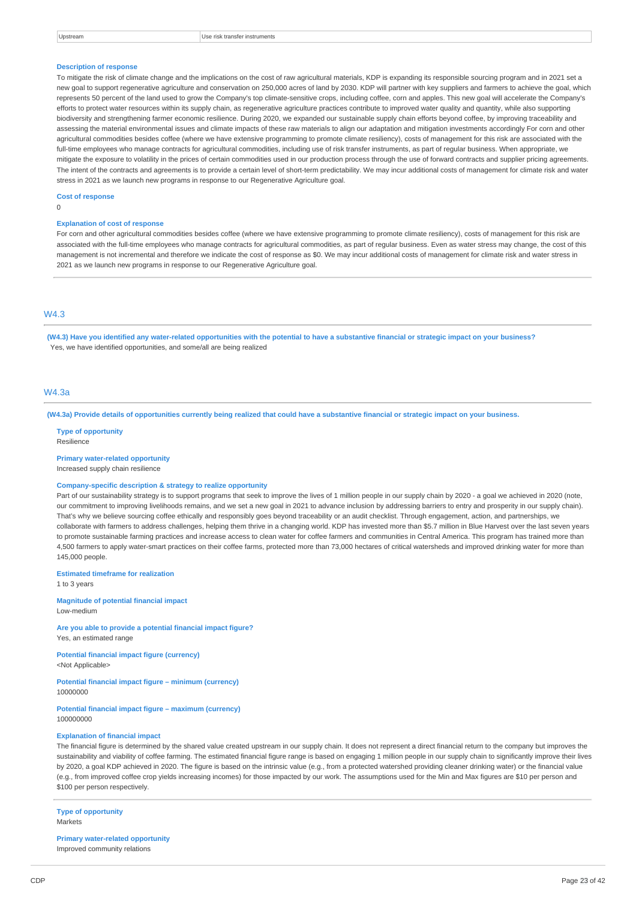| Upstream | Use risk transfer instruments |
|---|---|

**Description of response**

To mitigate the risk of climate change and the implications on the cost of raw agricultural materials, KDP is expanding its responsible sourcing program and in 2021 set a new goal to support regenerative agriculture and conservation on 250,000 acres of land by 2030. KDP will partner with key suppliers and farmers to achieve the goal, which represents 50 percent of the land used to grow the Company's top climate-sensitive crops, including coffee, corn and apples. This new goal will accelerate the Company's efforts to protect water resources within its supply chain, as regenerative agriculture practices contribute to improved water quality and quantity, while also supporting biodiversity and strengthening farmer economic resilience. During 2020, we expanded our sustainable supply chain efforts beyond coffee, by improving traceability and assessing the material environmental issues and climate impacts of these raw materials to align our adaptation and mitigation investments accordingly For corn and other agricultural commodities besides coffee (where we have extensive programming to promote climate resiliency), costs of management for this risk are associated with the full-time employees who manage contracts for agricultural commodities, including use of risk transfer instruments, as part of regular business. When appropriate, we mitigate the exposure to volatility in the prices of certain commodities used in our production process through the use of forward contracts and supplier pricing agreements. The intent of the contracts and agreements is to provide a certain level of short-term predictability. We may incur additional costs of management for climate risk and water stress in 2021 as we launch new programs in response to our Regenerative Agriculture goal.

**Cost of response**

0

**Explanation of cost of response**

For corn and other agricultural commodities besides coffee (where we have extensive programming to promote climate resiliency), costs of management for this risk are associated with the full-time employees who manage contracts for agricultural commodities, as part of regular business. Even as water stress may change, the cost of this management is not incremental and therefore we indicate the cost of response as $0. We may incur additional costs of management for climate risk and water stress in 2021 as we launch new programs in response to our Regenerative Agriculture goal.

## W4.3

**(W4.3) Have you identified any water-related opportunities with the potential to have a substantive financial or strategic impact on your business?**

Yes, we have identified opportunities, and some/all are being realized

## W4.3a

**(W4.3a) Provide details of opportunities currently being realized that could have a substantive financial or strategic impact on your business.**

**Type of opportunity**

Resilience

**Primary water-related opportunity**

Increased supply chain resilience

**Company-specific description & strategy to realize opportunity**

Part of our sustainability strategy is to support programs that seek to improve the lives of 1 million people in our supply chain by 2020 - a goal we achieved in 2020 (note, our commitment to improving livelihoods remains, and we set a new goal in 2021 to advance inclusion by addressing barriers to entry and prosperity in our supply chain). That's why we believe sourcing coffee ethically and responsibly goes beyond traceability or an audit checklist. Through engagement, action, and partnerships, we collaborate with farmers to address challenges, helping them thrive in a changing world. KDP has invested more than $5.7 million in Blue Harvest over the last seven years to promote sustainable farming practices and increase access to clean water for coffee farmers and communities in Central America. This program has trained more than 4,500 farmers to apply water-smart practices on their coffee farms, protected more than 73,000 hectares of critical watersheds and improved drinking water for more than 145,000 people.

**Estimated timeframe for realization**

1 to 3 years

**Magnitude of potential financial impact**

Low-medium

**Are you able to provide a potential financial impact figure?**

Yes, an estimated range

**Potential financial impact figure (currency)**

<Not Applicable>

**Potential financial impact figure – minimum (currency)**

10000000

**Potential financial impact figure – maximum (currency)**

100000000

**Explanation of financial impact**

The financial figure is determined by the shared value created upstream in our supply chain. It does not represent a direct financial return to the company but improves the sustainability and viability of coffee farming. The estimated financial figure range is based on engaging 1 million people in our supply chain to significantly improve their lives by 2020, a goal KDP achieved in 2020. The figure is based on the intrinsic value (e.g., from a protected watershed providing cleaner drinking water) or the financial value (e.g., from improved coffee crop yields increasing incomes) for those impacted by our work. The assumptions used for the Min and Max figures are $10 per person and $100 per person respectively.

**Type of opportunity**

Markets

**Primary water-related opportunity**

Improved community relations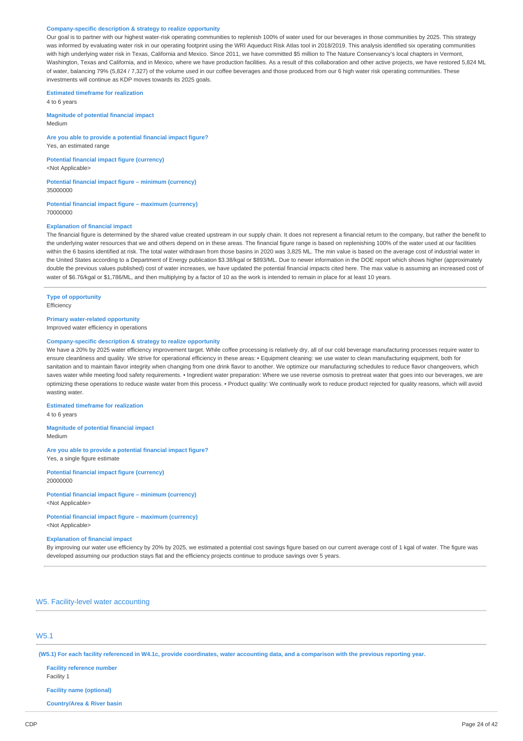**Company-specific description & strategy to realize opportunity**

Our goal is to partner with our highest water-risk operating communities to replenish 100% of water used for our beverages in those communities by 2025. This strategy was informed by evaluating water risk in our operating footprint using the WRI Aqueduct Risk Atlas tool in 2018/2019. This analysis identified six operating communities with high underlying water risk in Texas, California and Mexico. Since 2011, we have committed $5 million to The Nature Conservancy's local chapters in Vermont, Washington, Texas and California, and in Mexico, where we have production facilities. As a result of this collaboration and other active projects, we have restored 5,824 ML of water, balancing 79% (5,824 / 7,327) of the volume used in our coffee beverages and those produced from our 6 high water risk operating communities. These investments will continue as KDP moves towards its 2025 goals.

**Estimated timeframe for realization**

4 to 6 years

**Magnitude of potential financial impact**

Medium

**Are you able to provide a potential financial impact figure?**

Yes, an estimated range

**Potential financial impact figure (currency)**

<Not Applicable>

**Potential financial impact figure – minimum (currency)**

35000000

**Potential financial impact figure – maximum (currency)**

70000000

**Explanation of financial impact**

The financial figure is determined by the shared value created upstream in our supply chain. It does not represent a financial return to the company, but rather the benefit to the underlying water resources that we and others depend on in these areas. The financial figure range is based on replenishing 100% of the water used at our facilities within the 6 basins identified at risk. The total water withdrawn from those basins in 2020 was 3,825 ML. The min value is based on the average cost of industrial water in the United States according to a Department of Energy publication $3.38/kgal or $893/ML. Due to newer information in the DOE report which shows higher (approximately double the previous values published) cost of water increases, we have updated the potential financial impacts cited here. The max value is assuming an increased cost of water of $6.76/kgal or $1,786/ML, and then multiplying by a factor of 10 as the work is intended to remain in place for at least 10 years.

---

**Type of opportunity**

Efficiency

**Primary water-related opportunity**

Improved water efficiency in operations

**Company-specific description & strategy to realize opportunity**

We have a 20% by 2025 water efficiency improvement target. While coffee processing is relatively dry, all of our cold beverage manufacturing processes require water to ensure cleanliness and quality. We strive for operational efficiency in these areas: • Equipment cleaning: we use water to clean manufacturing equipment, both for sanitation and to maintain flavor integrity when changing from one drink flavor to another. We optimize our manufacturing schedules to reduce flavor changeovers, which saves water while meeting food safety requirements. • Ingredient water preparation: Where we use reverse osmosis to pretreat water that goes into our beverages, we are optimizing these operations to reduce waste water from this process. • Product quality: We continually work to reduce product rejected for quality reasons, which will avoid wasting water.

**Estimated timeframe for realization**

4 to 6 years

**Magnitude of potential financial impact**

Medium

**Are you able to provide a potential financial impact figure?**

Yes, a single figure estimate

**Potential financial impact figure (currency)**

20000000

**Potential financial impact figure – minimum (currency)**

<Not Applicable>

**Potential financial impact figure – maximum (currency)**

<Not Applicable>

**Explanation of financial impact**

By improving our water use efficiency by 20% by 2025, we estimated a potential cost savings figure based on our current average cost of 1 kgal of water. The figure was developed assuming our production stays flat and the efficiency projects continue to produce savings over 5 years.

## W5. Facility-level water accounting

### W5.1

**(W5.1) For each facility referenced in W4.1c, provide coordinates, water accounting data, and a comparison with the previous reporting year.**

**Facility reference number**

Facility 1

**Facility name (optional)**

**Country/Area & River basin**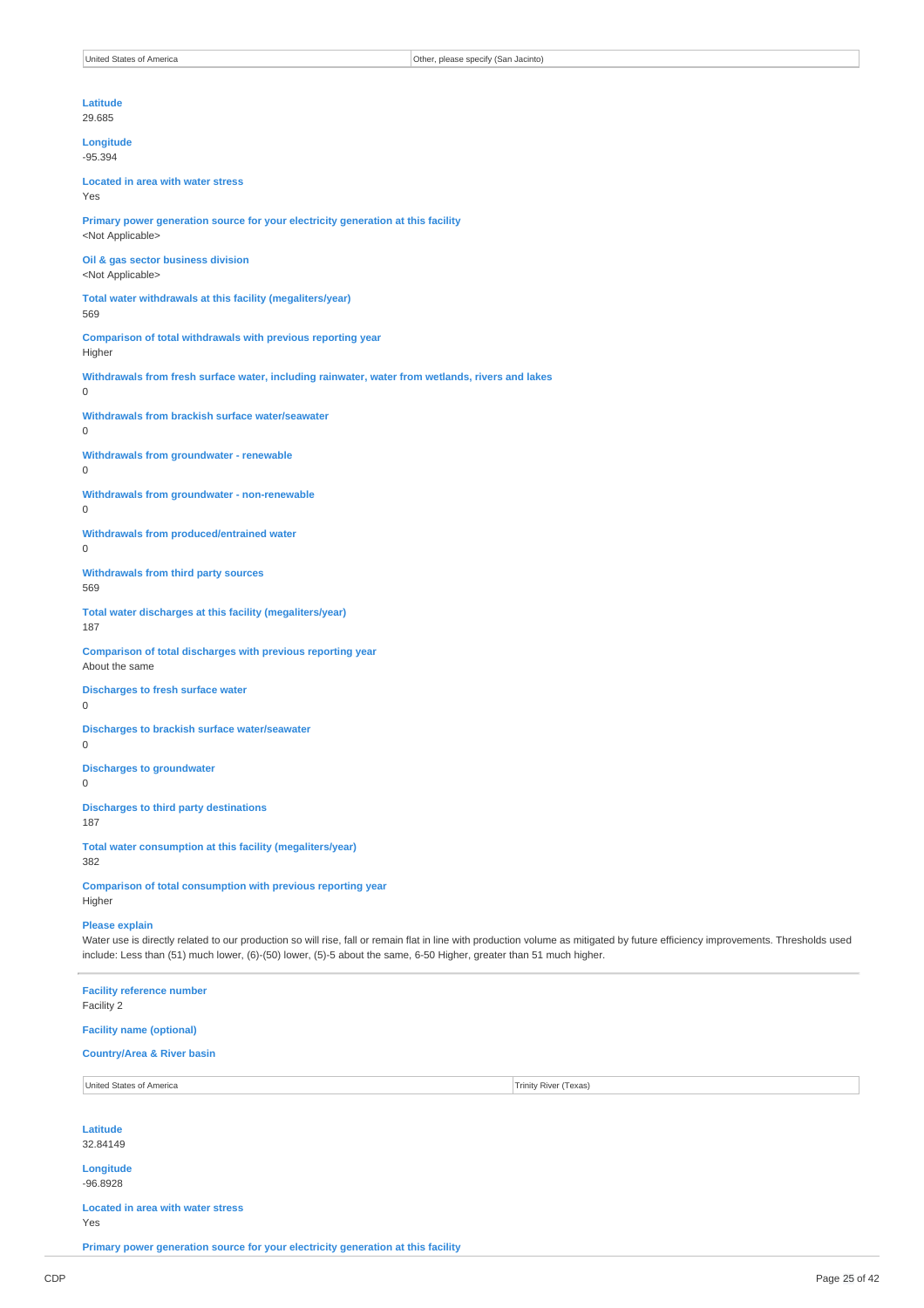| United States of America | Other, please specify (San Jacinto) |
|---|---|

**Latitude**
29.685

**Longitude**
-95.394

**Located in area with water stress**
Yes

**Primary power generation source for your electricity generation at this facility**
<Not Applicable>

**Oil & gas sector business division**
<Not Applicable>

**Total water withdrawals at this facility (megaliters/year)**
569

**Comparison of total withdrawals with previous reporting year**
Higher

**Withdrawals from fresh surface water, including rainwater, water from wetlands, rivers and lakes**
0

**Withdrawals from brackish surface water/seawater**
0

**Withdrawals from groundwater - renewable**
0

**Withdrawals from groundwater - non-renewable**
0

**Withdrawals from produced/entrained water**
0

**Withdrawals from third party sources**
569

**Total water discharges at this facility (megaliters/year)**
187

**Comparison of total discharges with previous reporting year**
About the same

**Discharges to fresh surface water**
0

**Discharges to brackish surface water/seawater**
0

**Discharges to groundwater**
0

**Discharges to third party destinations**
187

**Total water consumption at this facility (megaliters/year)**
382

**Comparison of total consumption with previous reporting year**
Higher

**Please explain**
Water use is directly related to our production so will rise, fall or remain flat in line with production volume as mitigated by future efficiency improvements. Thresholds used include: Less than (51) much lower, (6)-(50) lower, (5)-5 about the same, 6-50 Higher, greater than 51 much higher.

---

**Facility reference number**
Facility 2

**Facility name (optional)**

**Country/Area & River basin**

| United States of America | Trinity River (Texas) |
|---|---|

**Latitude**
32.84149

**Longitude**
-96.8928

**Located in area with water stress**
Yes

**Primary power generation source for your electricity generation at this facility**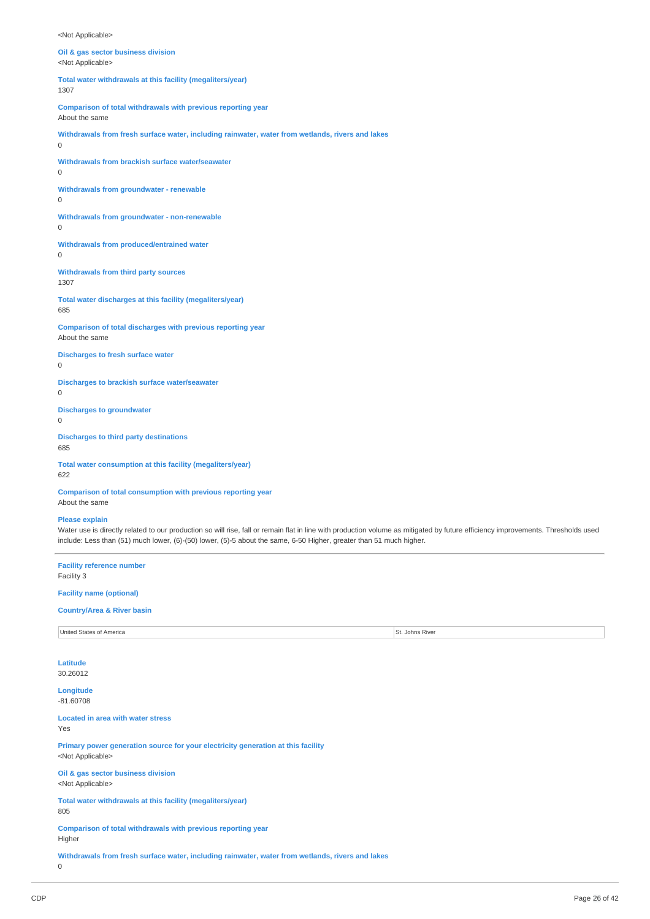<Not Applicable>

**Oil & gas sector business division**
<Not Applicable>

**Total water withdrawals at this facility (megaliters/year)**
1307

**Comparison of total withdrawals with previous reporting year**
About the same

**Withdrawals from fresh surface water, including rainwater, water from wetlands, rivers and lakes**
0

**Withdrawals from brackish surface water/seawater**
0

**Withdrawals from groundwater - renewable**
0

**Withdrawals from groundwater - non-renewable**
0

**Withdrawals from produced/entrained water**
0

**Withdrawals from third party sources**
1307

**Total water discharges at this facility (megaliters/year)**
685

**Comparison of total discharges with previous reporting year**
About the same

**Discharges to fresh surface water**
0

**Discharges to brackish surface water/seawater**
0

**Discharges to groundwater**
0

**Discharges to third party destinations**
685

**Total water consumption at this facility (megaliters/year)**
622

**Comparison of total consumption with previous reporting year**
About the same

**Please explain**
Water use is directly related to our production so will rise, fall or remain flat in line with production volume as mitigated by future efficiency improvements. Thresholds used include: Less than (51) much lower, (6)-(50) lower, (5)-5 about the same, 6-50 Higher, greater than 51 much higher.

---

**Facility reference number**
Facility 3

**Facility name (optional)**

**Country/Area & River basin**

| | |
|---|---|
| United States of America | St. Johns River |

**Latitude**
30.26012

**Longitude**
-81.60708

**Located in area with water stress**
Yes

**Primary power generation source for your electricity generation at this facility**
<Not Applicable>

**Oil & gas sector business division**
<Not Applicable>

**Total water withdrawals at this facility (megaliters/year)**
805

**Comparison of total withdrawals with previous reporting year**
Higher

**Withdrawals from fresh surface water, including rainwater, water from wetlands, rivers and lakes**
0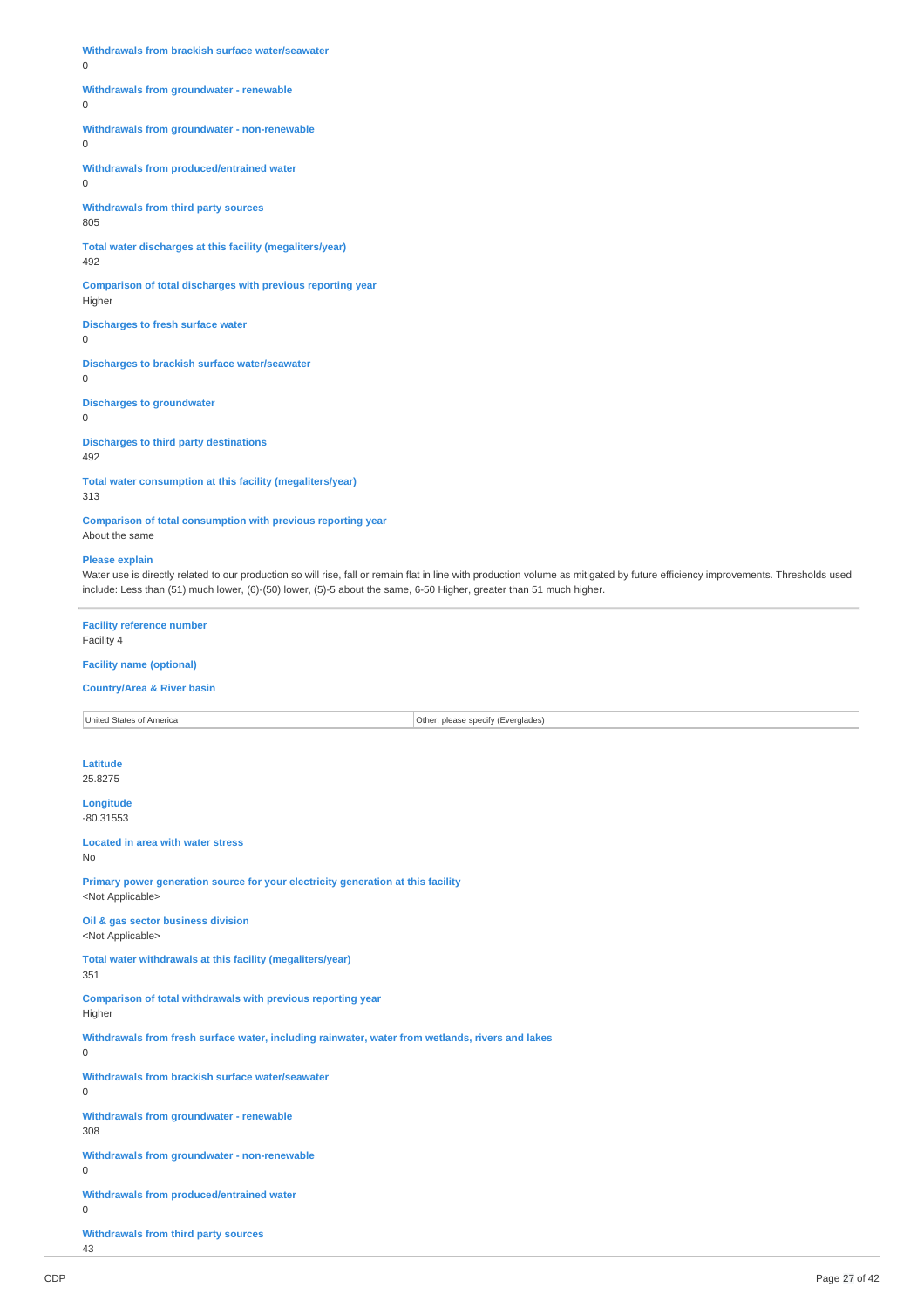**Withdrawals from brackish surface water/seawater**
0

**Withdrawals from groundwater - renewable**
0

**Withdrawals from groundwater - non-renewable**
0

**Withdrawals from produced/entrained water**
0

**Withdrawals from third party sources**
805

**Total water discharges at this facility (megaliters/year)**
492

**Comparison of total discharges with previous reporting year**
Higher

**Discharges to fresh surface water**
0

**Discharges to brackish surface water/seawater**
0

**Discharges to groundwater**
0

**Discharges to third party destinations**
492

**Total water consumption at this facility (megaliters/year)**
313

**Comparison of total consumption with previous reporting year**
About the same

**Please explain**
Water use is directly related to our production so will rise, fall or remain flat in line with production volume as mitigated by future efficiency improvements. Thresholds used include: Less than (51) much lower, (6)-(50) lower, (5)-5 about the same, 6-50 Higher, greater than 51 much higher.

---

**Facility reference number**
Facility 4

**Facility name (optional)**

**Country/Area & River basin**

| United States of America | Other, please specify (Everglades) |
|---|---|

**Latitude**
25.8275

**Longitude**
-80.31553

**Located in area with water stress**
No

**Primary power generation source for your electricity generation at this facility**
<Not Applicable>

**Oil & gas sector business division**
<Not Applicable>

**Total water withdrawals at this facility (megaliters/year)**
351

**Comparison of total withdrawals with previous reporting year**
Higher

**Withdrawals from fresh surface water, including rainwater, water from wetlands, rivers and lakes**
0

**Withdrawals from brackish surface water/seawater**
0

**Withdrawals from groundwater - renewable**
308

**Withdrawals from groundwater - non-renewable**
0

**Withdrawals from produced/entrained water**
0

**Withdrawals from third party sources**
43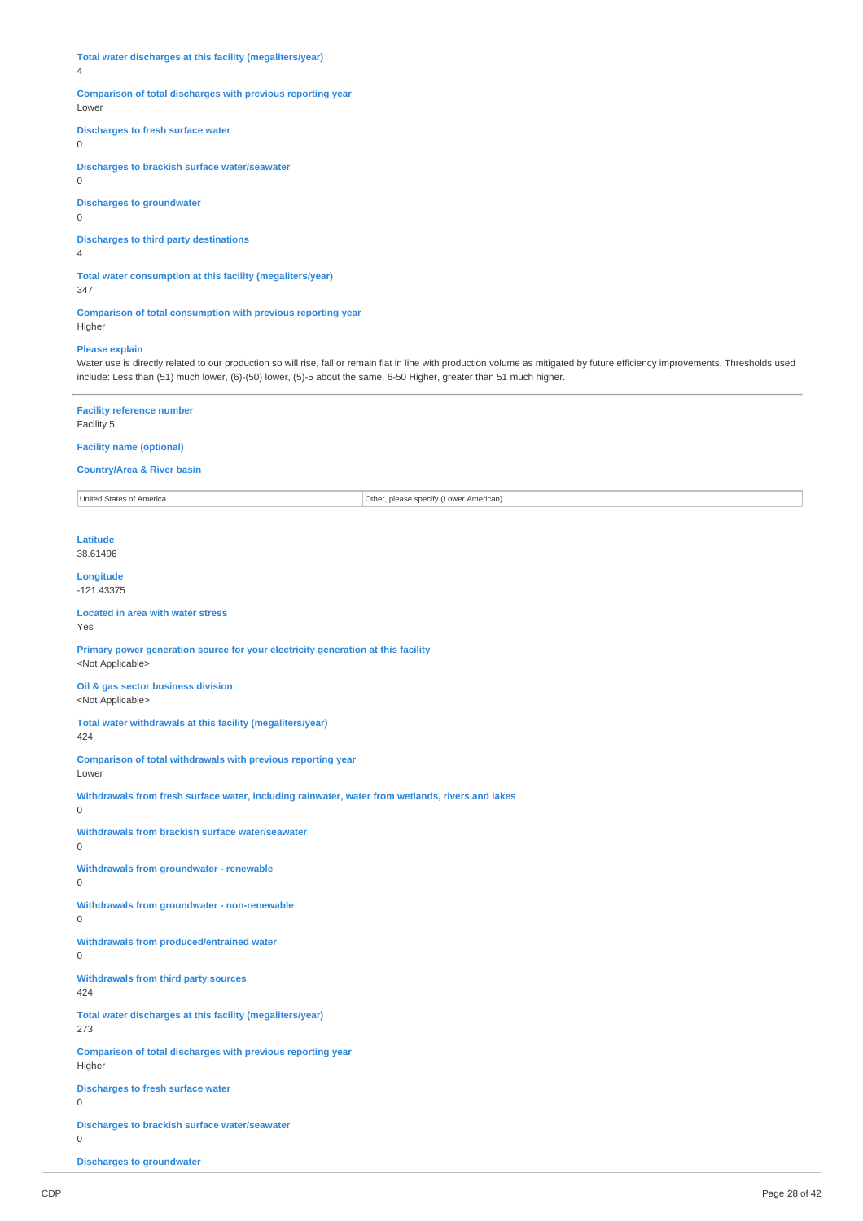**Total water discharges at this facility (megaliters/year)**
4

**Comparison of total discharges with previous reporting year**
Lower

**Discharges to fresh surface water**
0

**Discharges to brackish surface water/seawater**
0

**Discharges to groundwater**
0

**Discharges to third party destinations**
4

**Total water consumption at this facility (megaliters/year)**
347

**Comparison of total consumption with previous reporting year**
Higher

**Please explain**
Water use is directly related to our production so will rise, fall or remain flat in line with production volume as mitigated by future efficiency improvements. Thresholds used include: Less than (51) much lower, (6)-(50) lower, (5)-5 about the same, 6-50 Higher, greater than 51 much higher.

---

**Facility reference number**
Facility 5

**Facility name (optional)**

**Country/Area & River basin**

| United States of America | Other, please specify (Lower American) |
|---|---|

**Latitude**
38.61496

**Longitude**
-121.43375

**Located in area with water stress**
Yes

**Primary power generation source for your electricity generation at this facility**
<Not Applicable>

**Oil & gas sector business division**
<Not Applicable>

**Total water withdrawals at this facility (megaliters/year)**
424

**Comparison of total withdrawals with previous reporting year**
Lower

**Withdrawals from fresh surface water, including rainwater, water from wetlands, rivers and lakes**
0

**Withdrawals from brackish surface water/seawater**
0

**Withdrawals from groundwater - renewable**
0

**Withdrawals from groundwater - non-renewable**
0

**Withdrawals from produced/entrained water**
0

**Withdrawals from third party sources**
424

**Total water discharges at this facility (megaliters/year)**
273

**Comparison of total discharges with previous reporting year**
Higher

**Discharges to fresh surface water**
0

**Discharges to brackish surface water/seawater**
0

**Discharges to groundwater**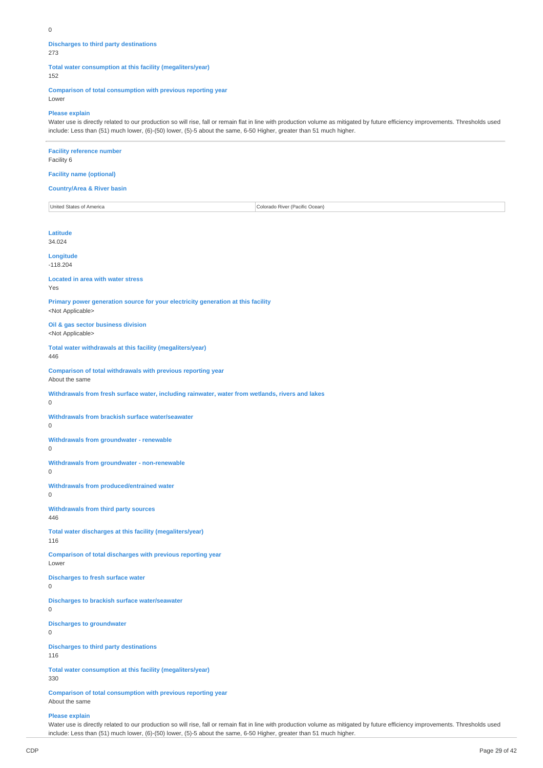0

**Discharges to third party destinations**
273

**Total water consumption at this facility (megaliters/year)**
152

**Comparison of total consumption with previous reporting year**
Lower

**Please explain**
Water use is directly related to our production so will rise, fall or remain flat in line with production volume as mitigated by future efficiency improvements. Thresholds used include: Less than (51) much lower, (6)-(50) lower, (5)-5 about the same, 6-50 Higher, greater than 51 much higher.

---

**Facility reference number**
Facility 6

**Facility name (optional)**

**Country/Area & River basin**

| United States of America | Colorado River (Pacific Ocean) |
|---|---|

**Latitude**
34.024

**Longitude**
-118.204

**Located in area with water stress**
Yes

**Primary power generation source for your electricity generation at this facility**
<Not Applicable>

**Oil & gas sector business division**
<Not Applicable>

**Total water withdrawals at this facility (megaliters/year)**
446

**Comparison of total withdrawals with previous reporting year**
About the same

**Withdrawals from fresh surface water, including rainwater, water from wetlands, rivers and lakes**
0

**Withdrawals from brackish surface water/seawater**
0

**Withdrawals from groundwater - renewable**
0

**Withdrawals from groundwater - non-renewable**
0

**Withdrawals from produced/entrained water**
0

**Withdrawals from third party sources**
446

**Total water discharges at this facility (megaliters/year)**
116

**Comparison of total discharges with previous reporting year**
Lower

**Discharges to fresh surface water**
0

**Discharges to brackish surface water/seawater**
0

**Discharges to groundwater**
0

**Discharges to third party destinations**
116

**Total water consumption at this facility (megaliters/year)**
330

**Comparison of total consumption with previous reporting year**
About the same

**Please explain**
Water use is directly related to our production so will rise, fall or remain flat in line with production volume as mitigated by future efficiency improvements. Thresholds used include: Less than (51) much lower, (6)-(50) lower, (5)-5 about the same, 6-50 Higher, greater than 51 much higher.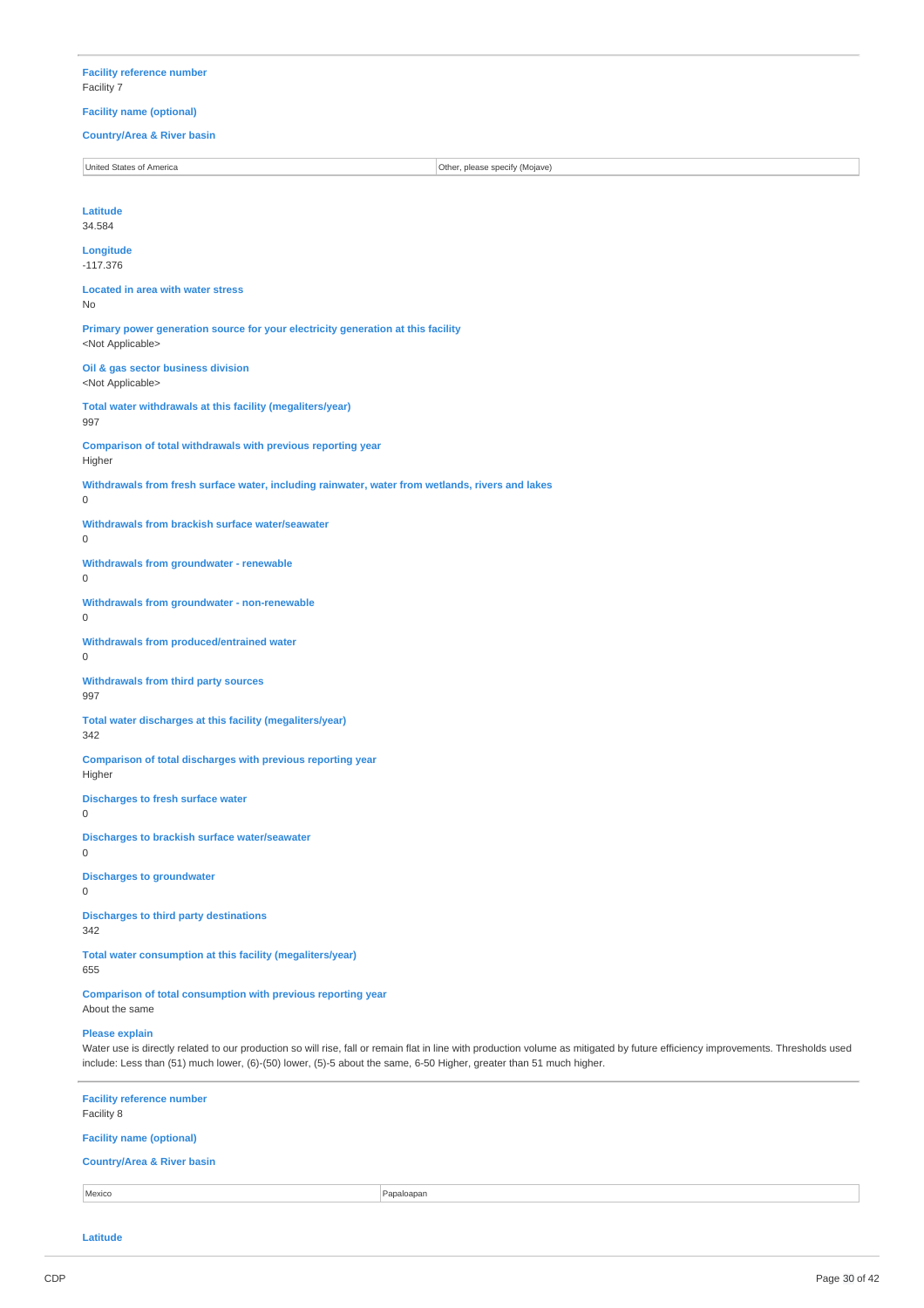**Facility reference number**
Facility 7

**Facility name (optional)**

**Country/Area & River basin**

| United States of America | Other, please specify (Mojave) |
|---|---|

**Latitude**
34.584

**Longitude**
-117.376

**Located in area with water stress**
No

**Primary power generation source for your electricity generation at this facility**
<Not Applicable>

**Oil & gas sector business division**
<Not Applicable>

**Total water withdrawals at this facility (megaliters/year)**
997

**Comparison of total withdrawals with previous reporting year**
Higher

**Withdrawals from fresh surface water, including rainwater, water from wetlands, rivers and lakes**
0

**Withdrawals from brackish surface water/seawater**
0

**Withdrawals from groundwater - renewable**
0

**Withdrawals from groundwater - non-renewable**
0

**Withdrawals from produced/entrained water**
0

**Withdrawals from third party sources**
997

**Total water discharges at this facility (megaliters/year)**
342

**Comparison of total discharges with previous reporting year**
Higher

**Discharges to fresh surface water**
0

**Discharges to brackish surface water/seawater**
0

**Discharges to groundwater**
0

**Discharges to third party destinations**
342

**Total water consumption at this facility (megaliters/year)**
655

**Comparison of total consumption with previous reporting year**
About the same

**Please explain**
Water use is directly related to our production so will rise, fall or remain flat in line with production volume as mitigated by future efficiency improvements. Thresholds used include: Less than (51) much lower, (6)-(50) lower, (5)-5 about the same, 6-50 Higher, greater than 51 much higher.

---

**Facility reference number**
Facility 8

**Facility name (optional)**

**Country/Area & River basin**

| Mexico | Papaloapan |
|---|---|

**Latitude**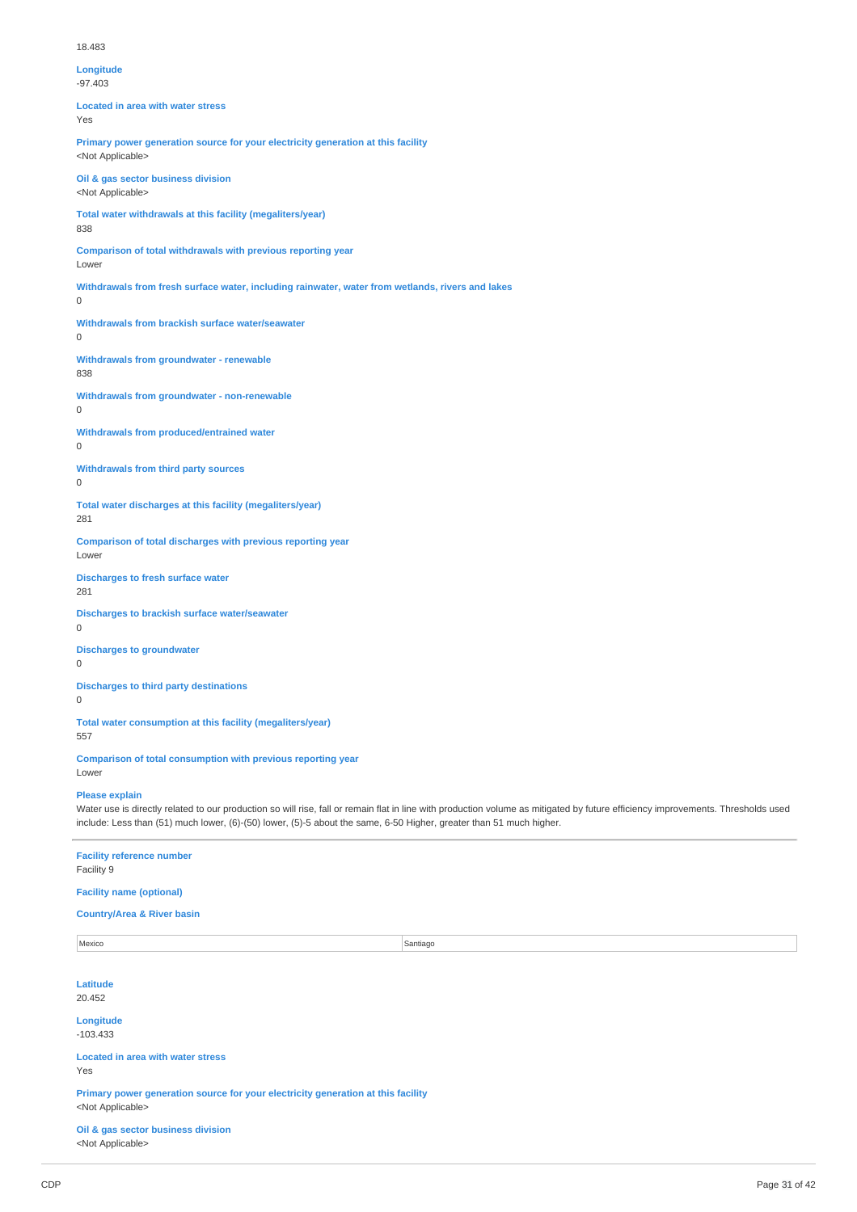18.483

**Longitude**
-97.403

**Located in area with water stress**
Yes

**Primary power generation source for your electricity generation at this facility**
<Not Applicable>

**Oil & gas sector business division**
<Not Applicable>

**Total water withdrawals at this facility (megaliters/year)**
838

**Comparison of total withdrawals with previous reporting year**
Lower

**Withdrawals from fresh surface water, including rainwater, water from wetlands, rivers and lakes**
0

**Withdrawals from brackish surface water/seawater**
0

**Withdrawals from groundwater - renewable**
838

**Withdrawals from groundwater - non-renewable**
0

**Withdrawals from produced/entrained water**
0

**Withdrawals from third party sources**
0

**Total water discharges at this facility (megaliters/year)**
281

**Comparison of total discharges with previous reporting year**
Lower

**Discharges to fresh surface water**
281

**Discharges to brackish surface water/seawater**
0

**Discharges to groundwater**
0

**Discharges to third party destinations**
0

**Total water consumption at this facility (megaliters/year)**
557

**Comparison of total consumption with previous reporting year**
Lower

**Please explain**
Water use is directly related to our production so will rise, fall or remain flat in line with production volume as mitigated by future efficiency improvements. Thresholds used include: Less than (51) much lower, (6)-(50) lower, (5)-5 about the same, 6-50 Higher, greater than 51 much higher.

---

**Facility reference number**
Facility 9

**Facility name (optional)**

**Country/Area & River basin**

| Mexico | Santiago |
|---|---|

**Latitude**
20.452

**Longitude**
-103.433

**Located in area with water stress**
Yes

**Primary power generation source for your electricity generation at this facility**
<Not Applicable>

**Oil & gas sector business division**
<Not Applicable>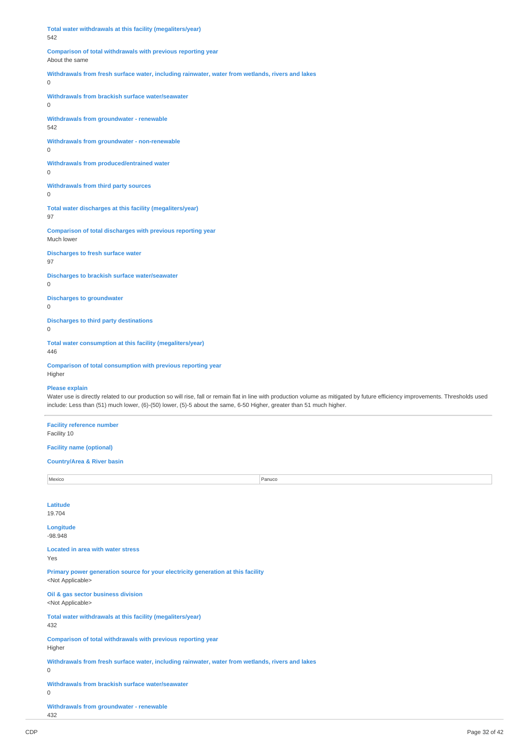**Total water withdrawals at this facility (megaliters/year)**
542

**Comparison of total withdrawals with previous reporting year**
About the same

**Withdrawals from fresh surface water, including rainwater, water from wetlands, rivers and lakes**
0

**Withdrawals from brackish surface water/seawater**
0

**Withdrawals from groundwater - renewable**
542

**Withdrawals from groundwater - non-renewable**
0

**Withdrawals from produced/entrained water**
0

**Withdrawals from third party sources**
0

**Total water discharges at this facility (megaliters/year)**
97

**Comparison of total discharges with previous reporting year**
Much lower

**Discharges to fresh surface water**
97

**Discharges to brackish surface water/seawater**
0

**Discharges to groundwater**
0

**Discharges to third party destinations**
0

**Total water consumption at this facility (megaliters/year)**
446

**Comparison of total consumption with previous reporting year**
Higher

**Please explain**
Water use is directly related to our production so will rise, fall or remain flat in line with production volume as mitigated by future efficiency improvements. Thresholds used include: Less than (51) much lower, (6)-(50) lower, (5)-5 about the same, 6-50 Higher, greater than 51 much higher.

---

**Facility reference number**
Facility 10

**Facility name (optional)**

**Country/Area & River basin**

| Mexico | Panuco |
|---|---|

**Latitude**
19.704

**Longitude**
-98.948

**Located in area with water stress**
Yes

**Primary power generation source for your electricity generation at this facility**
<Not Applicable>

**Oil & gas sector business division**
<Not Applicable>

**Total water withdrawals at this facility (megaliters/year)**
432

**Comparison of total withdrawals with previous reporting year**
Higher

**Withdrawals from fresh surface water, including rainwater, water from wetlands, rivers and lakes**
0

**Withdrawals from brackish surface water/seawater**
0

**Withdrawals from groundwater - renewable**
432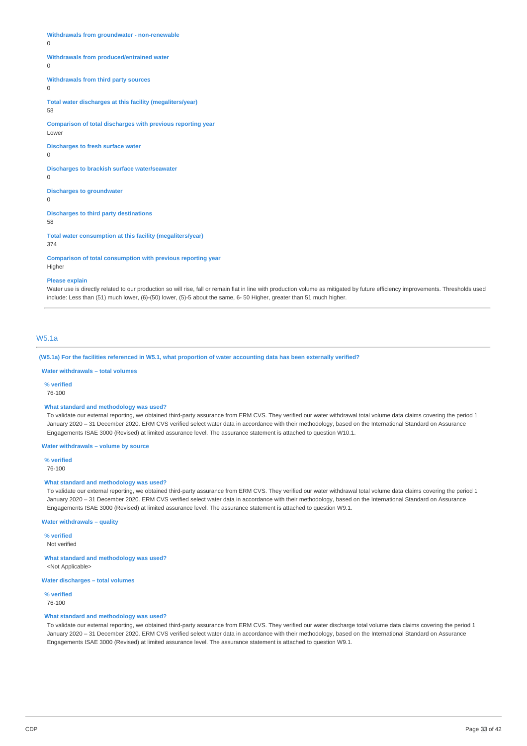**Withdrawals from groundwater - non-renewable**
0

**Withdrawals from produced/entrained water**
0

**Withdrawals from third party sources**
0

**Total water discharges at this facility (megaliters/year)**
58

**Comparison of total discharges with previous reporting year**
Lower

**Discharges to fresh surface water**
0

**Discharges to brackish surface water/seawater**
0

**Discharges to groundwater**
0

**Discharges to third party destinations**
58

**Total water consumption at this facility (megaliters/year)**
374

**Comparison of total consumption with previous reporting year**
Higher

**Please explain**
Water use is directly related to our production so will rise, fall or remain flat in line with production volume as mitigated by future efficiency improvements. Thresholds used include: Less than (51) much lower, (6)-(50) lower, (5)-5 about the same, 6- 50 Higher, greater than 51 much higher.

## W5.1a

**(W5.1a) For the facilities referenced in W5.1, what proportion of water accounting data has been externally verified?**

**Water withdrawals – total volumes**

**% verified**
76-100

**What standard and methodology was used?**
To validate our external reporting, we obtained third-party assurance from ERM CVS. They verified our water withdrawal total volume data claims covering the period 1 January 2020 – 31 December 2020. ERM CVS verified select water data in accordance with their methodology, based on the International Standard on Assurance Engagements ISAE 3000 (Revised) at limited assurance level. The assurance statement is attached to question W10.1.

**Water withdrawals – volume by source**

**% verified**
76-100

**What standard and methodology was used?**
To validate our external reporting, we obtained third-party assurance from ERM CVS. They verified our water withdrawal total volume data claims covering the period 1 January 2020 – 31 December 2020. ERM CVS verified select water data in accordance with their methodology, based on the International Standard on Assurance Engagements ISAE 3000 (Revised) at limited assurance level. The assurance statement is attached to question W9.1.

**Water withdrawals – quality**

**% verified**
Not verified

**What standard and methodology was used?**
<Not Applicable>

**Water discharges – total volumes**

**% verified**
76-100

**What standard and methodology was used?**
To validate our external reporting, we obtained third-party assurance from ERM CVS. They verified our water discharge total volume data claims covering the period 1 January 2020 – 31 December 2020. ERM CVS verified select water data in accordance with their methodology, based on the International Standard on Assurance Engagements ISAE 3000 (Revised) at limited assurance level. The assurance statement is attached to question W9.1.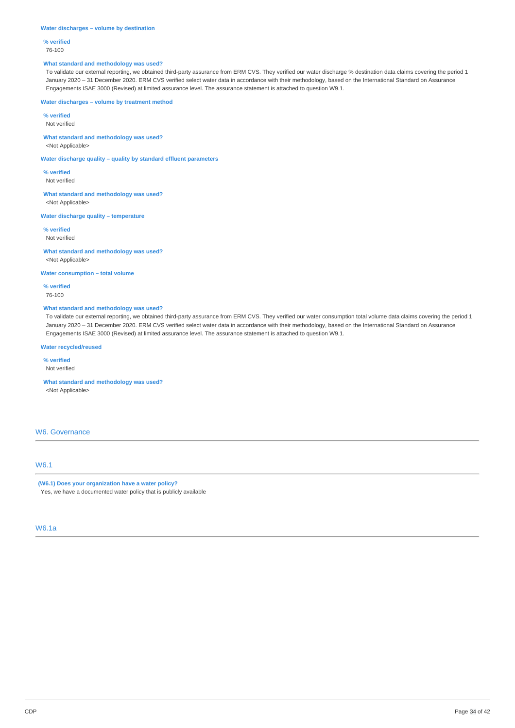**Water discharges – volume by destination**

**% verified**

76-100

**What standard and methodology was used?**

To validate our external reporting, we obtained third-party assurance from ERM CVS. They verified our water discharge % destination data claims covering the period 1 January 2020 – 31 December 2020. ERM CVS verified select water data in accordance with their methodology, based on the International Standard on Assurance Engagements ISAE 3000 (Revised) at limited assurance level. The assurance statement is attached to question W9.1.

**Water discharges – volume by treatment method**

**% verified**

Not verified

**What standard and methodology was used?**

<Not Applicable>

**Water discharge quality – quality by standard effluent parameters**

**% verified**

Not verified

**What standard and methodology was used?**

<Not Applicable>

**Water discharge quality – temperature**

**% verified**

Not verified

**What standard and methodology was used?**

<Not Applicable>

**Water consumption – total volume**

**% verified**

76-100

**What standard and methodology was used?**

To validate our external reporting, we obtained third-party assurance from ERM CVS. They verified our water consumption total volume data claims covering the period 1 January 2020 – 31 December 2020. ERM CVS verified select water data in accordance with their methodology, based on the International Standard on Assurance Engagements ISAE 3000 (Revised) at limited assurance level. The assurance statement is attached to question W9.1.

**Water recycled/reused**

**% verified**

Not verified

**What standard and methodology was used?**

<Not Applicable>

## W6. Governance

### W6.1

**(W6.1) Does your organization have a water policy?**

Yes, we have a documented water policy that is publicly available

### W6.1a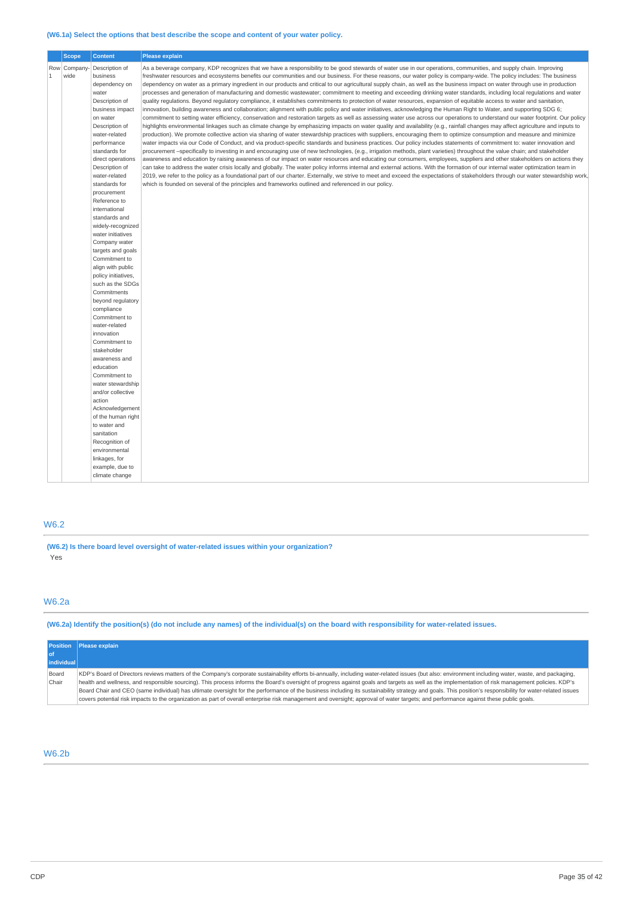**(W6.1a) Select the options that best describe the scope and content of your water policy.**

| | Scope | Content | Please explain |
|---|---|---|---|
| Row 1 | Company-wide | Description of business dependency on water<br>Description of business impact on water<br>Description of water-related performance standards for direct operations<br>Description of water-related standards for procurement<br>Reference to international standards and widely-recognized water initiatives<br>Company water targets and goals<br>Commitment to align with public policy initiatives, such as the SDGs<br>Commitments beyond regulatory compliance<br>Commitment to water-related innovation<br>Commitment to stakeholder awareness and education<br>Commitment to water stewardship and/or collective action<br>Acknowledgement of the human right to water and sanitation<br>Recognition of environmental linkages, for example, due to climate change | As a beverage company, KDP recognizes that we have a responsibility to be good stewards of water use in our operations, communities, and supply chain. Improving freshwater resources and ecosystems benefits our communities and our business. For these reasons, our water policy is company-wide. The policy includes: The business dependency on water as a primary ingredient in our products and critical to our agricultural supply chain, as well as the business impact on water through use in production processes and generation of manufacturing and domestic wastewater; commitment to meeting and exceeding drinking water standards, including local regulations and water quality regulations. Beyond regulatory compliance, it establishes commitments to protection of water resources, expansion of equitable access to water and sanitation, innovation, building awareness and collaboration; alignment with public policy and water initiatives, acknowledging the Human Right to Water, and supporting SDG 6; commitment to setting water efficiency, conservation and restoration targets as well as assessing water use across our operations to understand our water footprint. Our policy highlights environmental linkages such as climate change by emphasizing impacts on water quality and availability (e.g., rainfall changes may affect agriculture and inputs to production). We promote collective action via sharing of water stewardship practices with suppliers, encouraging them to optimize consumption and measure and minimize water impacts via our Code of Conduct, and via product-specific standards and business practices. Our policy includes statements of commitment to: water innovation and procurement –specifically to investing in and encouraging use of new technologies, (e.g., irrigation methods, plant varieties) throughout the value chain; and stakeholder awareness and education by raising awareness of our impact on water resources and educating our consumers, employees, suppliers and other stakeholders on actions they can take to address the water crisis locally and globally. The water policy informs internal and external actions. With the formation of our internal water optimization team in 2019, we refer to the policy as a foundational part of our charter. Externally, we strive to meet and exceed the expectations of stakeholders through our water stewardship work, which is founded on several of the principles and frameworks outlined and referenced in our policy. |

## W6.2

**(W6.2) Is there board level oversight of water-related issues within your organization?**

Yes

## W6.2a

**(W6.2a) Identify the position(s) (do not include any names) of the individual(s) on the board with responsibility for water-related issues.**

| Position of individual | Please explain |
|---|---|
| Board Chair | KDP's Board of Directors reviews matters of the Company's corporate sustainability efforts bi-annually, including water-related issues (but also: environment including water, waste, and packaging, health and wellness, and responsible sourcing). This process informs the Board's oversight of progress against goals and targets as well as the implementation of risk management policies. KDP's Board Chair and CEO (same individual) has ultimate oversight for the performance of the business including its sustainability strategy and goals. This position's responsibility for water-related issues covers potential risk impacts to the organization as part of overall enterprise risk management and oversight; approval of water targets; and performance against these public goals. |

## W6.2b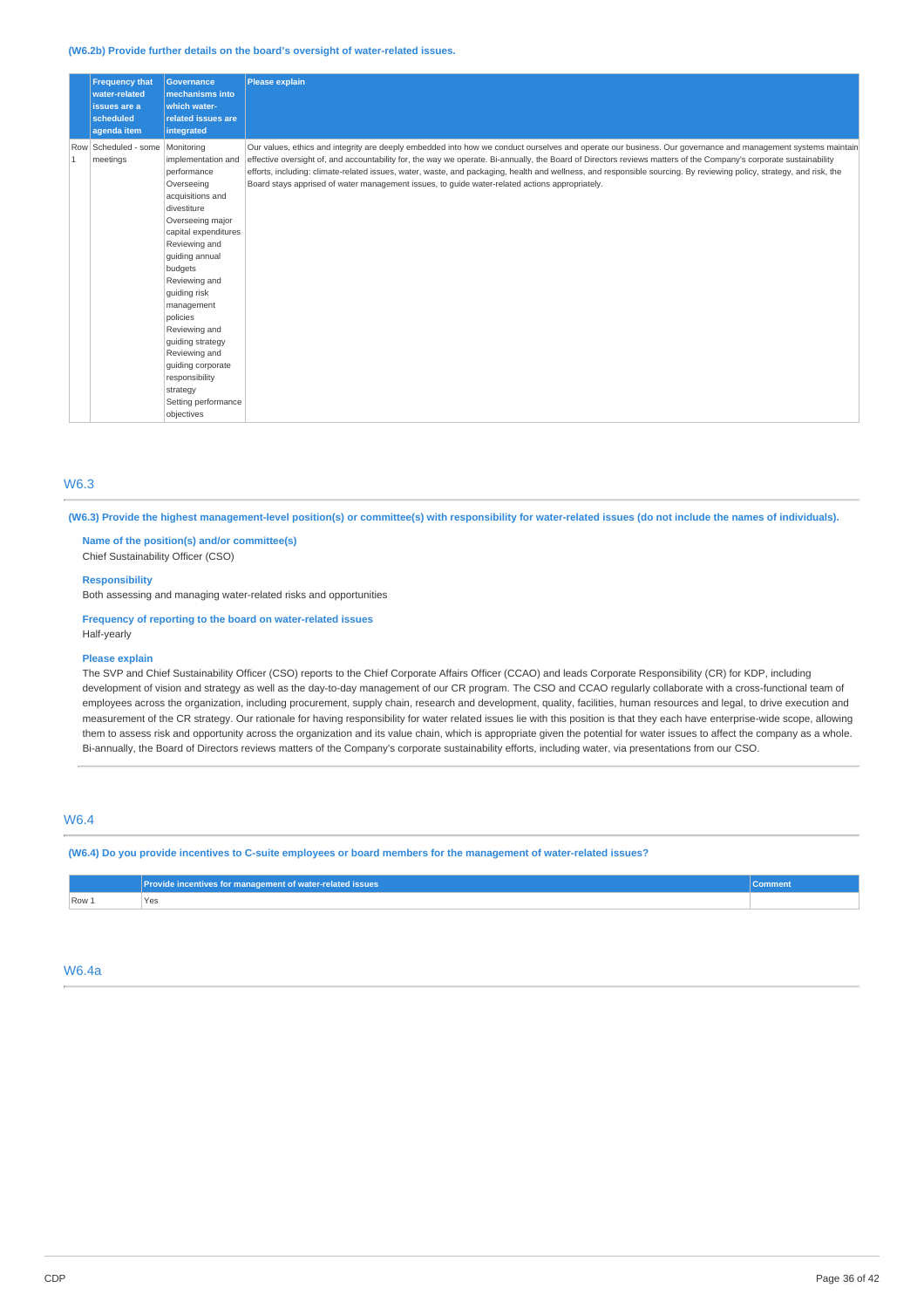**(W6.2b) Provide further details on the board's oversight of water-related issues.**

| | Frequency that water-related issues are a scheduled agenda item | Governance mechanisms into which water-related issues are integrated | Please explain |
|---|---|---|---|
| Row 1 | Scheduled - some meetings | Monitoring implementation and performance<br>Overseeing acquisitions and divestiture<br>Overseeing major capital expenditures<br>Reviewing and guiding annual budgets<br>Reviewing and guiding risk management policies<br>Reviewing and guiding strategy<br>Reviewing and guiding corporate responsibility strategy<br>Setting performance objectives | Our values, ethics and integrity are deeply embedded into how we conduct ourselves and operate our business. Our governance and management systems maintain effective oversight of, and accountability for, the way we operate. Bi-annually, the Board of Directors reviews matters of the Company's corporate sustainability efforts, including: climate-related issues, water, waste, and packaging, health and wellness, and responsible sourcing. By reviewing policy, strategy, and risk, the Board stays apprised of water management issues, to guide water-related actions appropriately. |

## W6.3

**(W6.3) Provide the highest management-level position(s) or committee(s) with responsibility for water-related issues (do not include the names of individuals).**

**Name of the position(s) and/or committee(s)**
Chief Sustainability Officer (CSO)

**Responsibility**
Both assessing and managing water-related risks and opportunities

**Frequency of reporting to the board on water-related issues**
Half-yearly

**Please explain**
The SVP and Chief Sustainability Officer (CSO) reports to the Chief Corporate Affairs Officer (CCAO) and leads Corporate Responsibility (CR) for KDP, including development of vision and strategy as well as the day-to-day management of our CR program. The CSO and CCAO regularly collaborate with a cross-functional team of employees across the organization, including procurement, supply chain, research and development, quality, facilities, human resources and legal, to drive execution and measurement of the CR strategy. Our rationale for having responsibility for water related issues lie with this position is that they each have enterprise-wide scope, allowing them to assess risk and opportunity across the organization and its value chain, which is appropriate given the potential for water issues to affect the company as a whole. Bi-annually, the Board of Directors reviews matters of the Company's corporate sustainability efforts, including water, via presentations from our CSO.

## W6.4

**(W6.4) Do you provide incentives to C-suite employees or board members for the management of water-related issues?**

| | Provide incentives for management of water-related issues | Comment |
|---|---|---|
| Row 1 | Yes | |

## W6.4a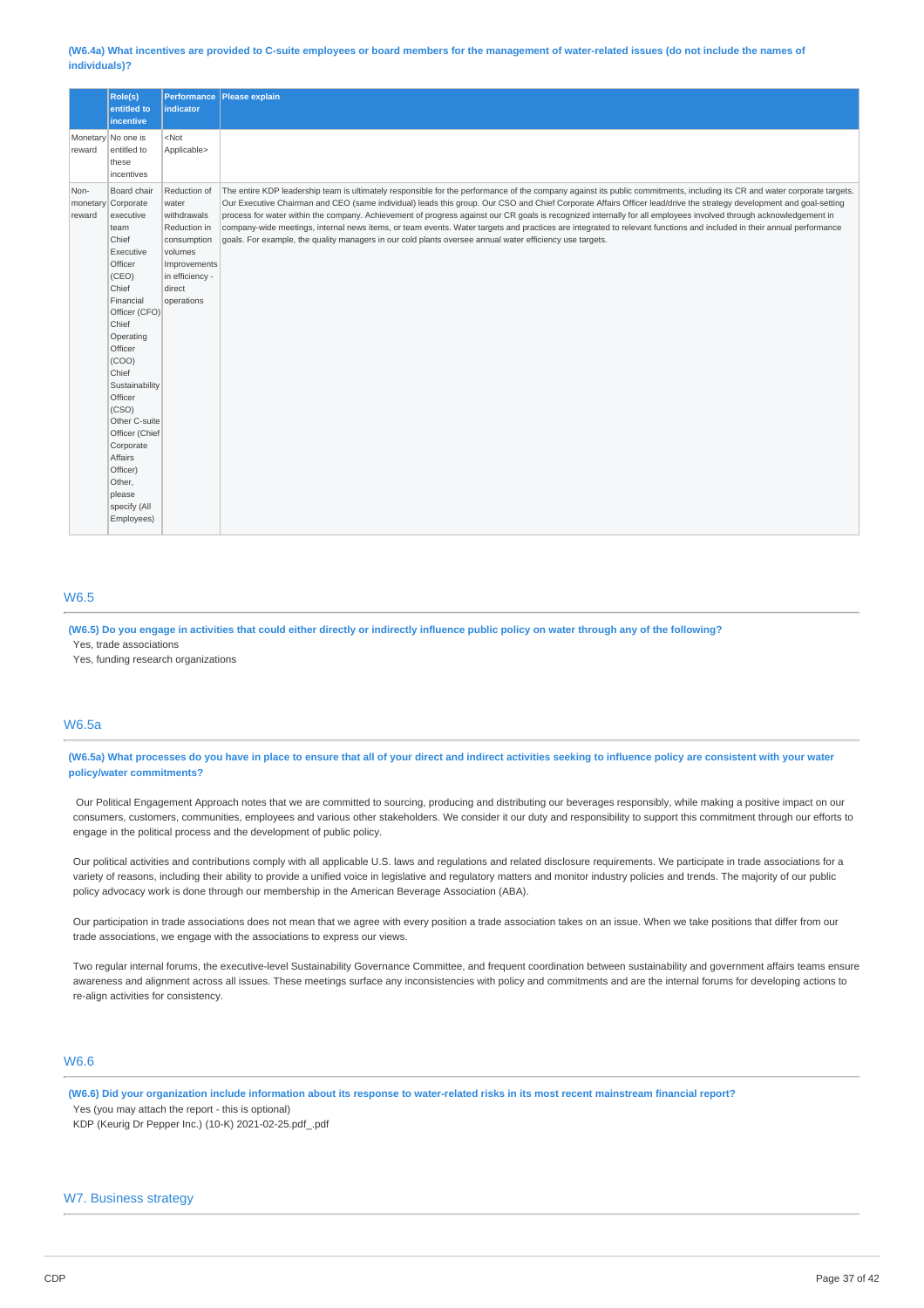**(W6.4a) What incentives are provided to C-suite employees or board members for the management of water-related issues (do not include the names of individuals)?**

| | Role(s) entitled to incentive | Performance indicator | Please explain |
|---|---|---|---|
| Monetary reward | No one is entitled to these incentives | <Not Applicable> | |
| Non-monetary reward | Board chair Corporate executive team Chief Executive Officer (CEO) Chief Financial Officer (CFO) Chief Operating Officer (COO) Chief Sustainability Officer (CSO) Other C-suite Officer (Chief Corporate Affairs Officer) Other, please specify (All Employees) | Reduction of water withdrawals Reduction in consumption volumes Improvements in efficiency - direct operations | The entire KDP leadership team is ultimately responsible for the performance of the company against its public commitments, including its CR and water corporate targets. Our Executive Chairman and CEO (same individual) leads this group. Our CSO and Chief Corporate Affairs Officer lead/drive the strategy development and goal-setting process for water within the company. Achievement of progress against our CR goals is recognized internally for all employees involved through acknowledgement in company-wide meetings, internal news items, or team events. Water targets and practices are integrated to relevant functions and included in their annual performance goals. For example, the quality managers in our cold plants oversee annual water efficiency use targets. |

## W6.5

**(W6.5) Do you engage in activities that could either directly or indirectly influence public policy on water through any of the following?**

Yes, trade associations

Yes, funding research organizations

## W6.5a

**(W6.5a) What processes do you have in place to ensure that all of your direct and indirect activities seeking to influence policy are consistent with your water policy/water commitments?**

Our Political Engagement Approach notes that we are committed to sourcing, producing and distributing our beverages responsibly, while making a positive impact on our consumers, customers, communities, employees and various other stakeholders. We consider it our duty and responsibility to support this commitment through our efforts to engage in the political process and the development of public policy.

Our political activities and contributions comply with all applicable U.S. laws and regulations and related disclosure requirements. We participate in trade associations for a variety of reasons, including their ability to provide a unified voice in legislative and regulatory matters and monitor industry policies and trends. The majority of our public policy advocacy work is done through our membership in the American Beverage Association (ABA).

Our participation in trade associations does not mean that we agree with every position a trade association takes on an issue. When we take positions that differ from our trade associations, we engage with the associations to express our views.

Two regular internal forums, the executive-level Sustainability Governance Committee, and frequent coordination between sustainability and government affairs teams ensure awareness and alignment across all issues. These meetings surface any inconsistencies with policy and commitments and are the internal forums for developing actions to re-align activities for consistency.

## W6.6

**(W6.6) Did your organization include information about its response to water-related risks in its most recent mainstream financial report?**

Yes (you may attach the report - this is optional)

KDP (Keurig Dr Pepper Inc.) (10-K) 2021-02-25.pdf_.pdf

## W7. Business strategy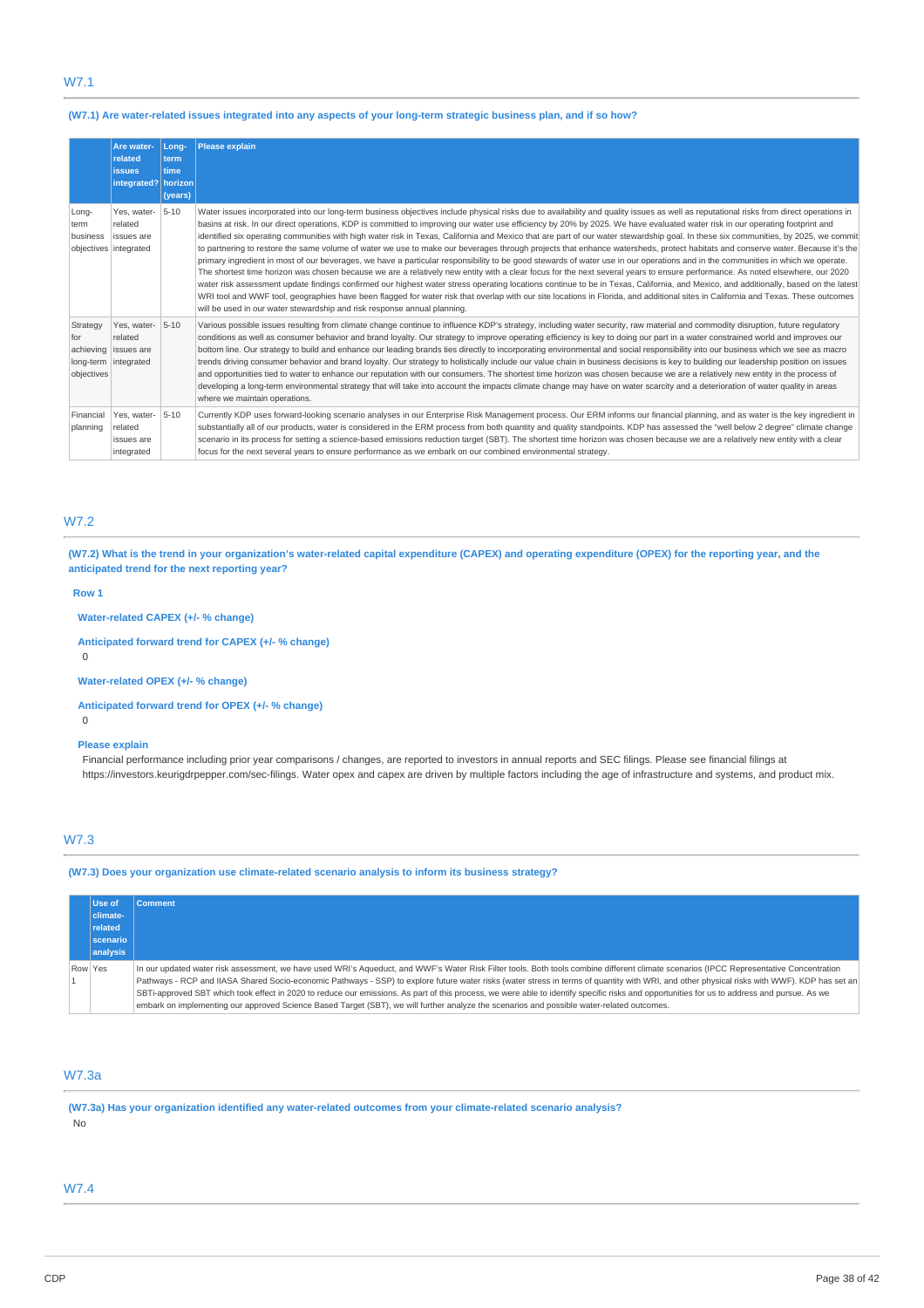## W7.1

**(W7.1) Are water-related issues integrated into any aspects of your long-term strategic business plan, and if so how?**

| | Are water-related issues integrated? | Long-term time horizon (years) | Please explain |
|---|---|---|---|
| Long-term business objectives | Yes, water-related issues are integrated | 5-10 | Water issues incorporated into our long-term business objectives include physical risks due to availability and quality issues as well as reputational risks from direct operations in basins at risk. In our direct operations, KDP is committed to improving our water use efficiency by 20% by 2025. We have evaluated water risk in our operating footprint and identified six operating communities with high water risk in Texas, California and Mexico that are part of our water stewardship goal. In these six communities, by 2025, we commit to partnering to restore the same volume of water we use to make our beverages through projects that enhance watersheds, protect habitats and conserve water. Because it's the primary ingredient in most of our beverages, we have a particular responsibility to be good stewards of water use in our operations and in the communities in which we operate. The shortest time horizon was chosen because we are a relatively new entity with a clear focus for the next several years to ensure performance. As noted elsewhere, our 2020 water risk assessment update findings confirmed our highest water stress operating locations continue to be in Texas, California, and Mexico, and additionally, based on the latest WRI tool and WWF tool, geographies have been flagged for water risk that overlap with our site locations in Florida, and additional sites in California and Texas. These outcomes will be used in our water stewardship and risk response annual planning. |
| Strategy for achieving long-term objectives | Yes, water-related issues are integrated | 5-10 | Various possible issues resulting from climate change continue to influence KDP's strategy, including water security, raw material and commodity disruption, future regulatory conditions as well as consumer behavior and brand loyalty. Our strategy to improve operating efficiency is key to doing our part in a water constrained world and improves our bottom line. Our strategy to build and enhance our leading brands ties directly to incorporating environmental and social responsibility into our business which we see as macro trends driving consumer behavior and brand loyalty. Our strategy to holistically include our value chain in business decisions is key to building our leadership position on issues and opportunities tied to water to enhance our reputation with our consumers. The shortest time horizon was chosen because we are a relatively new entity in the process of developing a long-term environmental strategy that will take into account the impacts climate change may have on water scarcity and a deterioration of water quality in areas where we maintain operations. |
| Financial planning | Yes, water-related issues are integrated | 5-10 | Currently KDP uses forward-looking scenario analyses in our Enterprise Risk Management process. Our ERM informs our financial planning, and as water is the key ingredient in substantially all of our products, water is considered in the ERM process from both quantity and quality standpoints. KDP has assessed the "well below 2 degree" climate change scenario in its process for setting a science-based emissions reduction target (SBT). The shortest time horizon was chosen because we are a relatively new entity with a clear focus for the next several years to ensure performance as we embark on our combined environmental strategy. |

## W7.2

**(W7.2) What is the trend in your organization's water-related capital expenditure (CAPEX) and operating expenditure (OPEX) for the reporting year, and the anticipated trend for the next reporting year?**

**Row 1**

**Water-related CAPEX (+/- % change)**

**Anticipated forward trend for CAPEX (+/- % change)**

0

**Water-related OPEX (+/- % change)**

**Anticipated forward trend for OPEX (+/- % change)**

0

**Please explain**

Financial performance including prior year comparisons / changes, are reported to investors in annual reports and SEC filings. Please see financial filings at https://investors.keurigdrpepper.com/sec-filings. Water opex and capex are driven by multiple factors including the age of infrastructure and systems, and product mix.

## W7.3

**(W7.3) Does your organization use climate-related scenario analysis to inform its business strategy?**

| | Use of climate-related scenario analysis | Comment |
|---|---|---|
| Row 1 | Yes | In our updated water risk assessment, we have used WRI's Aqueduct, and WWF's Water Risk Filter tools. Both tools combine different climate scenarios (IPCC Representative Concentration Pathways - RCP and IIASA Shared Socio-economic Pathways - SSP) to explore future water risks (water stress in terms of quantity with WRI, and other physical risks with WWF). KDP has set an SBTi-approved SBT which took effect in 2020 to reduce our emissions. As part of this process, we were able to identify specific risks and opportunities for us to address and pursue. As we embark on implementing our approved Science Based Target (SBT), we will further analyze the scenarios and possible water-related outcomes. |

## W7.3a

**(W7.3a) Has your organization identified any water-related outcomes from your climate-related scenario analysis?**

No

## W7.4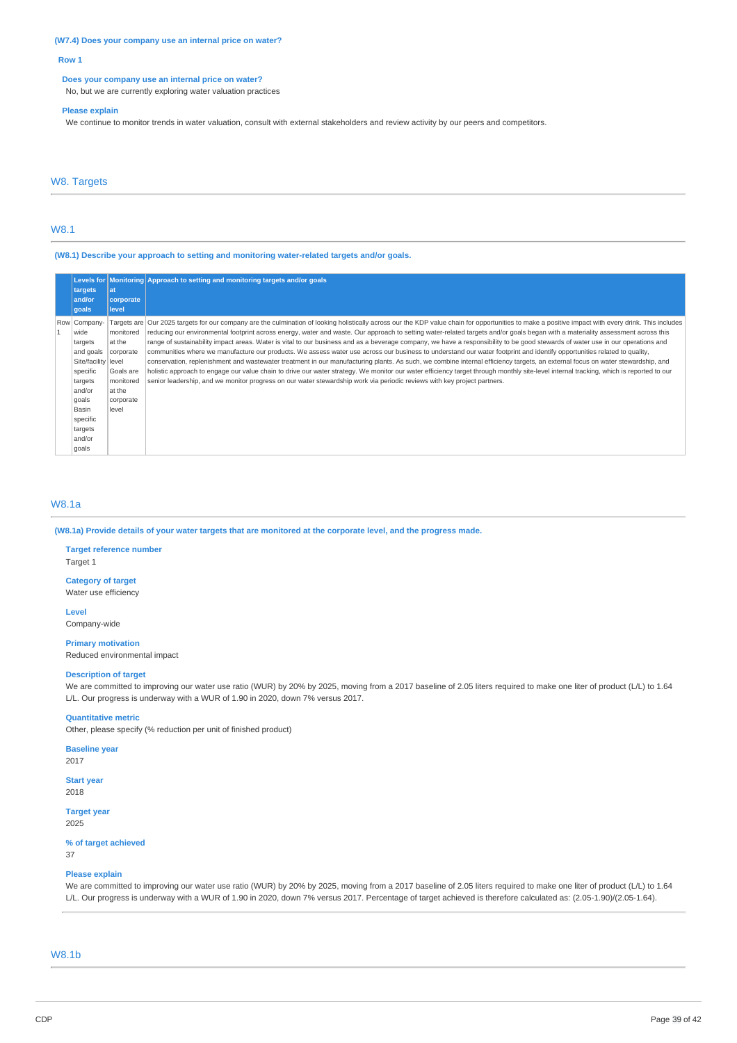**(W7.4) Does your company use an internal price on water?**

**Row 1**

**Does your company use an internal price on water?**

No, but we are currently exploring water valuation practices

**Please explain**

We continue to monitor trends in water valuation, consult with external stakeholders and review activity by our peers and competitors.

## W8. Targets

### W8.1

**(W8.1) Describe your approach to setting and monitoring water-related targets and/or goals.**

| | Levels for targets and/or goals | Monitoring at corporate level | Approach to setting and monitoring targets and/or goals |
|---|---|---|---|
| Row 1 | Company-wide targets and goals<br>Site/facility specific targets and/or goals<br>Basin specific targets and/or goals | Targets are monitored at the corporate level<br>Goals are monitored at the corporate level | Our 2025 targets for our company are the culmination of looking holistically across our the KDP value chain for opportunities to make a positive impact with every drink. This includes reducing our environmental footprint across energy, water and waste. Our approach to setting water-related targets and/or goals began with a materiality assessment across this range of sustainability impact areas. Water is vital to our business and as a beverage company, we have a responsibility to be good stewards of water use in our operations and communities where we manufacture our products. We assess water use across our business to understand our water footprint and identify opportunities related to quality, conservation, replenishment and wastewater treatment in our manufacturing plants. As such, we combine internal efficiency targets, an external focus on water stewardship, and holistic approach to engage our value chain to drive our water strategy. We monitor our water efficiency target through monthly site-level internal tracking, which is reported to our senior leadership, and we monitor progress on our water stewardship work via periodic reviews with key project partners. |

### W8.1a

**(W8.1a) Provide details of your water targets that are monitored at the corporate level, and the progress made.**

**Target reference number**

Target 1

**Category of target**

Water use efficiency

**Level**

Company-wide

**Primary motivation**

Reduced environmental impact

**Description of target**

We are committed to improving our water use ratio (WUR) by 20% by 2025, moving from a 2017 baseline of 2.05 liters required to make one liter of product (L/L) to 1.64 L/L. Our progress is underway with a WUR of 1.90 in 2020, down 7% versus 2017.

**Quantitative metric**

Other, please specify (% reduction per unit of finished product)

**Baseline year**

2017

**Start year**

2018

**Target year**

2025

**% of target achieved**

37

**Please explain**

We are committed to improving our water use ratio (WUR) by 20% by 2025, moving from a 2017 baseline of 2.05 liters required to make one liter of product (L/L) to 1.64 L/L. Our progress is underway with a WUR of 1.90 in 2020, down 7% versus 2017. Percentage of target achieved is therefore calculated as: (2.05-1.90)/(2.05-1.64).

### W8.1b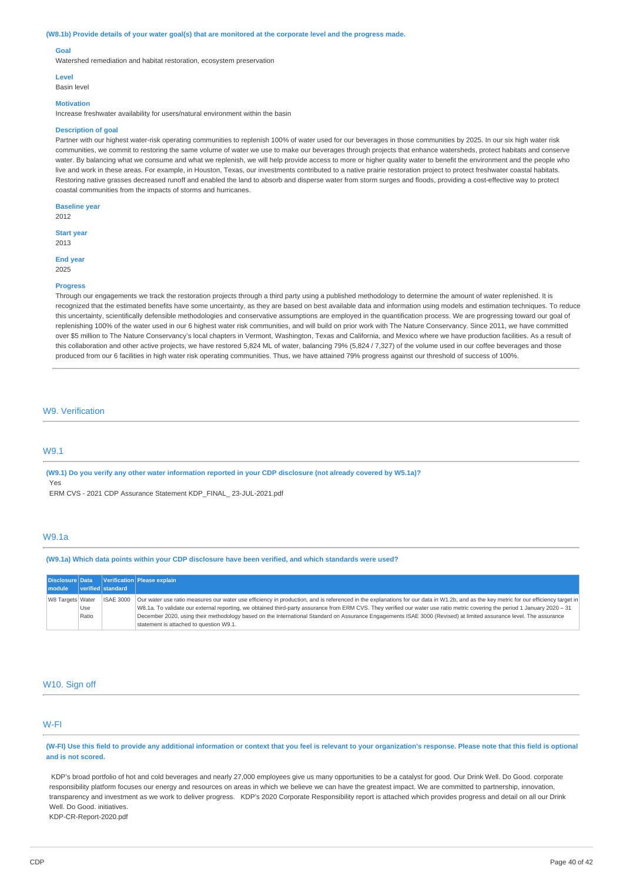**(W8.1b) Provide details of your water goal(s) that are monitored at the corporate level and the progress made.**

**Goal**
Watershed remediation and habitat restoration, ecosystem preservation

**Level**
Basin level

**Motivation**
Increase freshwater availability for users/natural environment within the basin

**Description of goal**
Partner with our highest water-risk operating communities to replenish 100% of water used for our beverages in those communities by 2025. In our six high water risk communities, we commit to restoring the same volume of water we use to make our beverages through projects that enhance watersheds, protect habitats and conserve water. By balancing what we consume and what we replenish, we will help provide access to more or higher quality water to benefit the environment and the people who live and work in these areas. For example, in Houston, Texas, our investments contributed to a native prairie restoration project to protect freshwater coastal habitats. Restoring native grasses decreased runoff and enabled the land to absorb and disperse water from storm surges and floods, providing a cost-effective way to protect coastal communities from the impacts of storms and hurricanes.

**Baseline year**
2012

**Start year**
2013

**End year**
2025

**Progress**
Through our engagements we track the restoration projects through a third party using a published methodology to determine the amount of water replenished. It is recognized that the estimated benefits have some uncertainty, as they are based on best available data and information using models and estimation techniques. To reduce this uncertainty, scientifically defensible methodologies and conservative assumptions are employed in the quantification process. We are progressing toward our goal of replenishing 100% of the water used in our 6 highest water risk communities, and will build on prior work with The Nature Conservancy. Since 2011, we have committed over $5 million to The Nature Conservancy's local chapters in Vermont, Washington, Texas and California, and Mexico where we have production facilities. As a result of this collaboration and other active projects, we have restored 5,824 ML of water, balancing 79% (5,824 / 7,327) of the volume used in our coffee beverages and those produced from our 6 facilities in high water risk operating communities. Thus, we have attained 79% progress against our threshold of success of 100%.

## W9. Verification

### W9.1

**(W9.1) Do you verify any other water information reported in your CDP disclosure (not already covered by W5.1a)?**
Yes
ERM CVS - 2021 CDP Assurance Statement KDP_FINAL_ 23-JUL-2021.pdf

### W9.1a

**(W9.1a) Which data points within your CDP disclosure have been verified, and which standards were used?**

| Disclosure module | Data verified | Verification standard | Please explain |
|---|---|---|---|
| W8 Targets | Water Use Ratio | ISAE 3000 | Our water use ratio measures our water use efficiency in production, and is referenced in the explanations for our data in W1.2b, and as the key metric for our efficiency target in W8.1a. To validate our external reporting, we obtained third-party assurance from ERM CVS. They verified our water use ratio metric covering the period 1 January 2020 – 31 December 2020, using their methodology based on the International Standard on Assurance Engagements ISAE 3000 (Revised) at limited assurance level. The assurance statement is attached to question W9.1. |

## W10. Sign off

### W-FI

**(W-FI) Use this field to provide any additional information or context that you feel is relevant to your organization's response. Please note that this field is optional and is not scored.**

KDP's broad portfolio of hot and cold beverages and nearly 27,000 employees give us many opportunities to be a catalyst for good. Our Drink Well. Do Good. corporate responsibility platform focuses our energy and resources on areas in which we believe we can have the greatest impact. We are committed to partnership, innovation, transparency and investment as we work to deliver progress. KDP's 2020 Corporate Responsibility report is attached which provides progress and detail on all our Drink Well. Do Good. initiatives.
KDP-CR-Report-2020.pdf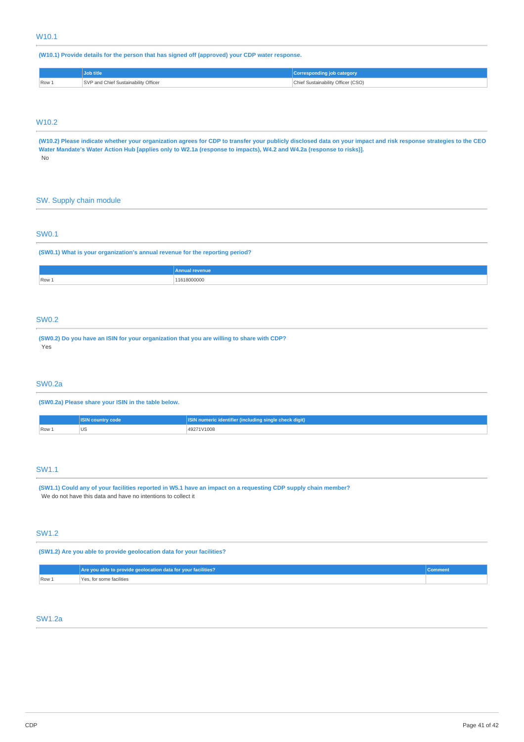## W10.1

**(W10.1) Provide details for the person that has signed off (approved) your CDP water response.**

| | Job title | Corresponding job category |
|---|---|---|
| Row 1 | SVP and Chief Sustainability Officer | Chief Sustainability Officer (CSO) |

## W10.2

**(W10.2) Please indicate whether your organization agrees for CDP to transfer your publicly disclosed data on your impact and risk response strategies to the CEO Water Mandate's Water Action Hub [applies only to W2.1a (response to impacts), W4.2 and W4.2a (response to risks)].**

No

# SW. Supply chain module

## SW0.1

**(SW0.1) What is your organization's annual revenue for the reporting period?**

| | Annual revenue |
|---|---|
| Row 1 | 11618000000 |

## SW0.2

**(SW0.2) Do you have an ISIN for your organization that you are willing to share with CDP?**

Yes

## SW0.2a

**(SW0.2a) Please share your ISIN in the table below.**

| | ISIN country code | ISIN numeric identifier (including single check digit) |
|---|---|---|
| Row 1 | US | 49271V1008 |

## SW1.1

**(SW1.1) Could any of your facilities reported in W5.1 have an impact on a requesting CDP supply chain member?**

We do not have this data and have no intentions to collect it

## SW1.2

**(SW1.2) Are you able to provide geolocation data for your facilities?**

| | Are you able to provide geolocation data for your facilities? | Comment |
|---|---|---|
| Row 1 | Yes, for some facilities | |

## SW1.2a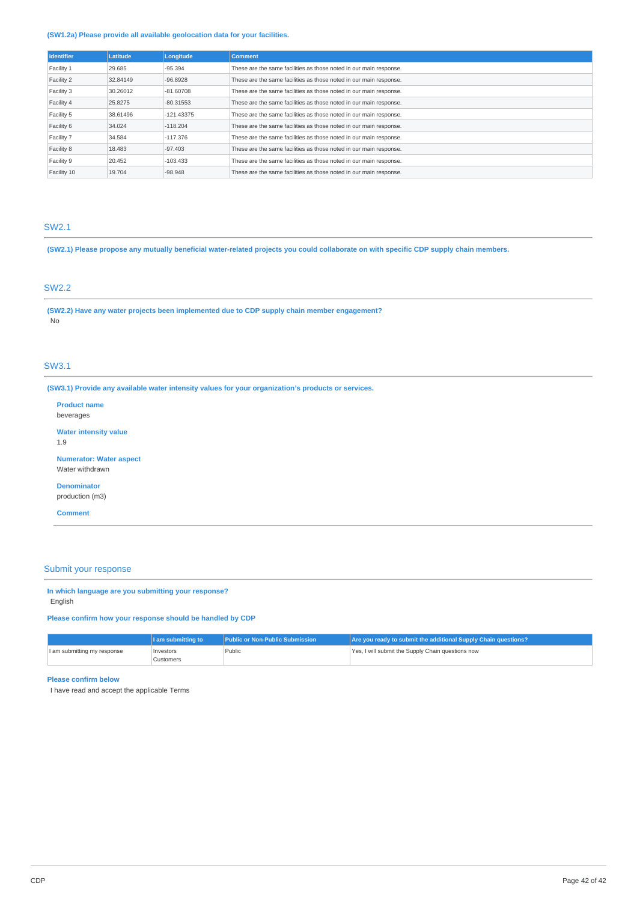**(SW1.2a) Please provide all available geolocation data for your facilities.**

| Identifier | Latitude | Longitude | Comment |
|---|---|---|---|
| Facility 1 | 29.685 | -95.394 | These are the same facilities as those noted in our main response. |
| Facility 2 | 32.84149 | -96.8928 | These are the same facilities as those noted in our main response. |
| Facility 3 | 30.26012 | -81.60708 | These are the same facilities as those noted in our main response. |
| Facility 4 | 25.8275 | -80.31553 | These are the same facilities as those noted in our main response. |
| Facility 5 | 38.61496 | -121.43375 | These are the same facilities as those noted in our main response. |
| Facility 6 | 34.024 | -118.204 | These are the same facilities as those noted in our main response. |
| Facility 7 | 34.584 | -117.376 | These are the same facilities as those noted in our main response. |
| Facility 8 | 18.483 | -97.403 | These are the same facilities as those noted in our main response. |
| Facility 9 | 20.452 | -103.433 | These are the same facilities as those noted in our main response. |
| Facility 10 | 19.704 | -98.948 | These are the same facilities as those noted in our main response. |

## SW2.1

**(SW2.1) Please propose any mutually beneficial water-related projects you could collaborate on with specific CDP supply chain members.**

## SW2.2

**(SW2.2) Have any water projects been implemented due to CDP supply chain member engagement?**

No

## SW3.1

**(SW3.1) Provide any available water intensity values for your organization's products or services.**

**Product name**
beverages

**Water intensity value**
1.9

**Numerator: Water aspect**
Water withdrawn

**Denominator**
production (m3)

**Comment**

## Submit your response

**In which language are you submitting your response?**

English

**Please confirm how your response should be handled by CDP**

| | I am submitting to | Public or Non-Public Submission | Are you ready to submit the additional Supply Chain questions? |
|---|---|---|---|
| I am submitting my response | Investors<br>Customers | Public | Yes, I will submit the Supply Chain questions now |

**Please confirm below**

I have read and accept the applicable Terms